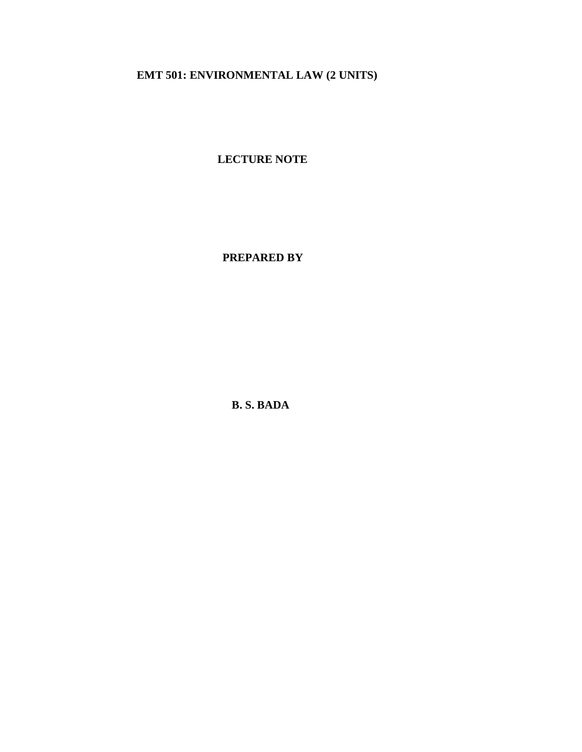# EMT 501: ENVIRONMENTAL LAW (2 UNITS)

**LECTURE NOTE**

**PREPARED BY**

**B. S. BADA**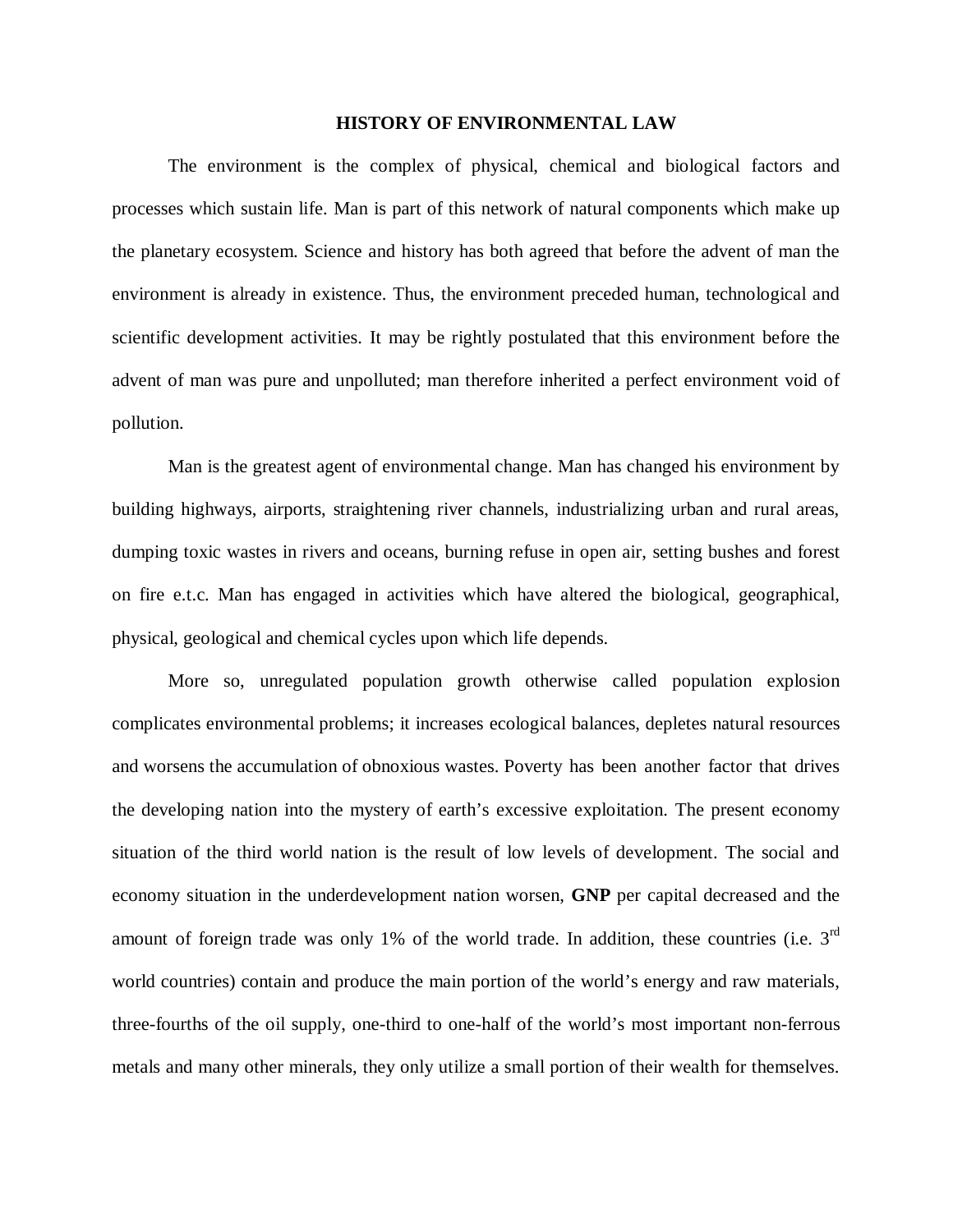# HISTORY OF ENVIRONMENTAL LAW

The environment is the complex of physical, chemical and biological factors and processes which sustain life. Man is part of this network of natural components which make up the planetary ecosystem. Science and history has both agreed that before the advent of man the environment is already in existence. Thus, the environment preceded human, technological and scientific development activities. It may be rightly postulated that this environment before the advent of man was pure and unpolluted; man therefore inherited a perfect environment void of pollution.

Man is the greatest agent of environmental change. Man has changed his environment by building highways, airports, straightening river channels, industrializing urban and rural areas, dumping toxic wastes in rivers and oceans, burning refuse in open air, setting bushes and forest on fire e.t.c. Man has engaged in activities which have altered the biological, geographical, physical, geological and chemical cycles upon which life depends.

More so, unregulated population growth otherwise called population explosion complicates environmental problems; it increases ecological balances, depletes natural resources and worsens the accumulation of obnoxious wastes. Poverty has been another factor that drives the developing nation into the mystery of earth's excessive exploitation. The present economy situation of the third world nation is the result of low levels of development. The social and economy situation in the underdevelopment nation worsen, **GNP** per capital decreased and the amount of foreign trade was only 1% of the world trade. In addition, these countries (i.e. 3rd world countries) contain and produce the main portion of the world's energy and raw materials, three-fourths of the oil supply, one-third to one-half of the world's most important non-ferrous metals and many other minerals, they only utilize a small portion of their wealth for themselves.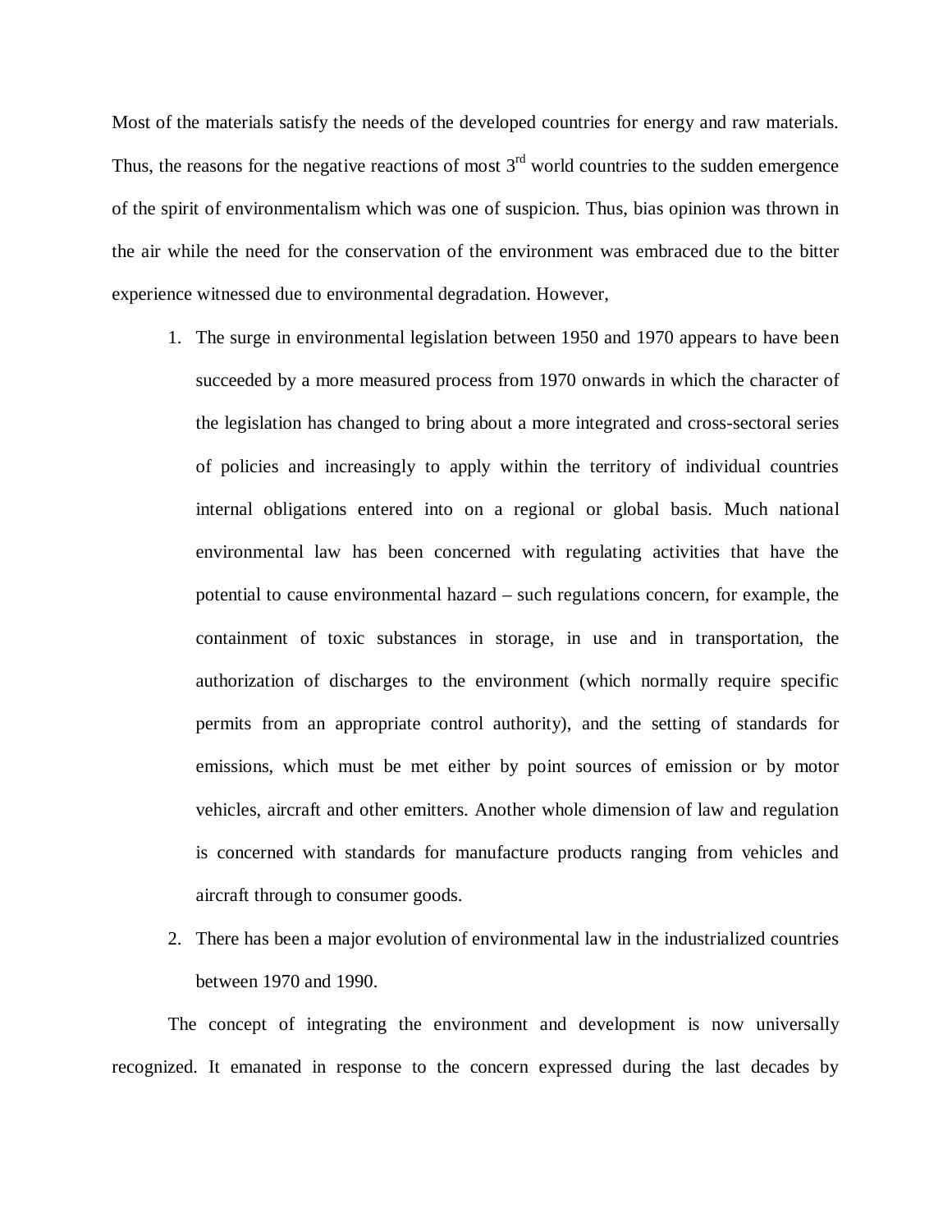Most of the materials satisfy the needs of the developed countries for energy and raw materials. Thus, the reasons for the negative reactions of most 3rd world countries to the sudden emergence of the spirit of environmentalism which was one of suspicion. Thus, bias opinion was thrown in the air while the need for the conservation of the environment was embraced due to the bitter experience witnessed due to environmental degradation. However,

1. The surge in environmental legislation between 1950 and 1970 appears to have been succeeded by a more measured process from 1970 onwards in which the character of the legislation has changed to bring about a more integrated and cross-sectoral series of policies and increasingly to apply within the territory of individual countries internal obligations entered into on a regional or global basis. Much national environmental law has been concerned with regulating activities that have the potential to cause environmental hazard – such regulations concern, for example, the containment of toxic substances in storage, in use and in transportation, the authorization of discharges to the environment (which normally require specific permits from an appropriate control authority), and the setting of standards for emissions, which must be met either by point sources of emission or by motor vehicles, aircraft and other emitters. Another whole dimension of law and regulation is concerned with standards for manufacture products ranging from vehicles and aircraft through to consumer goods.
2. There has been a major evolution of environmental law in the industrialized countries between 1970 and 1990.

The concept of integrating the environment and development is now universally recognized. It emanated in response to the concern expressed during the last decades by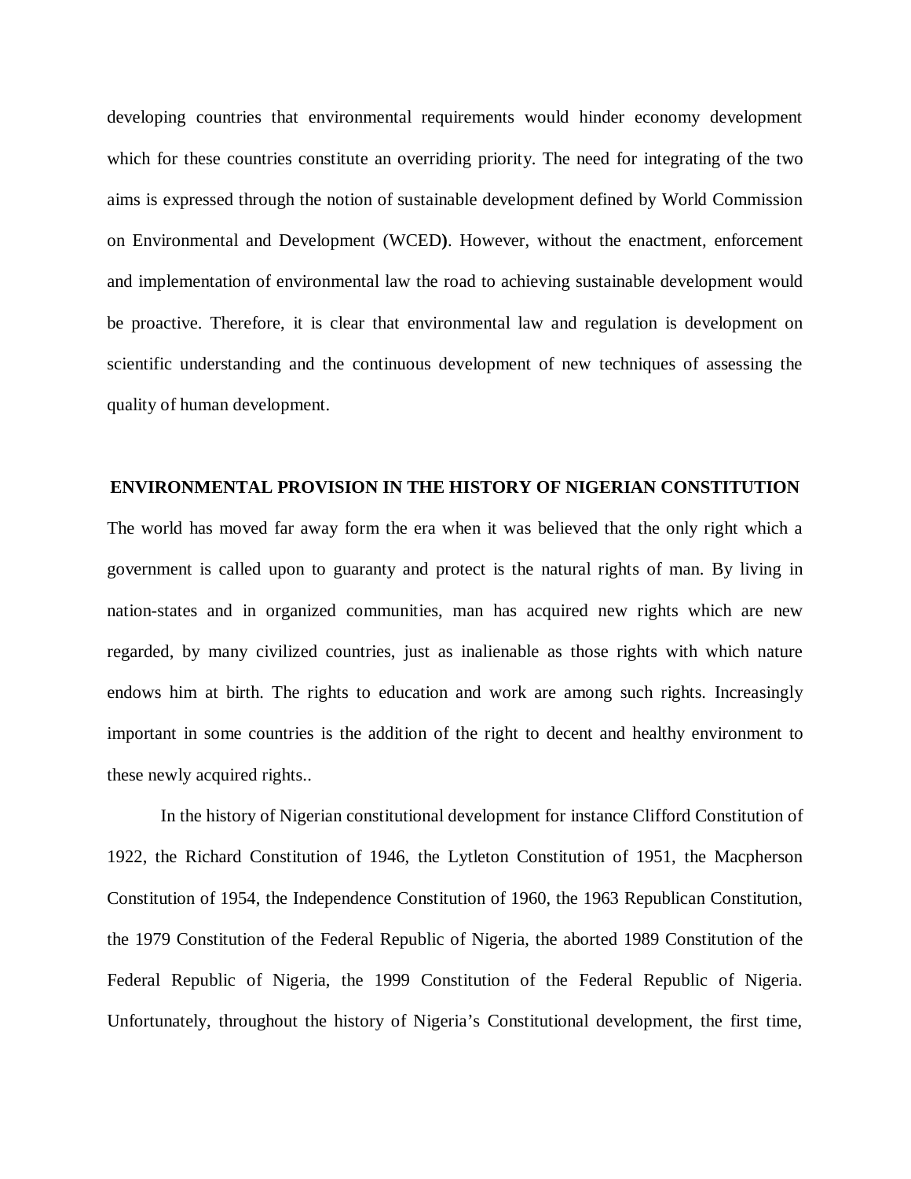developing countries that environmental requirements would hinder economy development which for these countries constitute an overriding priority. The need for integrating of the two aims is expressed through the notion of sustainable development defined by World Commission on Environmental and Development (WCED**)**. However, without the enactment, enforcement and implementation of environmental law the road to achieving sustainable development would be proactive. Therefore, it is clear that environmental law and regulation is development on scientific understanding and the continuous development of new techniques of assessing the quality of human development.

## ENVIRONMENTAL PROVISION IN THE HISTORY OF NIGERIAN CONSTITUTION

The world has moved far away form the era when it was believed that the only right which a government is called upon to guaranty and protect is the natural rights of man. By living in nation-states and in organized communities, man has acquired new rights which are new regarded, by many civilized countries, just as inalienable as those rights with which nature endows him at birth. The rights to education and work are among such rights. Increasingly important in some countries is the addition of the right to decent and healthy environment to these newly acquired rights..

In the history of Nigerian constitutional development for instance Clifford Constitution of 1922, the Richard Constitution of 1946, the Lytleton Constitution of 1951, the Macpherson Constitution of 1954, the Independence Constitution of 1960, the 1963 Republican Constitution, the 1979 Constitution of the Federal Republic of Nigeria, the aborted 1989 Constitution of the Federal Republic of Nigeria, the 1999 Constitution of the Federal Republic of Nigeria. Unfortunately, throughout the history of Nigeria's Constitutional development, the first time,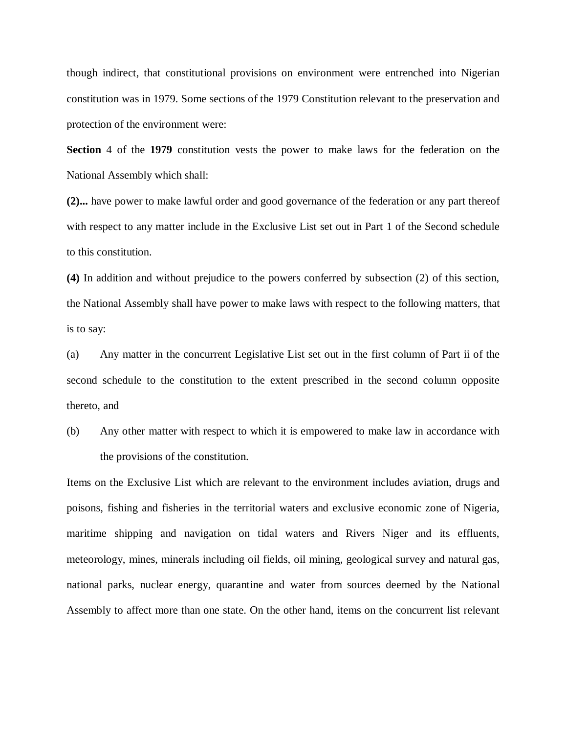though indirect, that constitutional provisions on environment were entrenched into Nigerian constitution was in 1979. Some sections of the 1979 Constitution relevant to the preservation and protection of the environment were:

**Section** 4 of the **1979** constitution vests the power to make laws for the federation on the National Assembly which shall:

**(2)...** have power to make lawful order and good governance of the federation or any part thereof with respect to any matter include in the Exclusive List set out in Part 1 of the Second schedule to this constitution.

**(4)** In addition and without prejudice to the powers conferred by subsection (2) of this section, the National Assembly shall have power to make laws with respect to the following matters, that is to say:

(a) Any matter in the concurrent Legislative List set out in the first column of Part ii of the second schedule to the constitution to the extent prescribed in the second column opposite thereto, and

(b) Any other matter with respect to which it is empowered to make law in accordance with the provisions of the constitution.

Items on the Exclusive List which are relevant to the environment includes aviation, drugs and poisons, fishing and fisheries in the territorial waters and exclusive economic zone of Nigeria, maritime shipping and navigation on tidal waters and Rivers Niger and its effluents, meteorology, mines, minerals including oil fields, oil mining, geological survey and natural gas, national parks, nuclear energy, quarantine and water from sources deemed by the National Assembly to affect more than one state. On the other hand, items on the concurrent list relevant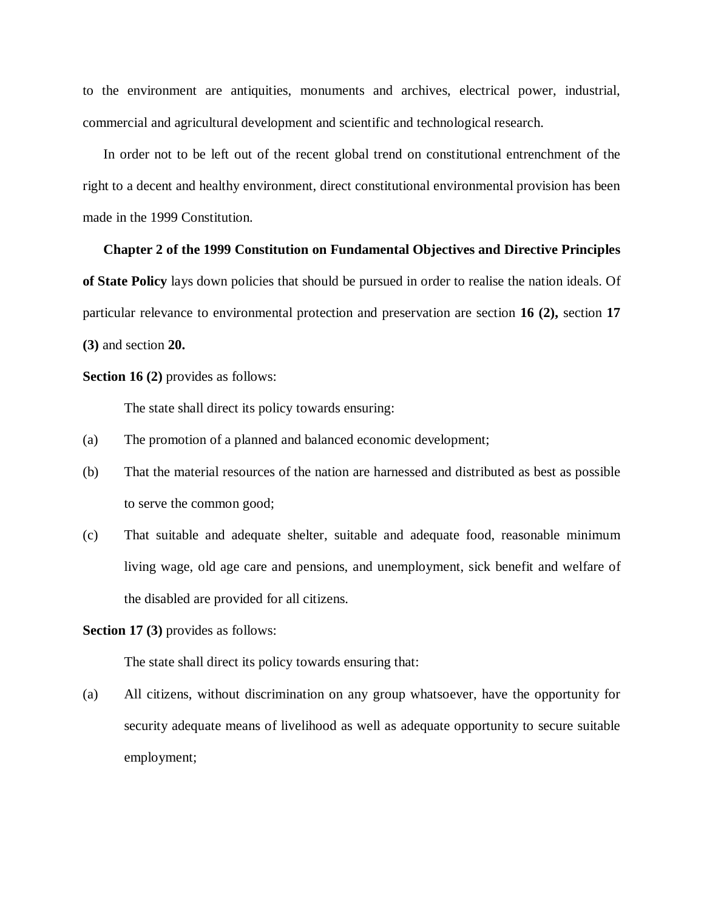to the environment are antiquities, monuments and archives, electrical power, industrial, commercial and agricultural development and scientific and technological research.

In order not to be left out of the recent global trend on constitutional entrenchment of the right to a decent and healthy environment, direct constitutional environmental provision has been made in the 1999 Constitution.

**Chapter 2 of the 1999 Constitution on Fundamental Objectives and Directive Principles of State Policy** lays down policies that should be pursued in order to realise the nation ideals. Of particular relevance to environmental protection and preservation are section **16 (2),** section **17 (3)** and section **20.**

**Section 16 (2)** provides as follows:

The state shall direct its policy towards ensuring:

(a) The promotion of a planned and balanced economic development;

(b) That the material resources of the nation are harnessed and distributed as best as possible to serve the common good;

(c) That suitable and adequate shelter, suitable and adequate food, reasonable minimum living wage, old age care and pensions, and unemployment, sick benefit and welfare of the disabled are provided for all citizens.

**Section 17 (3)** provides as follows:

The state shall direct its policy towards ensuring that:

(a) All citizens, without discrimination on any group whatsoever, have the opportunity for security adequate means of livelihood as well as adequate opportunity to secure suitable employment;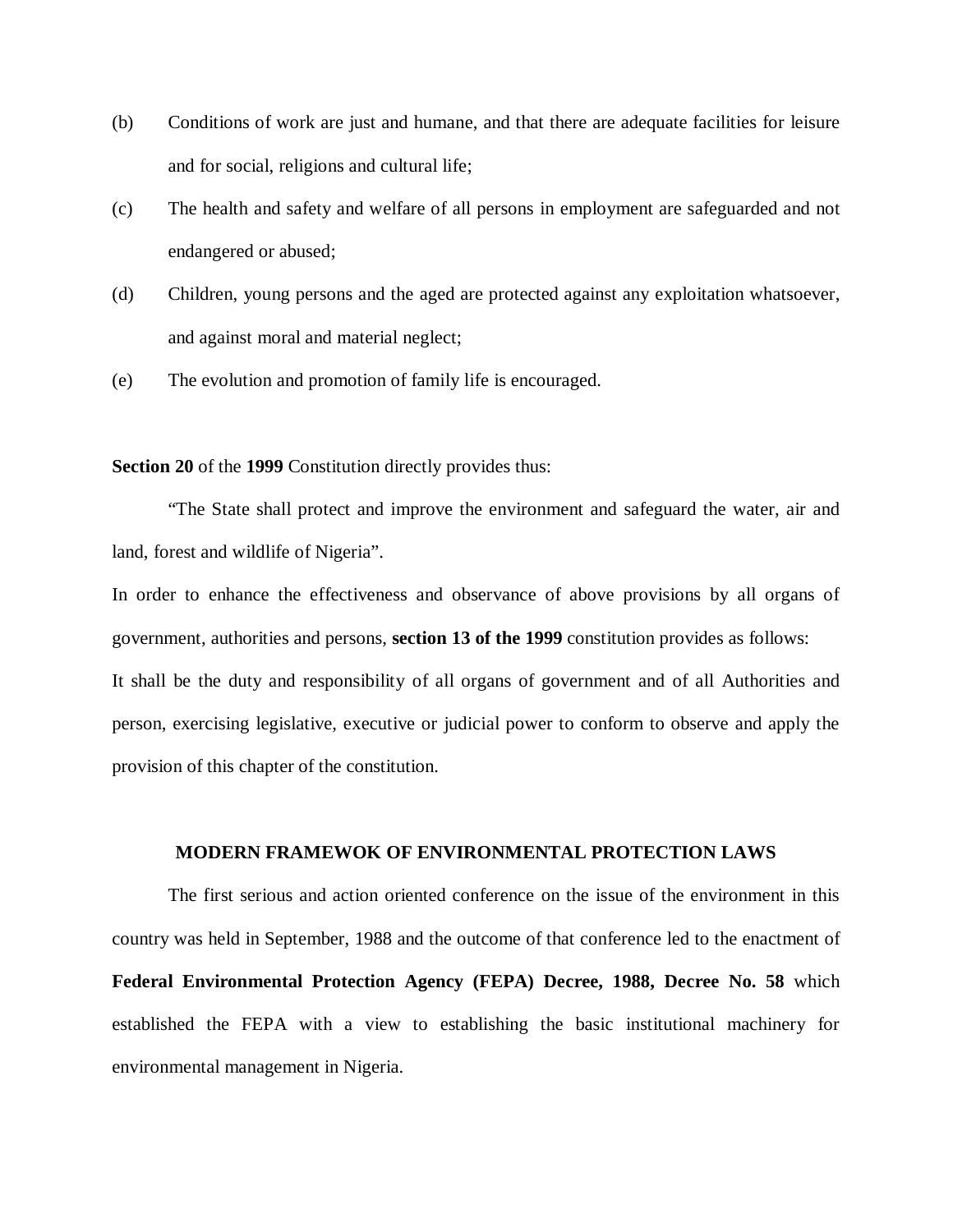(b) Conditions of work are just and humane, and that there are adequate facilities for leisure and for social, religions and cultural life;

(c) The health and safety and welfare of all persons in employment are safeguarded and not endangered or abused;

(d) Children, young persons and the aged are protected against any exploitation whatsoever, and against moral and material neglect;

(e) The evolution and promotion of family life is encouraged.

**Section 20** of the **1999** Constitution directly provides thus:

"The State shall protect and improve the environment and safeguard the water, air and land, forest and wildlife of Nigeria".

In order to enhance the effectiveness and observance of above provisions by all organs of government, authorities and persons, **section 13 of the 1999** constitution provides as follows:

It shall be the duty and responsibility of all organs of government and of all Authorities and person, exercising legislative, executive or judicial power to conform to observe and apply the provision of this chapter of the constitution.

## MODERN FRAMEWOK OF ENVIRONMENTAL PROTECTION LAWS

The first serious and action oriented conference on the issue of the environment in this country was held in September, 1988 and the outcome of that conference led to the enactment of **Federal Environmental Protection Agency (FEPA) Decree, 1988, Decree No. 58** which established the FEPA with a view to establishing the basic institutional machinery for environmental management in Nigeria.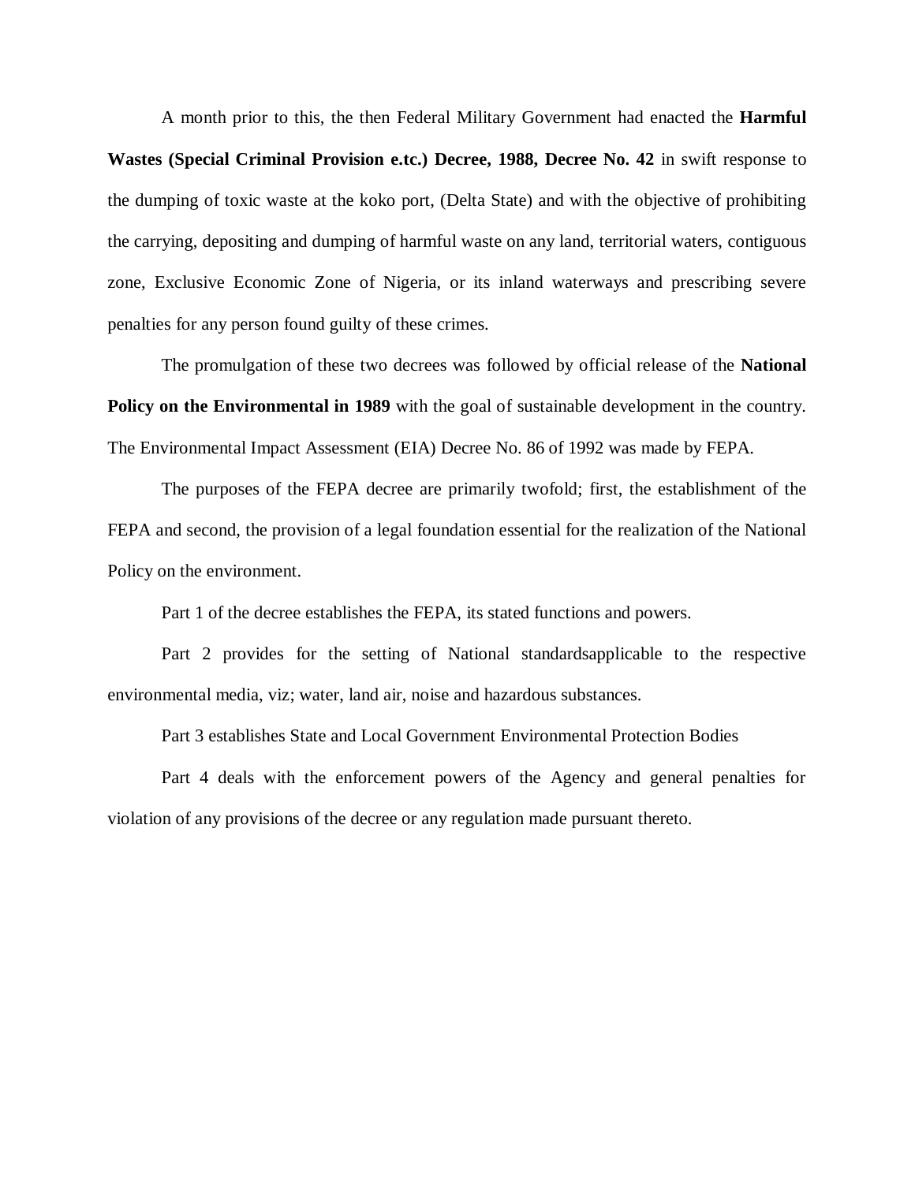A month prior to this, the then Federal Military Government had enacted the **Harmful Wastes (Special Criminal Provision e.tc.) Decree, 1988, Decree No. 42** in swift response to the dumping of toxic waste at the koko port, (Delta State) and with the objective of prohibiting the carrying, depositing and dumping of harmful waste on any land, territorial waters, contiguous zone, Exclusive Economic Zone of Nigeria, or its inland waterways and prescribing severe penalties for any person found guilty of these crimes.

The promulgation of these two decrees was followed by official release of the **National Policy on the Environmental in 1989** with the goal of sustainable development in the country. The Environmental Impact Assessment (EIA) Decree No. 86 of 1992 was made by FEPA.

The purposes of the FEPA decree are primarily twofold; first, the establishment of the FEPA and second, the provision of a legal foundation essential for the realization of the National Policy on the environment.

Part 1 of the decree establishes the FEPA, its stated functions and powers.

Part 2 provides for the setting of National standardsapplicable to the respective environmental media, viz; water, land air, noise and hazardous substances.

Part 3 establishes State and Local Government Environmental Protection Bodies

Part 4 deals with the enforcement powers of the Agency and general penalties for violation of any provisions of the decree or any regulation made pursuant thereto.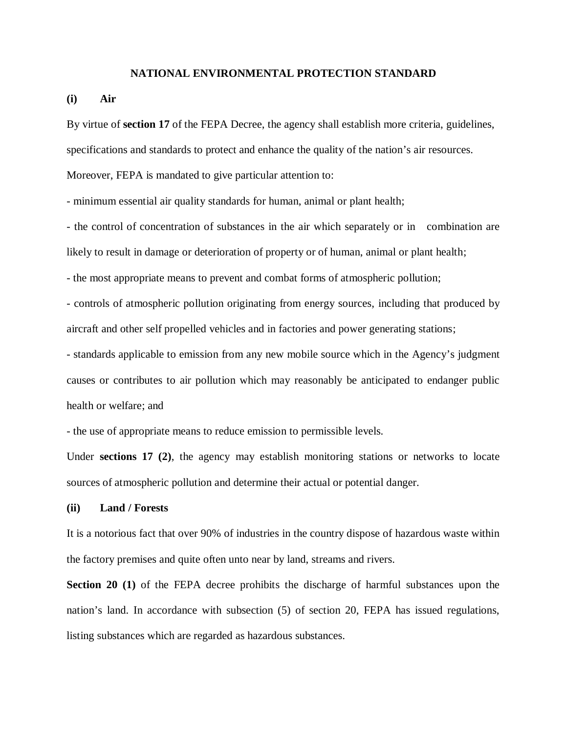## NATIONAL ENVIRONMENTAL PROTECTION STANDARD

**(i) Air**

By virtue of **section 17** of the FEPA Decree, the agency shall establish more criteria, guidelines, specifications and standards to protect and enhance the quality of the nation's air resources. Moreover, FEPA is mandated to give particular attention to:

- minimum essential air quality standards for human, animal or plant health;
- the control of concentration of substances in the air which separately or in combination are likely to result in damage or deterioration of property or of human, animal or plant health;
- the most appropriate means to prevent and combat forms of atmospheric pollution;
- controls of atmospheric pollution originating from energy sources, including that produced by aircraft and other self propelled vehicles and in factories and power generating stations;
- standards applicable to emission from any new mobile source which in the Agency's judgment causes or contributes to air pollution which may reasonably be anticipated to endanger public health or welfare; and
- the use of appropriate means to reduce emission to permissible levels.

Under **sections 17 (2)**, the agency may establish monitoring stations or networks to locate sources of atmospheric pollution and determine their actual or potential danger.

**(ii) Land / Forests**

It is a notorious fact that over 90% of industries in the country dispose of hazardous waste within the factory premises and quite often unto near by land, streams and rivers.

**Section 20 (1)** of the FEPA decree prohibits the discharge of harmful substances upon the nation's land. In accordance with subsection (5) of section 20, FEPA has issued regulations, listing substances which are regarded as hazardous substances.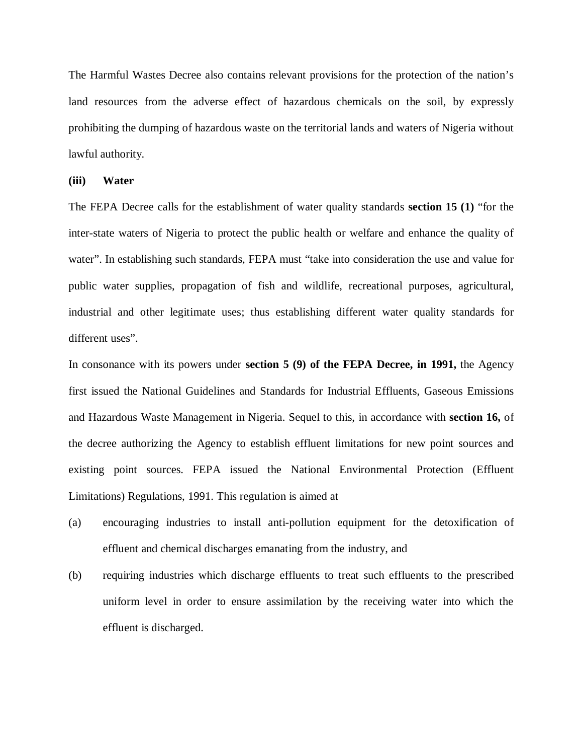The Harmful Wastes Decree also contains relevant provisions for the protection of the nation's land resources from the adverse effect of hazardous chemicals on the soil, by expressly prohibiting the dumping of hazardous waste on the territorial lands and waters of Nigeria without lawful authority.

**(iii) Water**

The FEPA Decree calls for the establishment of water quality standards **section 15 (1)** "for the inter-state waters of Nigeria to protect the public health or welfare and enhance the quality of water". In establishing such standards, FEPA must "take into consideration the use and value for public water supplies, propagation of fish and wildlife, recreational purposes, agricultural, industrial and other legitimate uses; thus establishing different water quality standards for different uses".

In consonance with its powers under **section 5 (9) of the FEPA Decree, in 1991,** the Agency first issued the National Guidelines and Standards for Industrial Effluents, Gaseous Emissions and Hazardous Waste Management in Nigeria. Sequel to this, in accordance with **section 16,** of the decree authorizing the Agency to establish effluent limitations for new point sources and existing point sources. FEPA issued the National Environmental Protection (Effluent Limitations) Regulations, 1991. This regulation is aimed at

(a) encouraging industries to install anti-pollution equipment for the detoxification of effluent and chemical discharges emanating from the industry, and

(b) requiring industries which discharge effluents to treat such effluents to the prescribed uniform level in order to ensure assimilation by the receiving water into which the effluent is discharged.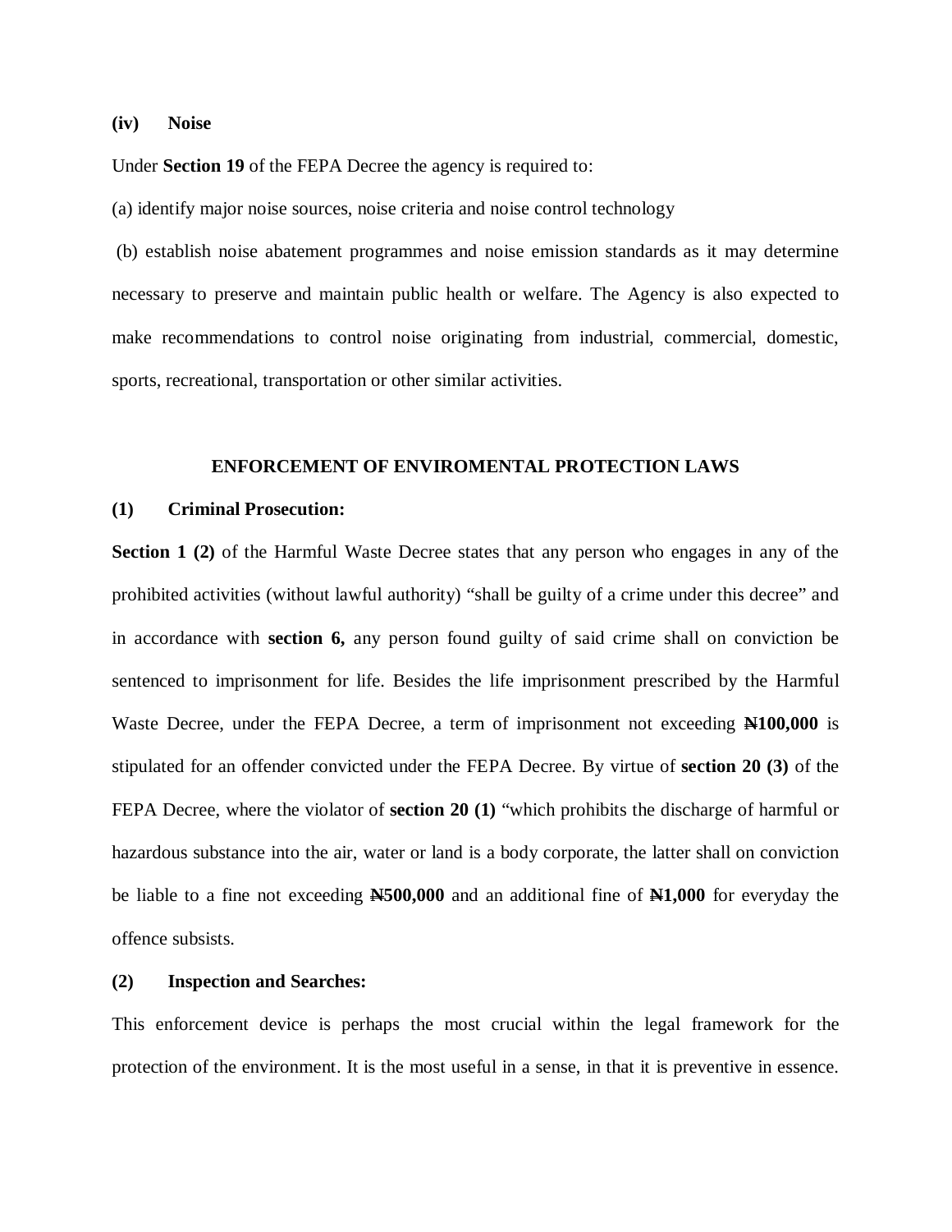**(iv) Noise**

Under **Section 19** of the FEPA Decree the agency is required to:

(a) identify major noise sources, noise criteria and noise control technology

(b) establish noise abatement programmes and noise emission standards as it may determine necessary to preserve and maintain public health or welfare. The Agency is also expected to make recommendations to control noise originating from industrial, commercial, domestic, sports, recreational, transportation or other similar activities.

## ENFORCEMENT OF ENVIROMENTAL PROTECTION LAWS

**(1) Criminal Prosecution:**

**Section 1 (2)** of the Harmful Waste Decree states that any person who engages in any of the prohibited activities (without lawful authority) “shall be guilty of a crime under this decree” and in accordance with **section 6,** any person found guilty of said crime shall on conviction be sentenced to imprisonment for life. Besides the life imprisonment prescribed by the Harmful Waste Decree, under the FEPA Decree, a term of imprisonment not exceeding **₦100,000** is stipulated for an offender convicted under the FEPA Decree. By virtue of **section 20 (3)** of the FEPA Decree, where the violator of **section 20 (1)** “which prohibits the discharge of harmful or hazardous substance into the air, water or land is a body corporate, the latter shall on conviction be liable to a fine not exceeding **₦500,000** and an additional fine of **₦1,000** for everyday the offence subsists.

**(2) Inspection and Searches:**

This enforcement device is perhaps the most crucial within the legal framework for the protection of the environment. It is the most useful in a sense, in that it is preventive in essence.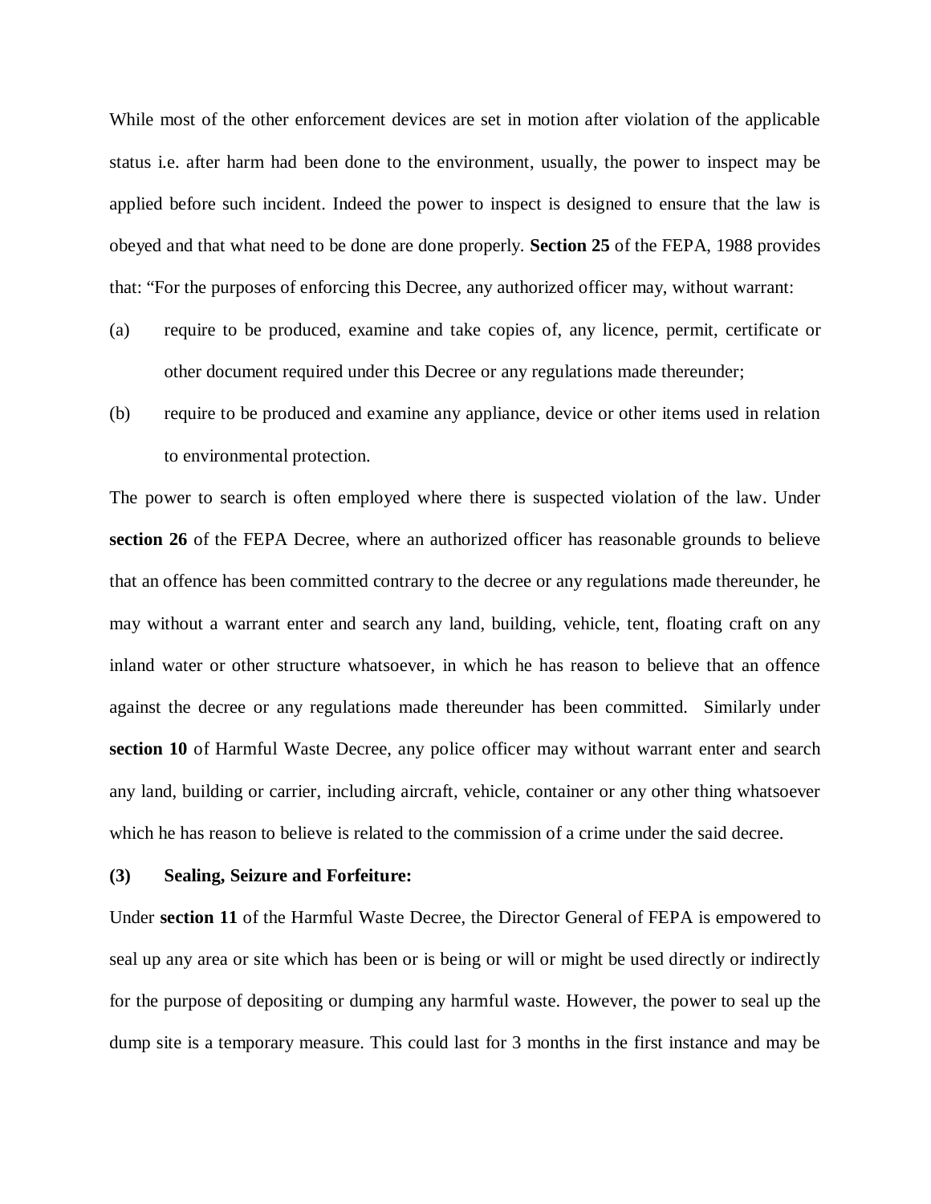While most of the other enforcement devices are set in motion after violation of the applicable status i.e. after harm had been done to the environment, usually, the power to inspect may be applied before such incident. Indeed the power to inspect is designed to ensure that the law is obeyed and that what need to be done are done properly. **Section 25** of the FEPA, 1988 provides that: "For the purposes of enforcing this Decree, any authorized officer may, without warrant:

(a) require to be produced, examine and take copies of, any licence, permit, certificate or other document required under this Decree or any regulations made thereunder;

(b) require to be produced and examine any appliance, device or other items used in relation to environmental protection.

The power to search is often employed where there is suspected violation of the law. Under **section 26** of the FEPA Decree, where an authorized officer has reasonable grounds to believe that an offence has been committed contrary to the decree or any regulations made thereunder, he may without a warrant enter and search any land, building, vehicle, tent, floating craft on any inland water or other structure whatsoever, in which he has reason to believe that an offence against the decree or any regulations made thereunder has been committed. Similarly under **section 10** of Harmful Waste Decree, any police officer may without warrant enter and search any land, building or carrier, including aircraft, vehicle, container or any other thing whatsoever which he has reason to believe is related to the commission of a crime under the said decree.

**(3) Sealing, Seizure and Forfeiture:**

Under **section 11** of the Harmful Waste Decree, the Director General of FEPA is empowered to seal up any area or site which has been or is being or will or might be used directly or indirectly for the purpose of depositing or dumping any harmful waste. However, the power to seal up the dump site is a temporary measure. This could last for 3 months in the first instance and may be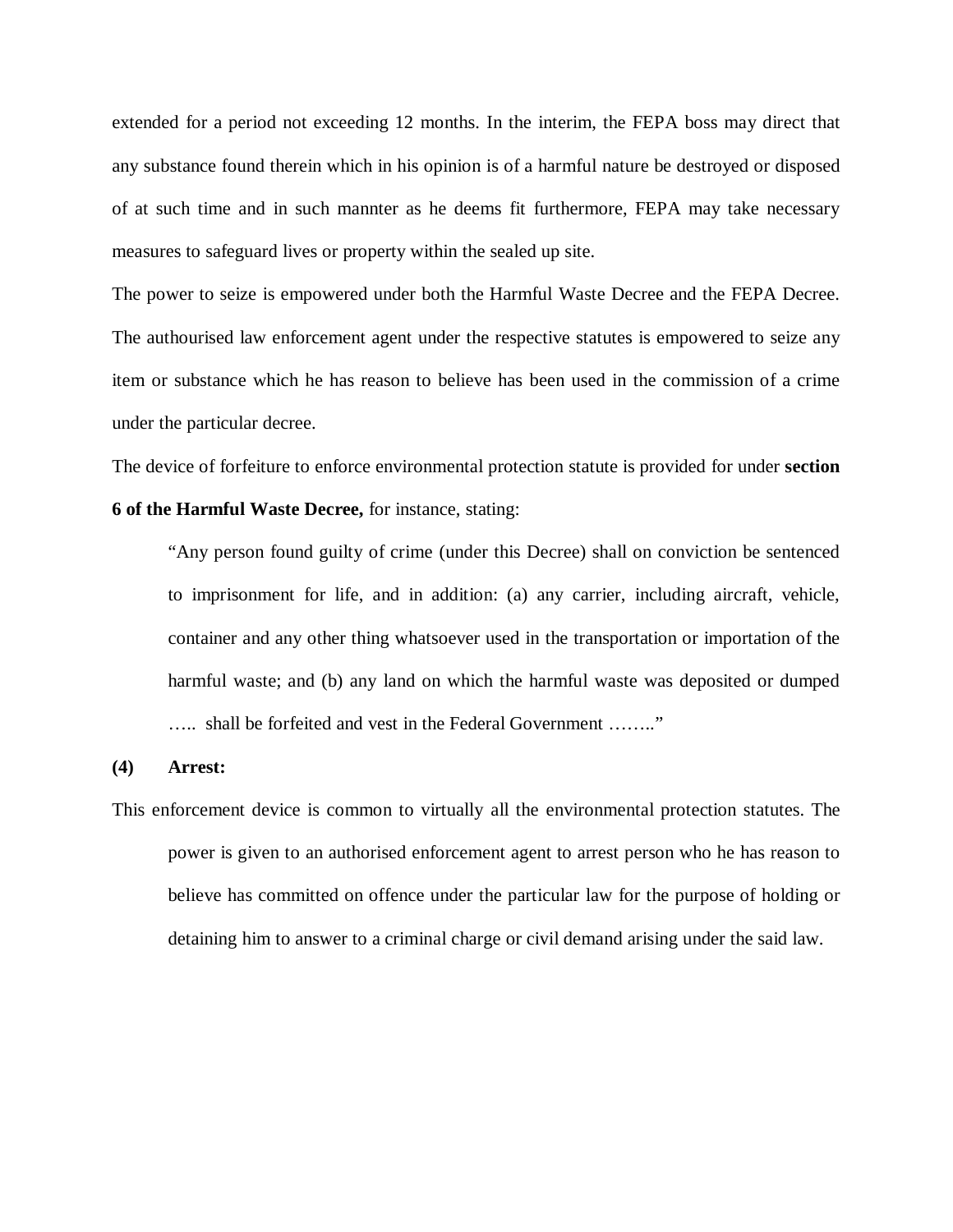extended for a period not exceeding 12 months. In the interim, the FEPA boss may direct that any substance found therein which in his opinion is of a harmful nature be destroyed or disposed of at such time and in such mannter as he deems fit furthermore, FEPA may take necessary measures to safeguard lives or property within the sealed up site.

The power to seize is empowered under both the Harmful Waste Decree and the FEPA Decree. The authourised law enforcement agent under the respective statutes is empowered to seize any item or substance which he has reason to believe has been used in the commission of a crime under the particular decree.

The device of forfeiture to enforce environmental protection statute is provided for under **section 6 of the Harmful Waste Decree,** for instance, stating:

> "Any person found guilty of crime (under this Decree) shall on conviction be sentenced to imprisonment for life, and in addition: (a) any carrier, including aircraft, vehicle, container and any other thing whatsoever used in the transportation or importation of the harmful waste; and (b) any land on which the harmful waste was deposited or dumped ….. shall be forfeited and vest in the Federal Government ……."

**(4) Arrest:**

This enforcement device is common to virtually all the environmental protection statutes. The power is given to an authorised enforcement agent to arrest person who he has reason to believe has committed on offence under the particular law for the purpose of holding or detaining him to answer to a criminal charge or civil demand arising under the said law.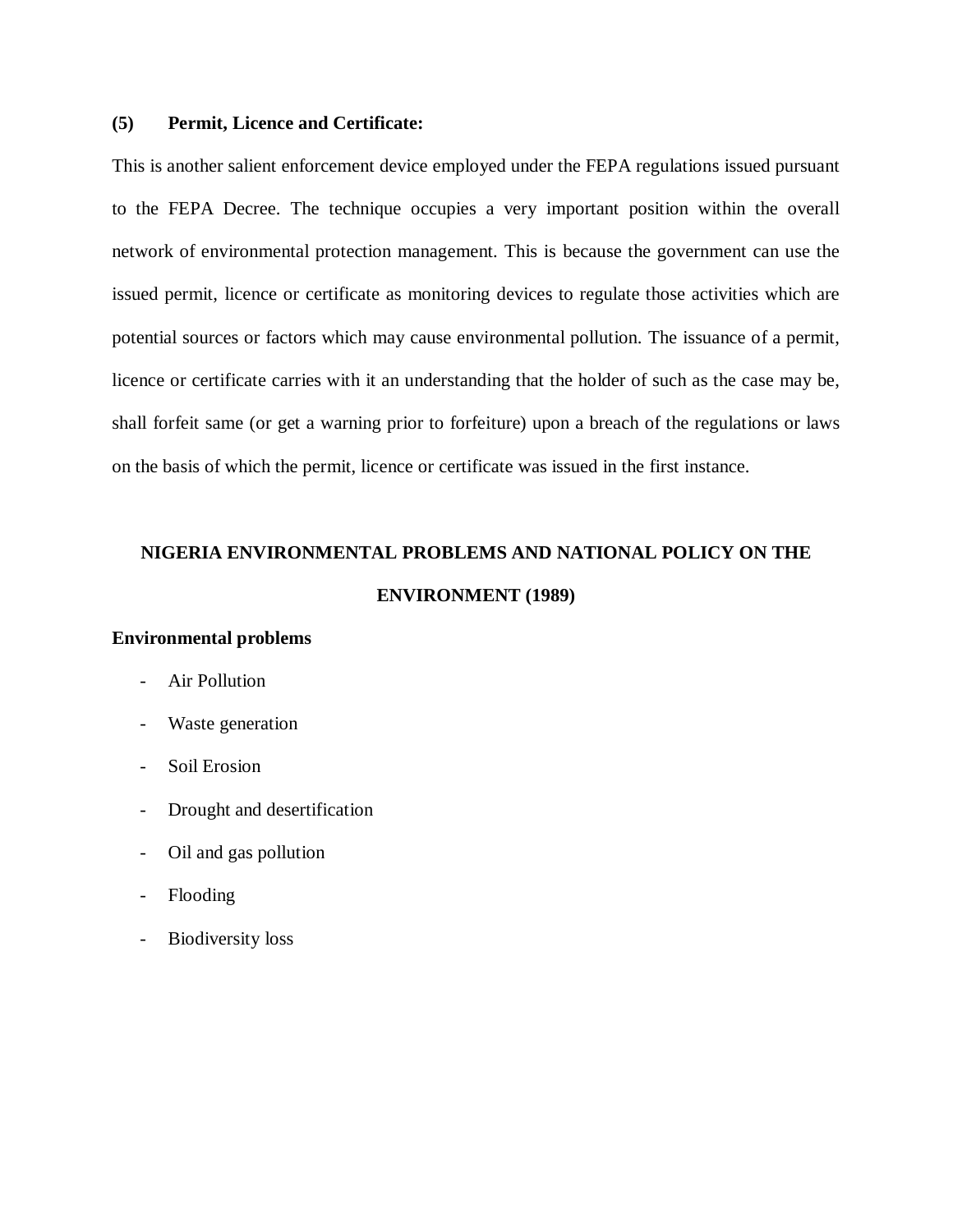**(5) Permit, Licence and Certificate:**

This is another salient enforcement device employed under the FEPA regulations issued pursuant to the FEPA Decree. The technique occupies a very important position within the overall network of environmental protection management. This is because the government can use the issued permit, licence or certificate as monitoring devices to regulate those activities which are potential sources or factors which may cause environmental pollution. The issuance of a permit, licence or certificate carries with it an understanding that the holder of such as the case may be, shall forfeit same (or get a warning prior to forfeiture) upon a breach of the regulations or laws on the basis of which the permit, licence or certificate was issued in the first instance.

## NIGERIA ENVIRONMENTAL PROBLEMS AND NATIONAL POLICY ON THE ENVIRONMENT (1989)

**Environmental problems**

- Air Pollution
- Waste generation
- Soil Erosion
- Drought and desertification
- Oil and gas pollution
- Flooding
- Biodiversity loss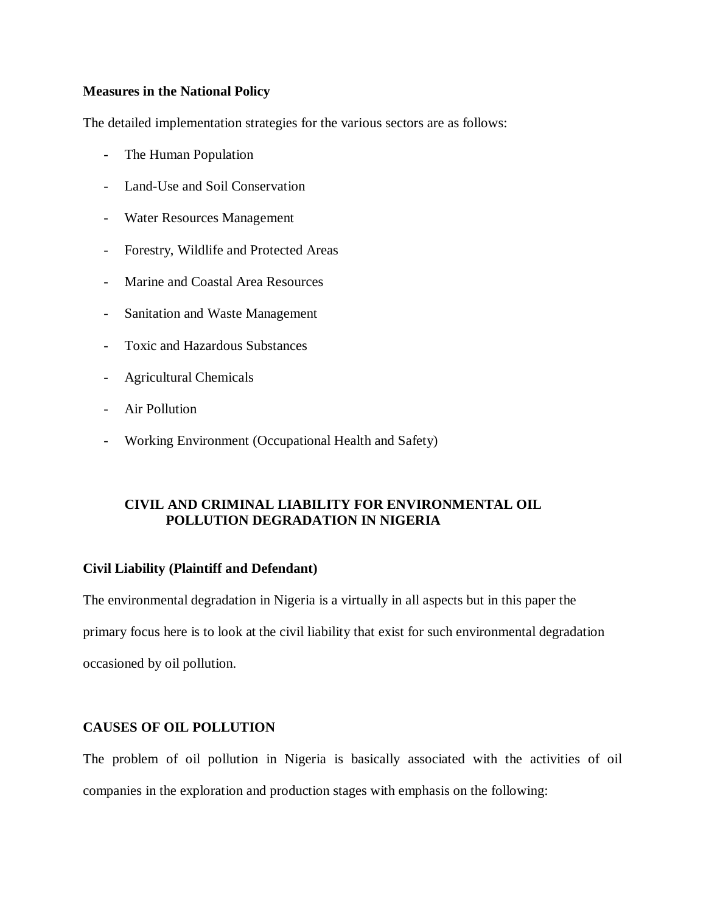**Measures in the National Policy**

The detailed implementation strategies for the various sectors are as follows:

- The Human Population
- Land-Use and Soil Conservation
- Water Resources Management
- Forestry, Wildlife and Protected Areas
- Marine and Coastal Area Resources
- Sanitation and Waste Management
- Toxic and Hazardous Substances
- Agricultural Chemicals
- Air Pollution
- Working Environment (Occupational Health and Safety)

## CIVIL AND CRIMINAL LIABILITY FOR ENVIRONMENTAL OIL POLLUTION DEGRADATION IN NIGERIA

**Civil Liability (Plaintiff and Defendant)**

The environmental degradation in Nigeria is a virtually in all aspects but in this paper the primary focus here is to look at the civil liability that exist for such environmental degradation occasioned by oil pollution.

**CAUSES OF OIL POLLUTION**

The problem of oil pollution in Nigeria is basically associated with the activities of oil companies in the exploration and production stages with emphasis on the following: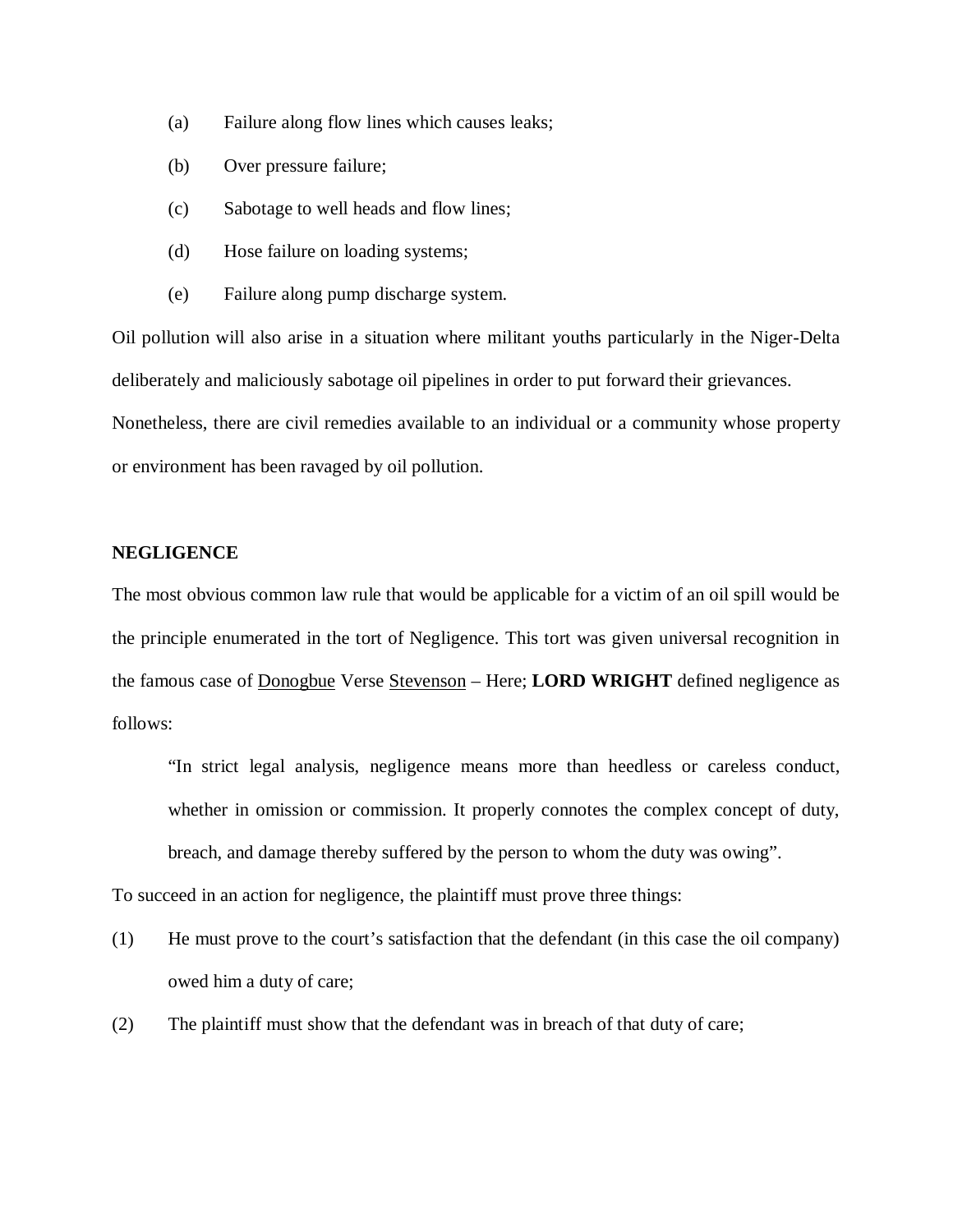(a) Failure along flow lines which causes leaks;

(b) Over pressure failure;

(c) Sabotage to well heads and flow lines;

(d) Hose failure on loading systems;

(e) Failure along pump discharge system.

Oil pollution will also arise in a situation where militant youths particularly in the Niger-Delta deliberately and maliciously sabotage oil pipelines in order to put forward their grievances. Nonetheless, there are civil remedies available to an individual or a community whose property or environment has been ravaged by oil pollution.

**NEGLIGENCE**

The most obvious common law rule that would be applicable for a victim of an oil spill would be the principle enumerated in the tort of Negligence. This tort was given universal recognition in the famous case of <u>Donogbue</u> Verse <u>Stevenson</u> – Here; **LORD WRIGHT** defined negligence as follows:

> "In strict legal analysis, negligence means more than heedless or careless conduct, whether in omission or commission. It properly connotes the complex concept of duty, breach, and damage thereby suffered by the person to whom the duty was owing".

To succeed in an action for negligence, the plaintiff must prove three things:

(1) He must prove to the court's satisfaction that the defendant (in this case the oil company) owed him a duty of care;

(2) The plaintiff must show that the defendant was in breach of that duty of care;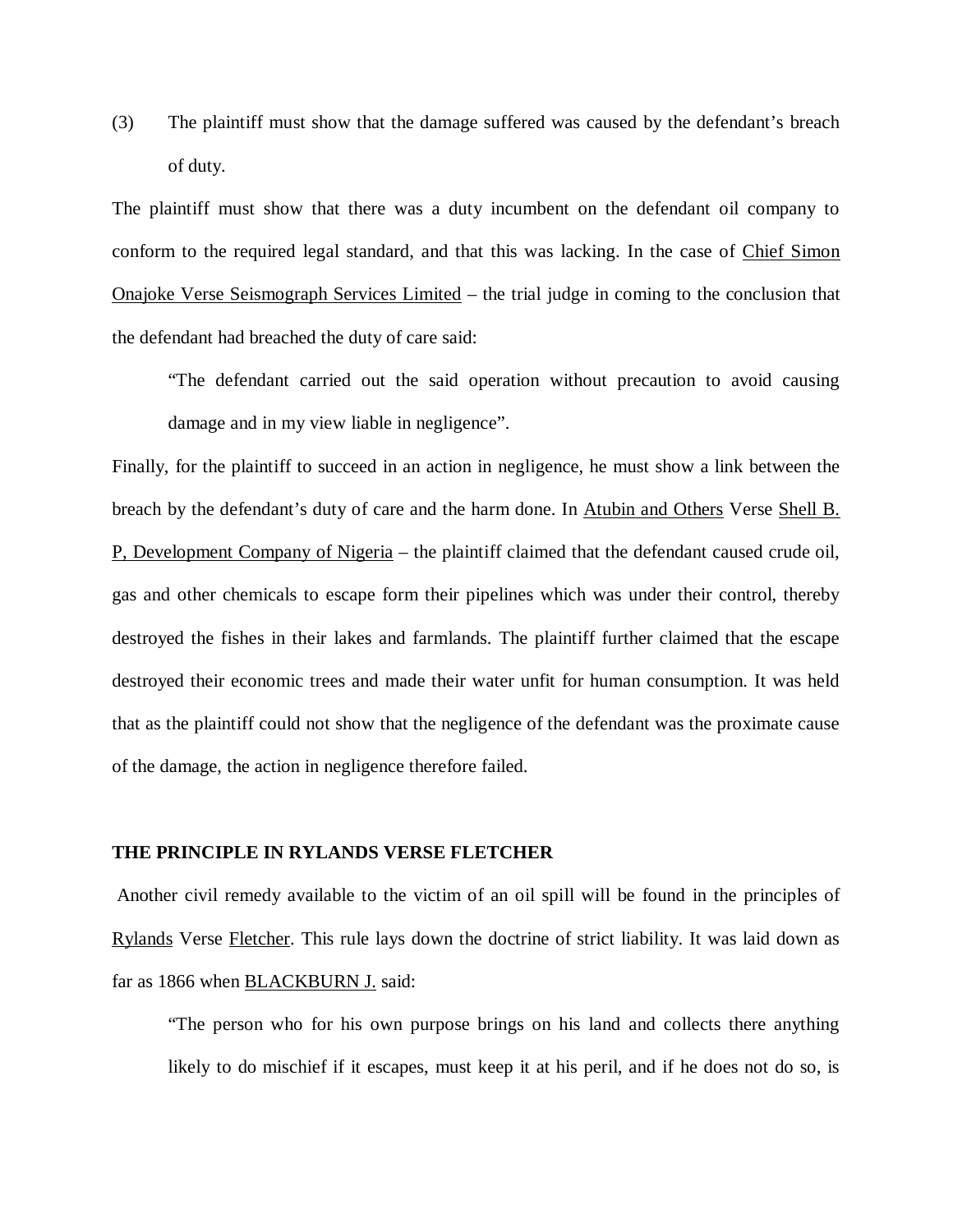(3) The plaintiff must show that the damage suffered was caused by the defendant's breach of duty.

The plaintiff must show that there was a duty incumbent on the defendant oil company to conform to the required legal standard, and that this was lacking. In the case of Chief Simon Onajoke Verse Seismograph Services Limited – the trial judge in coming to the conclusion that the defendant had breached the duty of care said:

> "The defendant carried out the said operation without precaution to avoid causing damage and in my view liable in negligence".

Finally, for the plaintiff to succeed in an action in negligence, he must show a link between the breach by the defendant's duty of care and the harm done. In Atubin and Others Verse Shell B. P, Development Company of Nigeria – the plaintiff claimed that the defendant caused crude oil, gas and other chemicals to escape form their pipelines which was under their control, thereby destroyed the fishes in their lakes and farmlands. The plaintiff further claimed that the escape destroyed their economic trees and made their water unfit for human consumption. It was held that as the plaintiff could not show that the negligence of the defendant was the proximate cause of the damage, the action in negligence therefore failed.

**THE PRINCIPLE IN RYLANDS VERSE FLETCHER**

Another civil remedy available to the victim of an oil spill will be found in the principles of Rylands Verse Fletcher. This rule lays down the doctrine of strict liability. It was laid down as far as 1866 when BLACKBURN J. said:

> "The person who for his own purpose brings on his land and collects there anything likely to do mischief if it escapes, must keep it at his peril, and if he does not do so, is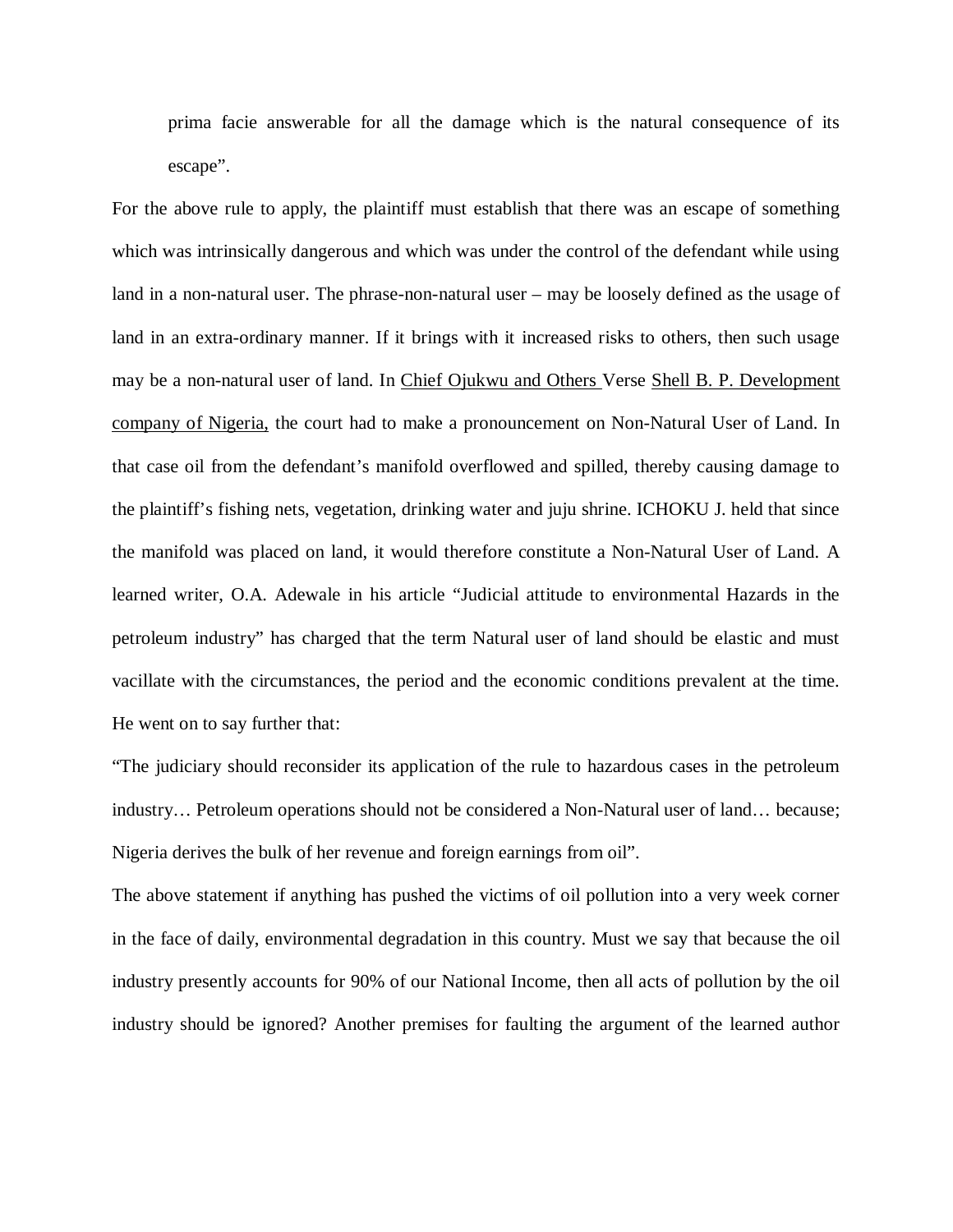prima facie answerable for all the damage which is the natural consequence of its escape".

For the above rule to apply, the plaintiff must establish that there was an escape of something which was intrinsically dangerous and which was under the control of the defendant while using land in a non-natural user. The phrase-non-natural user – may be loosely defined as the usage of land in an extra-ordinary manner. If it brings with it increased risks to others, then such usage may be a non-natural user of land. In <u>Chief Ojukwu and Others</u> Verse <u>Shell B. P. Development company of Nigeria,</u> the court had to make a pronouncement on Non-Natural User of Land. In that case oil from the defendant's manifold overflowed and spilled, thereby causing damage to the plaintiff's fishing nets, vegetation, drinking water and juju shrine. ICHOKU J. held that since the manifold was placed on land, it would therefore constitute a Non-Natural User of Land. A learned writer, O.A. Adewale in his article "Judicial attitude to environmental Hazards in the petroleum industry" has charged that the term Natural user of land should be elastic and must vacillate with the circumstances, the period and the economic conditions prevalent at the time. He went on to say further that:

"The judiciary should reconsider its application of the rule to hazardous cases in the petroleum industry… Petroleum operations should not be considered a Non-Natural user of land… because; Nigeria derives the bulk of her revenue and foreign earnings from oil".

The above statement if anything has pushed the victims of oil pollution into a very week corner in the face of daily, environmental degradation in this country. Must we say that because the oil industry presently accounts for 90% of our National Income, then all acts of pollution by the oil industry should be ignored? Another premises for faulting the argument of the learned author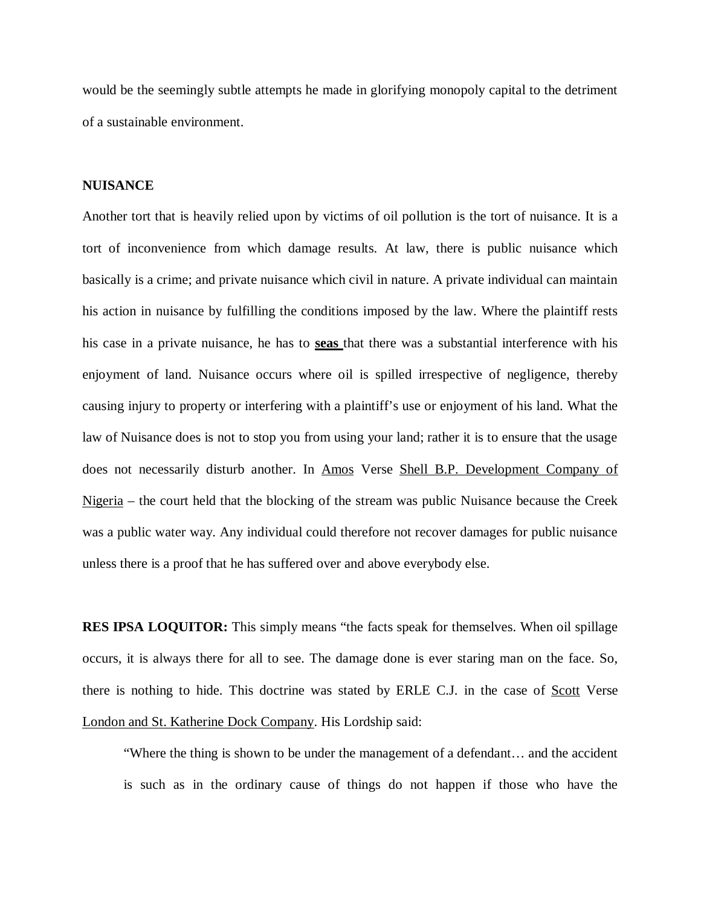would be the seemingly subtle attempts he made in glorifying monopoly capital to the detriment of a sustainable environment.

**NUISANCE**

Another tort that is heavily relied upon by victims of oil pollution is the tort of nuisance. It is a tort of inconvenience from which damage results. At law, there is public nuisance which basically is a crime; and private nuisance which civil in nature. A private individual can maintain his action in nuisance by fulfilling the conditions imposed by the law. Where the plaintiff rests his case in a private nuisance, he has to **seas** that there was a substantial interference with his enjoyment of land. Nuisance occurs where oil is spilled irrespective of negligence, thereby causing injury to property or interfering with a plaintiff's use or enjoyment of his land. What the law of Nuisance does is not to stop you from using your land; rather it is to ensure that the usage does not necessarily disturb another. In Amos Verse Shell B.P. Development Company of Nigeria – the court held that the blocking of the stream was public Nuisance because the Creek was a public water way. Any individual could therefore not recover damages for public nuisance unless there is a proof that he has suffered over and above everybody else.

**RES IPSA LOQUITOR:** This simply means "the facts speak for themselves. When oil spillage occurs, it is always there for all to see. The damage done is ever staring man on the face. So, there is nothing to hide. This doctrine was stated by ERLE C.J. in the case of Scott Verse London and St. Katherine Dock Company. His Lordship said:

> "Where the thing is shown to be under the management of a defendant… and the accident is such as in the ordinary cause of things do not happen if those who have the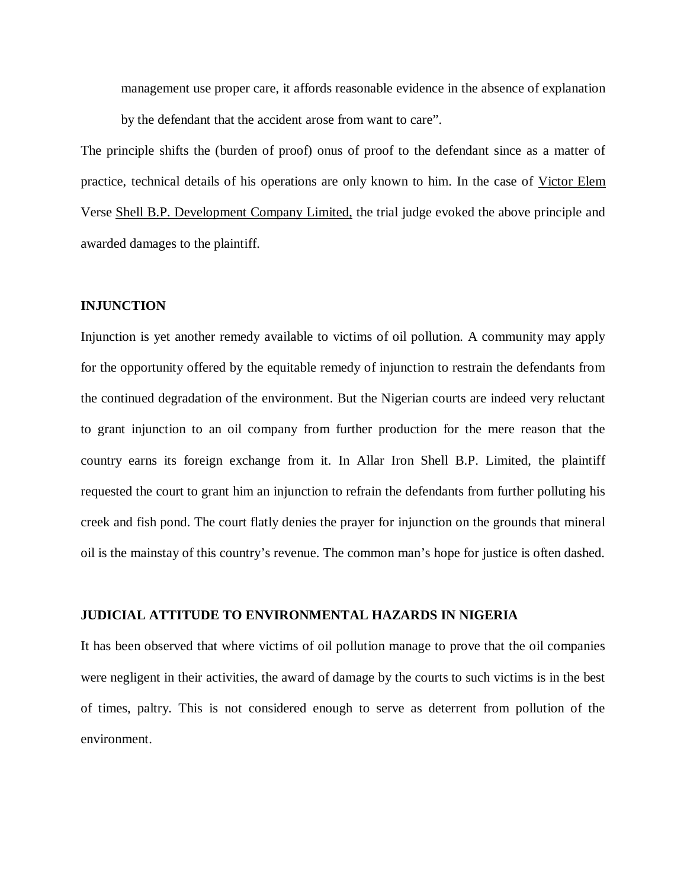management use proper care, it affords reasonable evidence in the absence of explanation by the defendant that the accident arose from want to care".

The principle shifts the (burden of proof) onus of proof to the defendant since as a matter of practice, technical details of his operations are only known to him. In the case of Victor Elem Verse Shell B.P. Development Company Limited, the trial judge evoked the above principle and awarded damages to the plaintiff.

**INJUNCTION**

Injunction is yet another remedy available to victims of oil pollution. A community may apply for the opportunity offered by the equitable remedy of injunction to restrain the defendants from the continued degradation of the environment. But the Nigerian courts are indeed very reluctant to grant injunction to an oil company from further production for the mere reason that the country earns its foreign exchange from it. In Allar Iron Shell B.P. Limited, the plaintiff requested the court to grant him an injunction to refrain the defendants from further polluting his creek and fish pond. The court flatly denies the prayer for injunction on the grounds that mineral oil is the mainstay of this country's revenue. The common man's hope for justice is often dashed.

**JUDICIAL ATTITUDE TO ENVIRONMENTAL HAZARDS IN NIGERIA**

It has been observed that where victims of oil pollution manage to prove that the oil companies were negligent in their activities, the award of damage by the courts to such victims is in the best of times, paltry. This is not considered enough to serve as deterrent from pollution of the environment.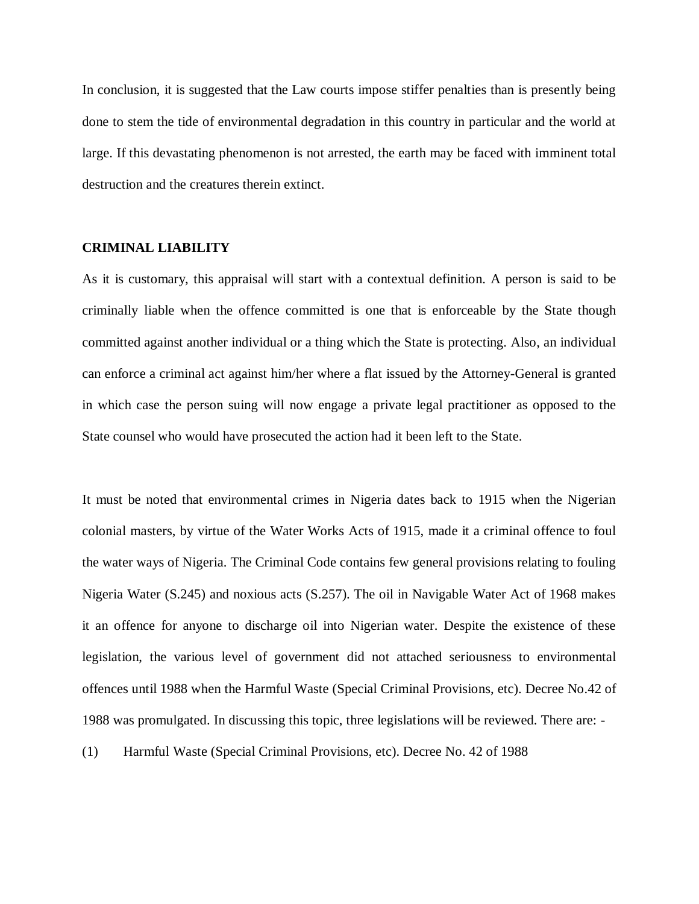In conclusion, it is suggested that the Law courts impose stiffer penalties than is presently being done to stem the tide of environmental degradation in this country in particular and the world at large. If this devastating phenomenon is not arrested, the earth may be faced with imminent total destruction and the creatures therein extinct.

**CRIMINAL LIABILITY**

As it is customary, this appraisal will start with a contextual definition. A person is said to be criminally liable when the offence committed is one that is enforceable by the State though committed against another individual or a thing which the State is protecting. Also, an individual can enforce a criminal act against him/her where a flat issued by the Attorney-General is granted in which case the person suing will now engage a private legal practitioner as opposed to the State counsel who would have prosecuted the action had it been left to the State.

It must be noted that environmental crimes in Nigeria dates back to 1915 when the Nigerian colonial masters, by virtue of the Water Works Acts of 1915, made it a criminal offence to foul the water ways of Nigeria. The Criminal Code contains few general provisions relating to fouling Nigeria Water (S.245) and noxious acts (S.257). The oil in Navigable Water Act of 1968 makes it an offence for anyone to discharge oil into Nigerian water. Despite the existence of these legislation, the various level of government did not attached seriousness to environmental offences until 1988 when the Harmful Waste (Special Criminal Provisions, etc). Decree No.42 of 1988 was promulgated. In discussing this topic, three legislations will be reviewed. There are: -

(1) Harmful Waste (Special Criminal Provisions, etc). Decree No. 42 of 1988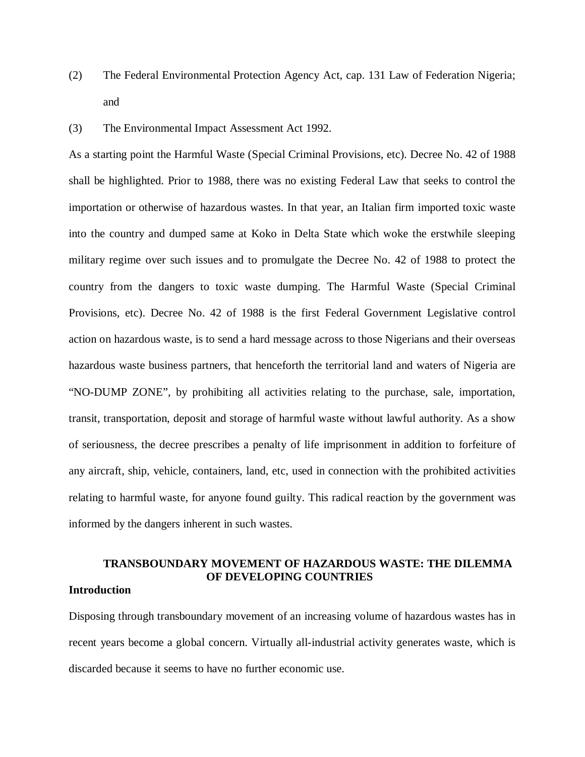(2) The Federal Environmental Protection Agency Act, cap. 131 Law of Federation Nigeria; and

(3) The Environmental Impact Assessment Act 1992.

As a starting point the Harmful Waste (Special Criminal Provisions, etc). Decree No. 42 of 1988 shall be highlighted. Prior to 1988, there was no existing Federal Law that seeks to control the importation or otherwise of hazardous wastes. In that year, an Italian firm imported toxic waste into the country and dumped same at Koko in Delta State which woke the erstwhile sleeping military regime over such issues and to promulgate the Decree No. 42 of 1988 to protect the country from the dangers to toxic waste dumping. The Harmful Waste (Special Criminal Provisions, etc). Decree No. 42 of 1988 is the first Federal Government Legislative control action on hazardous waste, is to send a hard message across to those Nigerians and their overseas hazardous waste business partners, that henceforth the territorial land and waters of Nigeria are "NO-DUMP ZONE", by prohibiting all activities relating to the purchase, sale, importation, transit, transportation, deposit and storage of harmful waste without lawful authority. As a show of seriousness, the decree prescribes a penalty of life imprisonment in addition to forfeiture of any aircraft, ship, vehicle, containers, land, etc, used in connection with the prohibited activities relating to harmful waste, for anyone found guilty. This radical reaction by the government was informed by the dangers inherent in such wastes.

## TRANSBOUNDARY MOVEMENT OF HAZARDOUS WASTE: THE DILEMMA OF DEVELOPING COUNTRIES

### Introduction

Disposing through transboundary movement of an increasing volume of hazardous wastes has in recent years become a global concern. Virtually all-industrial activity generates waste, which is discarded because it seems to have no further economic use.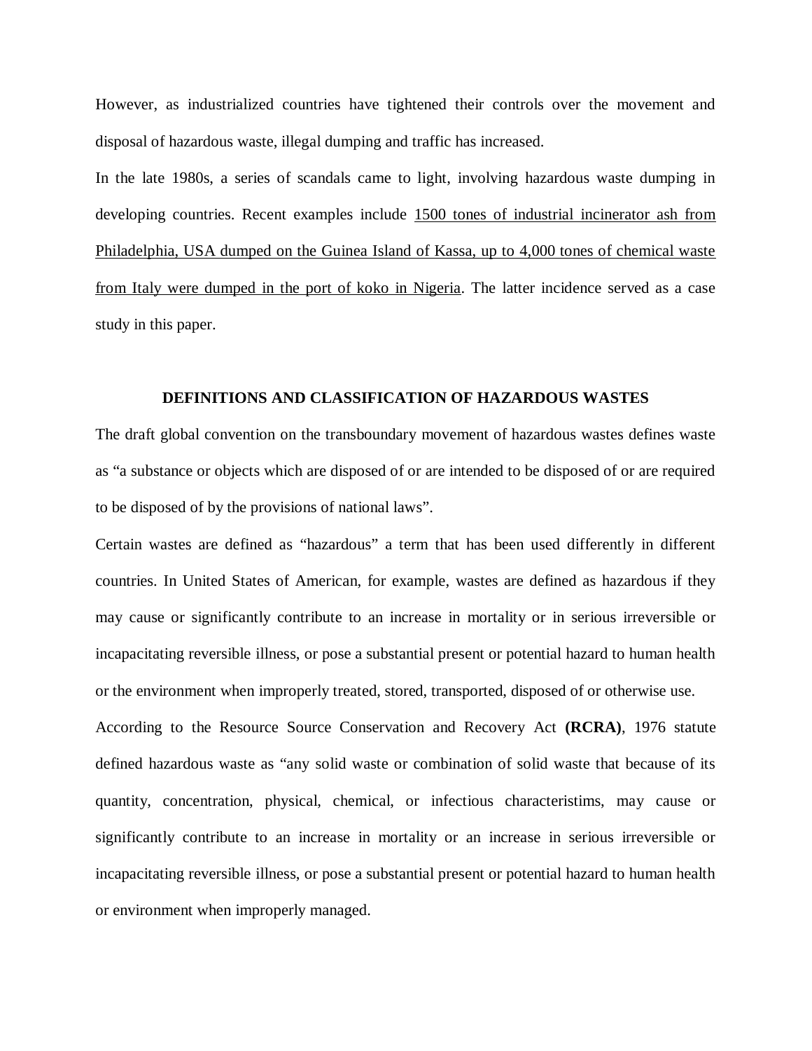However, as industrialized countries have tightened their controls over the movement and disposal of hazardous waste, illegal dumping and traffic has increased.

In the late 1980s, a series of scandals came to light, involving hazardous waste dumping in developing countries. Recent examples include <u>1500 tones of industrial incinerator ash from Philadelphia, USA dumped on the Guinea Island of Kassa, up to 4,000 tones of chemical waste from Italy were dumped in the port of koko in Nigeria</u>. The latter incidence served as a case study in this paper.

## DEFINITIONS AND CLASSIFICATION OF HAZARDOUS WASTES

The draft global convention on the transboundary movement of hazardous wastes defines waste as "a substance or objects which are disposed of or are intended to be disposed of or are required to be disposed of by the provisions of national laws".

Certain wastes are defined as "hazardous" a term that has been used differently in different countries. In United States of American, for example, wastes are defined as hazardous if they may cause or significantly contribute to an increase in mortality or in serious irreversible or incapacitating reversible illness, or pose a substantial present or potential hazard to human health or the environment when improperly treated, stored, transported, disposed of or otherwise use.

According to the Resource Source Conservation and Recovery Act **(RCRA)**, 1976 statute defined hazardous waste as "any solid waste or combination of solid waste that because of its quantity, concentration, physical, chemical, or infectious characteristims, may cause or significantly contribute to an increase in mortality or an increase in serious irreversible or incapacitating reversible illness, or pose a substantial present or potential hazard to human health or environment when improperly managed.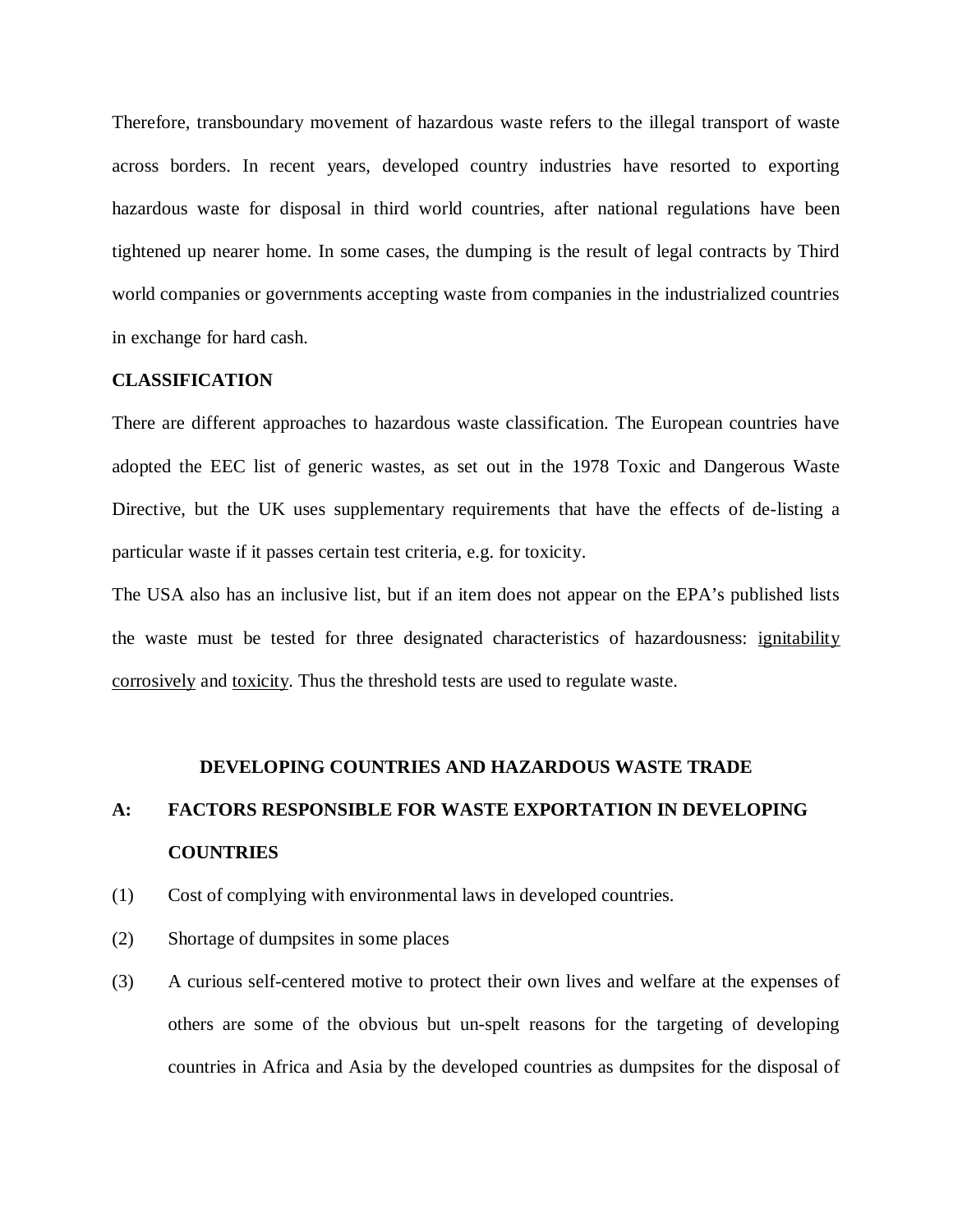Therefore, transboundary movement of hazardous waste refers to the illegal transport of waste across borders. In recent years, developed country industries have resorted to exporting hazardous waste for disposal in third world countries, after national regulations have been tightened up nearer home. In some cases, the dumping is the result of legal contracts by Third world companies or governments accepting waste from companies in the industrialized countries in exchange for hard cash.

**CLASSIFICATION**

There are different approaches to hazardous waste classification. The European countries have adopted the EEC list of generic wastes, as set out in the 1978 Toxic and Dangerous Waste Directive, but the UK uses supplementary requirements that have the effects of de-listing a particular waste if it passes certain test criteria, e.g. for toxicity.

The USA also has an inclusive list, but if an item does not appear on the EPA's published lists the waste must be tested for three designated characteristics of hazardousness: <u>ignitability</u> <u>corrosively</u> and <u>toxicity</u>. Thus the threshold tests are used to regulate waste.

## DEVELOPING COUNTRIES AND HAZARDOUS WASTE TRADE

### A: FACTORS RESPONSIBLE FOR WASTE EXPORTATION IN DEVELOPING COUNTRIES

(1) Cost of complying with environmental laws in developed countries.

(2) Shortage of dumpsites in some places

(3) A curious self-centered motive to protect their own lives and welfare at the expenses of others are some of the obvious but un-spelt reasons for the targeting of developing countries in Africa and Asia by the developed countries as dumpsites for the disposal of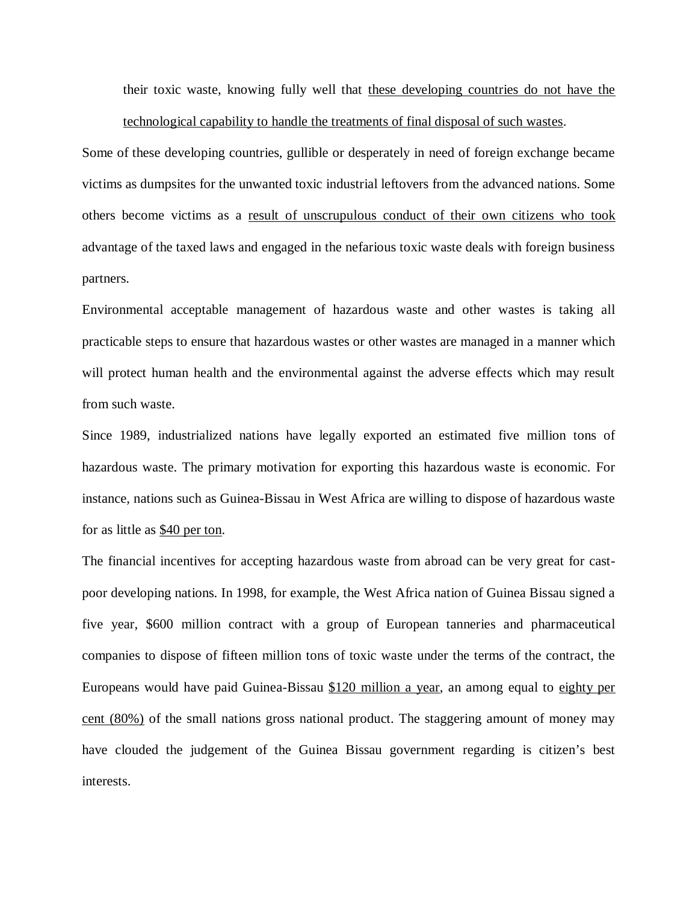> their toxic waste, knowing fully well that <u>these developing countries do not have the technological capability to handle the treatments of final disposal of such wastes</u>.

Some of these developing countries, gullible or desperately in need of foreign exchange became victims as dumpsites for the unwanted toxic industrial leftovers from the advanced nations. Some others become victims as a <u>result of unscrupulous conduct of their own citizens who took</u> advantage of the taxed laws and engaged in the nefarious toxic waste deals with foreign business partners.

Environmental acceptable management of hazardous waste and other wastes is taking all practicable steps to ensure that hazardous wastes or other wastes are managed in a manner which will protect human health and the environmental against the adverse effects which may result from such waste.

Since 1989, industrialized nations have legally exported an estimated five million tons of hazardous waste. The primary motivation for exporting this hazardous waste is economic. For instance, nations such as Guinea-Bissau in West Africa are willing to dispose of hazardous waste for as little as <u>$40 per ton</u>.

The financial incentives for accepting hazardous waste from abroad can be very great for cast-poor developing nations. In 1998, for example, the West Africa nation of Guinea Bissau signed a five year, $600 million contract with a group of European tanneries and pharmaceutical companies to dispose of fifteen million tons of toxic waste under the terms of the contract, the Europeans would have paid Guinea-Bissau <u>$120 million a year</u>, an among equal to <u>eighty per cent (80%)</u> of the small nations gross national product. The staggering amount of money may have clouded the judgement of the Guinea Bissau government regarding is citizen's best interests.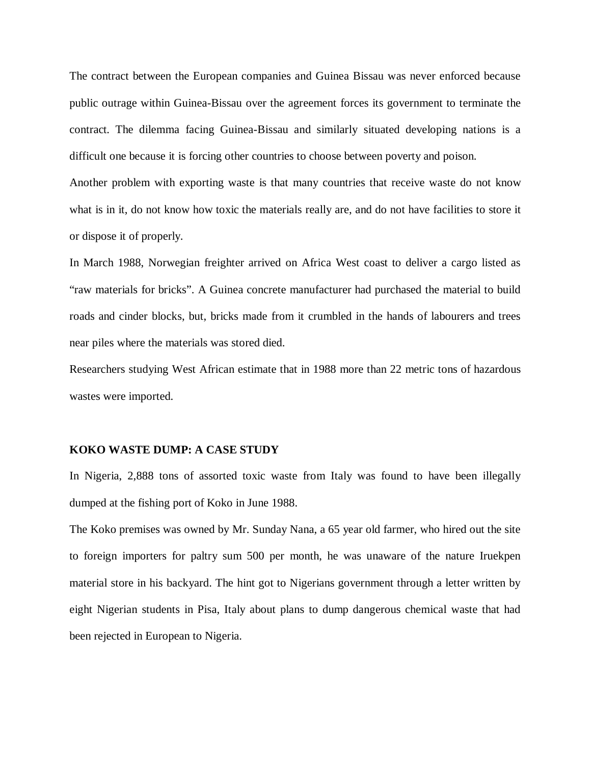The contract between the European companies and Guinea Bissau was never enforced because public outrage within Guinea-Bissau over the agreement forces its government to terminate the contract. The dilemma facing Guinea-Bissau and similarly situated developing nations is a difficult one because it is forcing other countries to choose between poverty and poison.

Another problem with exporting waste is that many countries that receive waste do not know what is in it, do not know how toxic the materials really are, and do not have facilities to store it or dispose it of properly.

In March 1988, Norwegian freighter arrived on Africa West coast to deliver a cargo listed as "raw materials for bricks". A Guinea concrete manufacturer had purchased the material to build roads and cinder blocks, but, bricks made from it crumbled in the hands of labourers and trees near piles where the materials was stored died.

Researchers studying West African estimate that in 1988 more than 22 metric tons of hazardous wastes were imported.

**KOKO WASTE DUMP: A CASE STUDY**

In Nigeria, 2,888 tons of assorted toxic waste from Italy was found to have been illegally dumped at the fishing port of Koko in June 1988.

The Koko premises was owned by Mr. Sunday Nana, a 65 year old farmer, who hired out the site to foreign importers for paltry sum 500 per month, he was unaware of the nature Iruekpen material store in his backyard. The hint got to Nigerians government through a letter written by eight Nigerian students in Pisa, Italy about plans to dump dangerous chemical waste that had been rejected in European to Nigeria.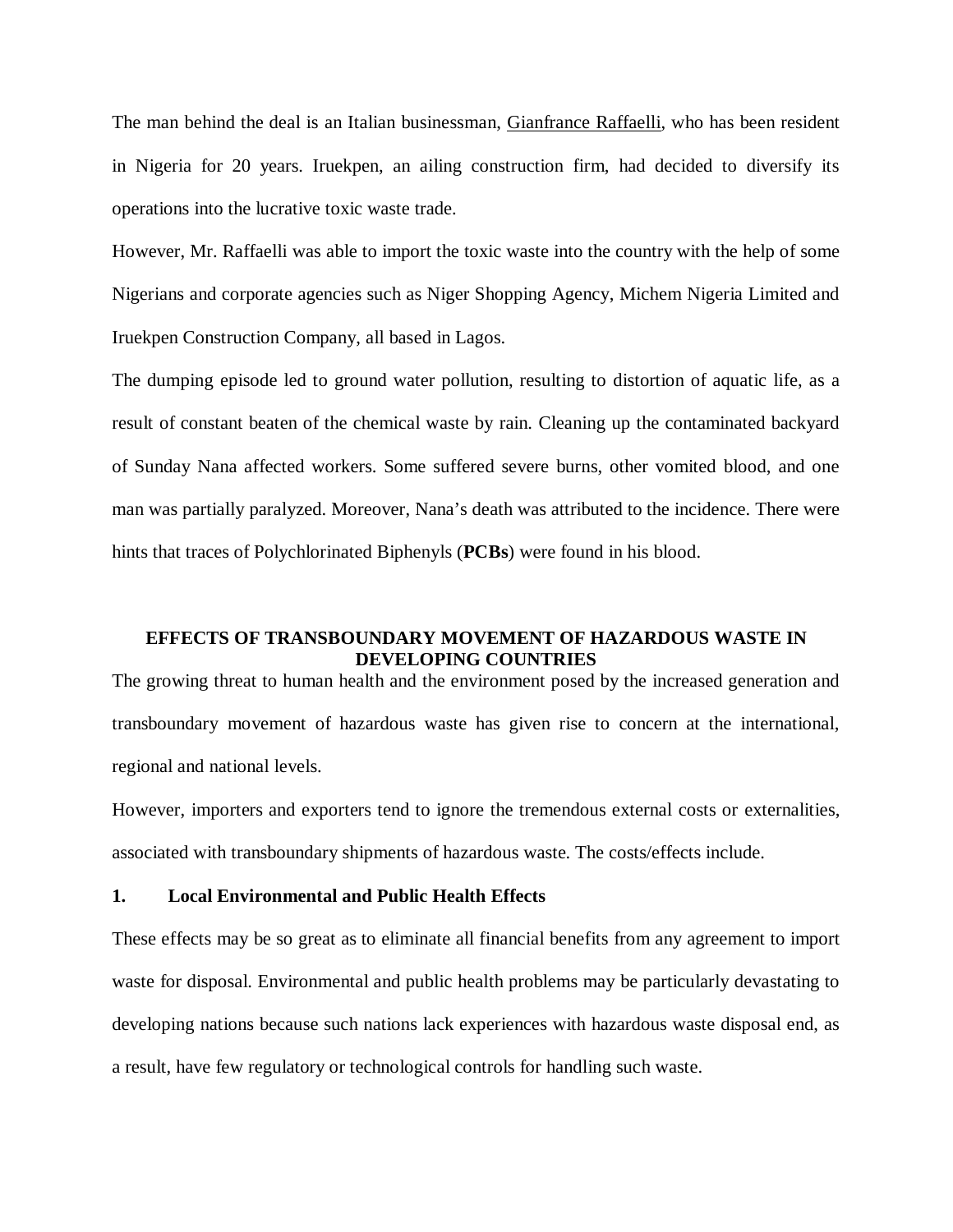The man behind the deal is an Italian businessman, Gianfrance Raffaelli, who has been resident in Nigeria for 20 years. Iruekpen, an ailing construction firm, had decided to diversify its operations into the lucrative toxic waste trade.

However, Mr. Raffaelli was able to import the toxic waste into the country with the help of some Nigerians and corporate agencies such as Niger Shopping Agency, Michem Nigeria Limited and Iruekpen Construction Company, all based in Lagos.

The dumping episode led to ground water pollution, resulting to distortion of aquatic life, as a result of constant beaten of the chemical waste by rain. Cleaning up the contaminated backyard of Sunday Nana affected workers. Some suffered severe burns, other vomited blood, and one man was partially paralyzed. Moreover, Nana's death was attributed to the incidence. There were hints that traces of Polychlorinated Biphenyls (**PCBs**) were found in his blood.

## EFFECTS OF TRANSBOUNDARY MOVEMENT OF HAZARDOUS WASTE IN DEVELOPING COUNTRIES

The growing threat to human health and the environment posed by the increased generation and transboundary movement of hazardous waste has given rise to concern at the international, regional and national levels.

However, importers and exporters tend to ignore the tremendous external costs or externalities, associated with transboundary shipments of hazardous waste. The costs/effects include.

### 1. Local Environmental and Public Health Effects

These effects may be so great as to eliminate all financial benefits from any agreement to import waste for disposal. Environmental and public health problems may be particularly devastating to developing nations because such nations lack experiences with hazardous waste disposal end, as a result, have few regulatory or technological controls for handling such waste.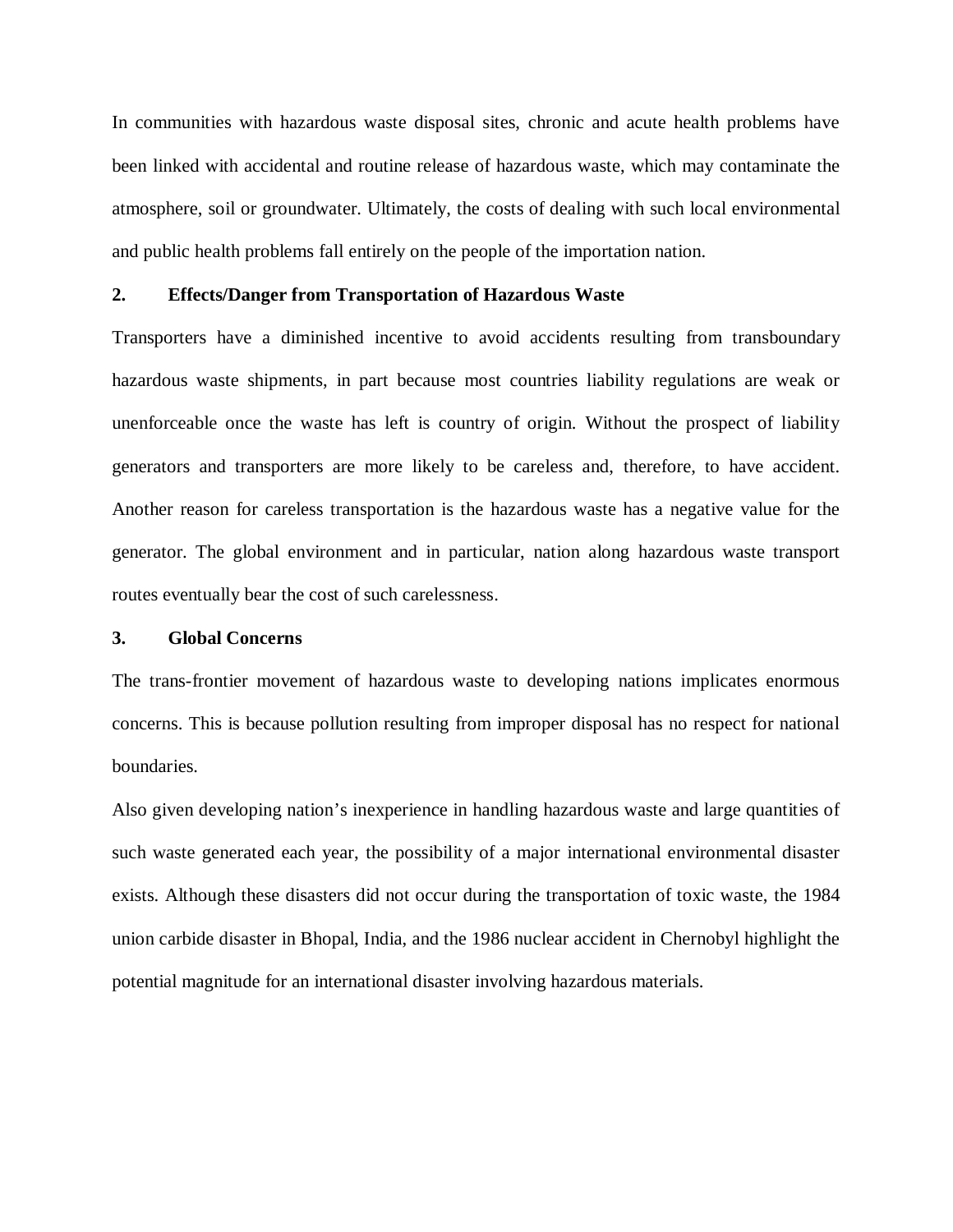In communities with hazardous waste disposal sites, chronic and acute health problems have been linked with accidental and routine release of hazardous waste, which may contaminate the atmosphere, soil or groundwater. Ultimately, the costs of dealing with such local environmental and public health problems fall entirely on the people of the importation nation.

**2. Effects/Danger from Transportation of Hazardous Waste**

Transporters have a diminished incentive to avoid accidents resulting from transboundary hazardous waste shipments, in part because most countries liability regulations are weak or unenforceable once the waste has left is country of origin. Without the prospect of liability generators and transporters are more likely to be careless and, therefore, to have accident. Another reason for careless transportation is the hazardous waste has a negative value for the generator. The global environment and in particular, nation along hazardous waste transport routes eventually bear the cost of such carelessness.

**3. Global Concerns**

The trans-frontier movement of hazardous waste to developing nations implicates enormous concerns. This is because pollution resulting from improper disposal has no respect for national boundaries.

Also given developing nation's inexperience in handling hazardous waste and large quantities of such waste generated each year, the possibility of a major international environmental disaster exists. Although these disasters did not occur during the transportation of toxic waste, the 1984 union carbide disaster in Bhopal, India, and the 1986 nuclear accident in Chernobyl highlight the potential magnitude for an international disaster involving hazardous materials.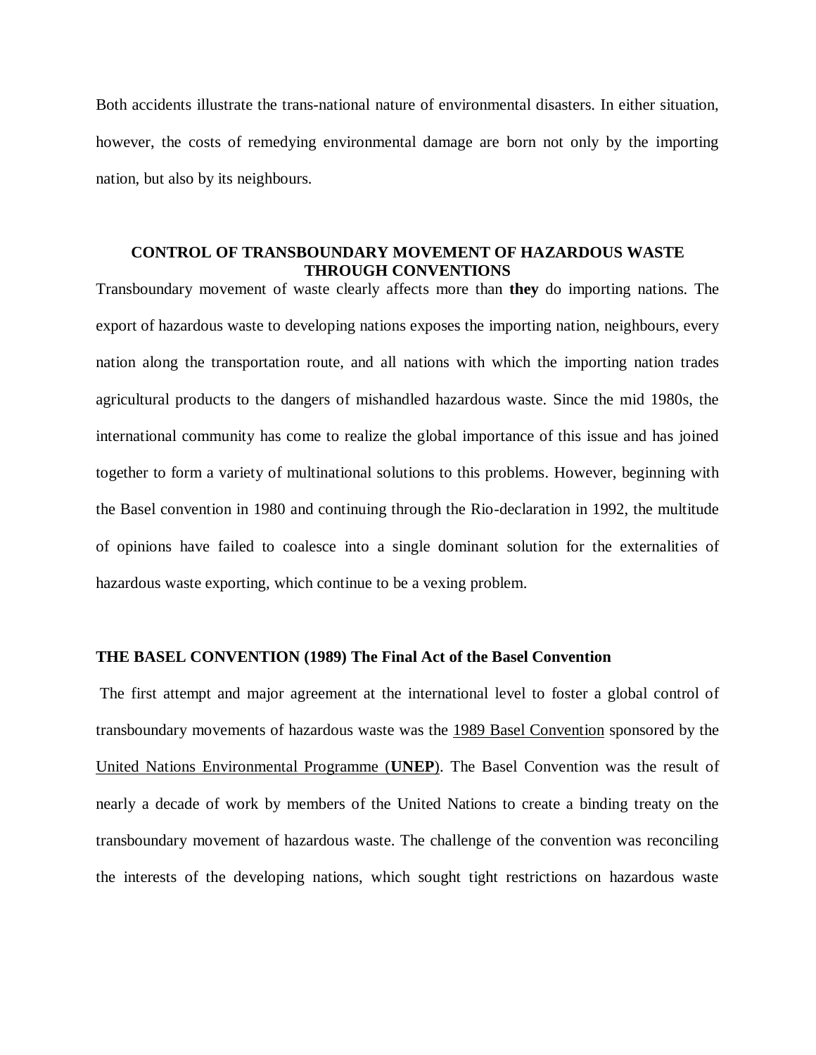Both accidents illustrate the trans-national nature of environmental disasters. In either situation, however, the costs of remedying environmental damage are born not only by the importing nation, but also by its neighbours.

## CONTROL OF TRANSBOUNDARY MOVEMENT OF HAZARDOUS WASTE THROUGH CONVENTIONS

Transboundary movement of waste clearly affects more than **they** do importing nations. The export of hazardous waste to developing nations exposes the importing nation, neighbours, every nation along the transportation route, and all nations with which the importing nation trades agricultural products to the dangers of mishandled hazardous waste. Since the mid 1980s, the international community has come to realize the global importance of this issue and has joined together to form a variety of multinational solutions to this problems. However, beginning with the Basel convention in 1980 and continuing through the Rio-declaration in 1992, the multitude of opinions have failed to coalesce into a single dominant solution for the externalities of hazardous waste exporting, which continue to be a vexing problem.

### THE BASEL CONVENTION (1989) The Final Act of the Basel Convention

The first attempt and major agreement at the international level to foster a global control of transboundary movements of hazardous waste was the 1989 Basel Convention sponsored by the United Nations Environmental Programme (**UNEP**). The Basel Convention was the result of nearly a decade of work by members of the United Nations to create a binding treaty on the transboundary movement of hazardous waste. The challenge of the convention was reconciling the interests of the developing nations, which sought tight restrictions on hazardous waste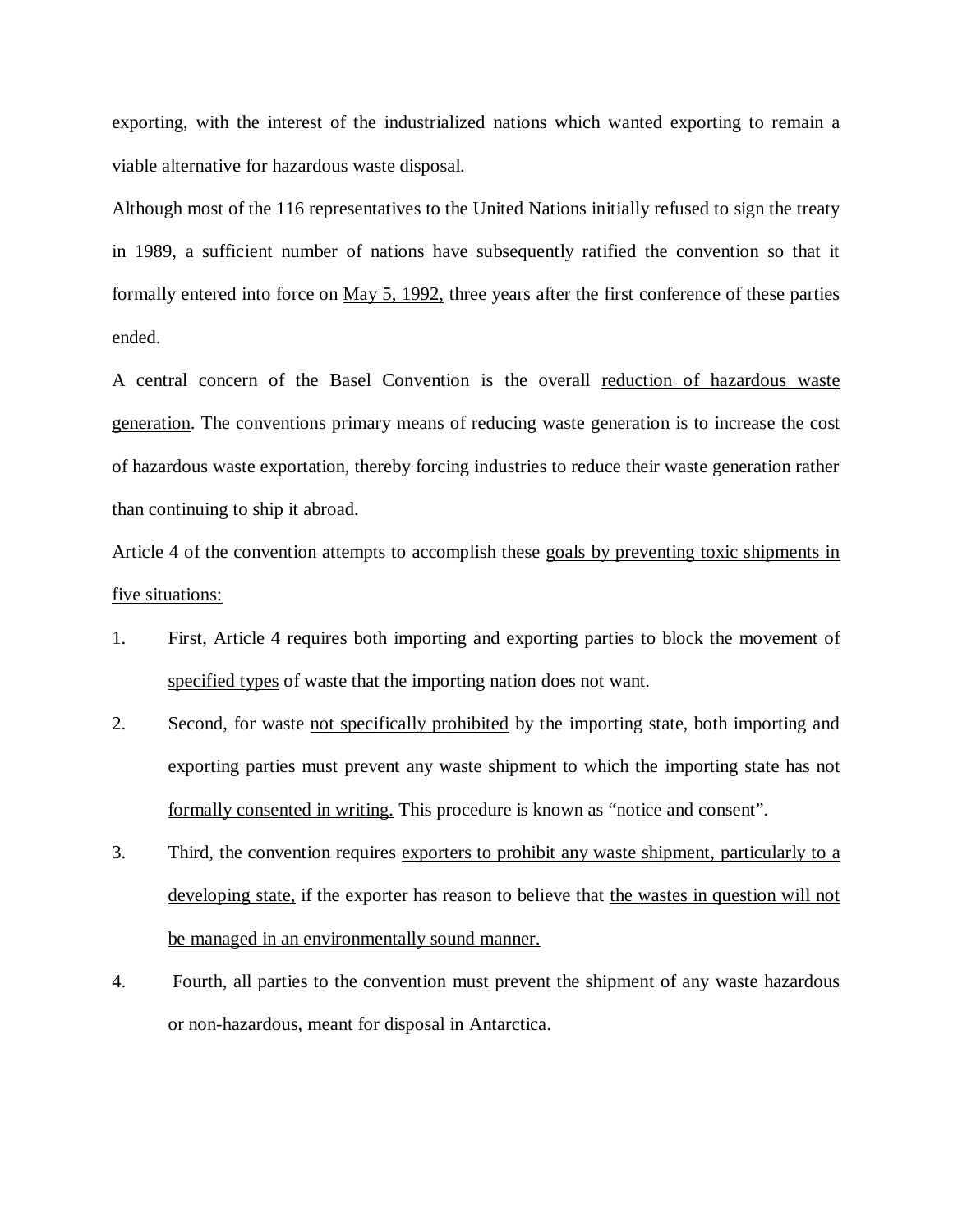exporting, with the interest of the industrialized nations which wanted exporting to remain a viable alternative for hazardous waste disposal.

Although most of the 116 representatives to the United Nations initially refused to sign the treaty in 1989, a sufficient number of nations have subsequently ratified the convention so that it formally entered into force on <u>May 5, 1992,</u> three years after the first conference of these parties ended.

A central concern of the Basel Convention is the overall <u>reduction of hazardous waste generation</u>. The conventions primary means of reducing waste generation is to increase the cost of hazardous waste exportation, thereby forcing industries to reduce their waste generation rather than continuing to ship it abroad.

Article 4 of the convention attempts to accomplish these <u>goals by preventing toxic shipments in five situations:</u>

1. First, Article 4 requires both importing and exporting parties <u>to block the movement of specified types</u> of waste that the importing nation does not want.
2. Second, for waste <u>not specifically prohibited</u> by the importing state, both importing and exporting parties must prevent any waste shipment to which the <u>importing state has not formally consented in writing.</u> This procedure is known as "notice and consent".
3. Third, the convention requires <u>exporters to prohibit any waste shipment, particularly to a developing state,</u> if the exporter has reason to believe that <u>the wastes in question will not be managed in an environmentally sound manner.</u>
4. Fourth, all parties to the convention must prevent the shipment of any waste hazardous or non-hazardous, meant for disposal in Antarctica.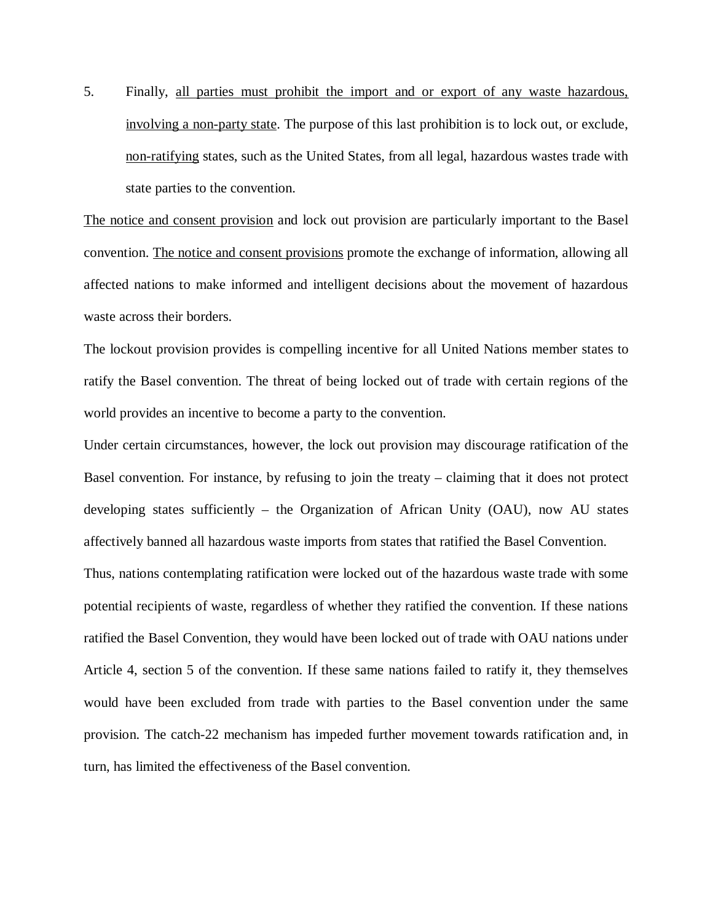5. Finally, <u>all parties must prohibit the import and or export of any waste hazardous, involving a non-party state</u>. The purpose of this last prohibition is to lock out, or exclude, <u>non-ratifying</u> states, such as the United States, from all legal, hazardous wastes trade with state parties to the convention.

<u>The notice and consent provision</u> and lock out provision are particularly important to the Basel convention. <u>The notice and consent provisions</u> promote the exchange of information, allowing all affected nations to make informed and intelligent decisions about the movement of hazardous waste across their borders.

The lockout provision provides is compelling incentive for all United Nations member states to ratify the Basel convention. The threat of being locked out of trade with certain regions of the world provides an incentive to become a party to the convention.

Under certain circumstances, however, the lock out provision may discourage ratification of the Basel convention. For instance, by refusing to join the treaty – claiming that it does not protect developing states sufficiently – the Organization of African Unity (OAU), now AU states affectively banned all hazardous waste imports from states that ratified the Basel Convention.

Thus, nations contemplating ratification were locked out of the hazardous waste trade with some potential recipients of waste, regardless of whether they ratified the convention. If these nations ratified the Basel Convention, they would have been locked out of trade with OAU nations under Article 4, section 5 of the convention. If these same nations failed to ratify it, they themselves would have been excluded from trade with parties to the Basel convention under the same provision. The catch-22 mechanism has impeded further movement towards ratification and, in turn, has limited the effectiveness of the Basel convention.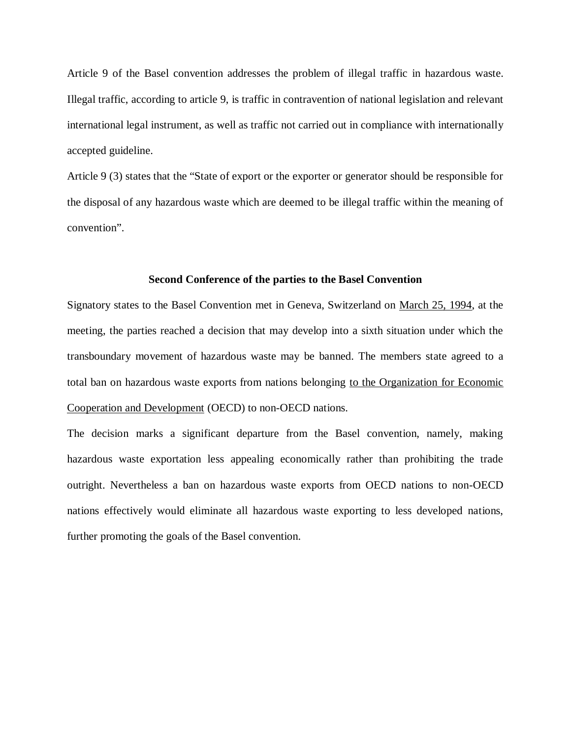Article 9 of the Basel convention addresses the problem of illegal traffic in hazardous waste. Illegal traffic, according to article 9, is traffic in contravention of national legislation and relevant international legal instrument, as well as traffic not carried out in compliance with internationally accepted guideline.

Article 9 (3) states that the "State of export or the exporter or generator should be responsible for the disposal of any hazardous waste which are deemed to be illegal traffic within the meaning of convention".

### Second Conference of the parties to the Basel Convention

Signatory states to the Basel Convention met in Geneva, Switzerland on March 25, 1994, at the meeting, the parties reached a decision that may develop into a sixth situation under which the transboundary movement of hazardous waste may be banned. The members state agreed to a total ban on hazardous waste exports from nations belonging to the Organization for Economic Cooperation and Development (OECD) to non-OECD nations.

The decision marks a significant departure from the Basel convention, namely, making hazardous waste exportation less appealing economically rather than prohibiting the trade outright. Nevertheless a ban on hazardous waste exports from OECD nations to non-OECD nations effectively would eliminate all hazardous waste exporting to less developed nations, further promoting the goals of the Basel convention.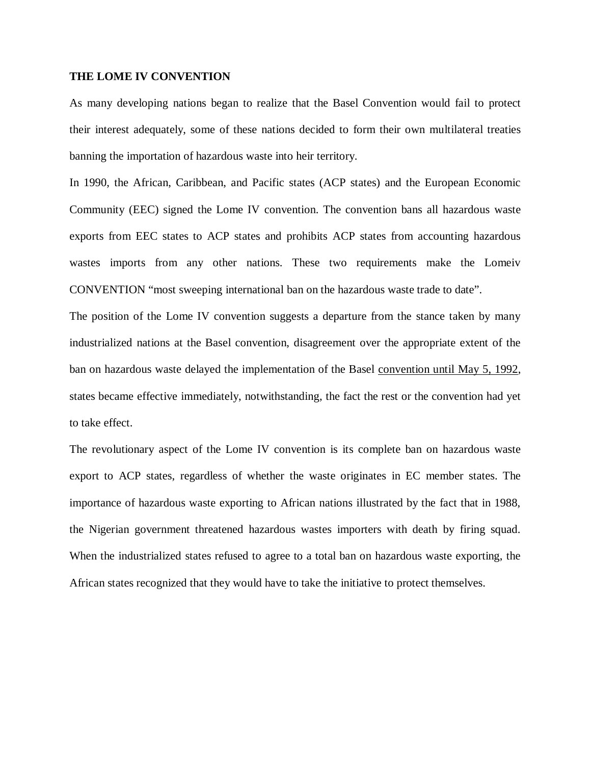**THE LOME IV CONVENTION**

As many developing nations began to realize that the Basel Convention would fail to protect their interest adequately, some of these nations decided to form their own multilateral treaties banning the importation of hazardous waste into heir territory.

In 1990, the African, Caribbean, and Pacific states (ACP states) and the European Economic Community (EEC) signed the Lome IV convention. The convention bans all hazardous waste exports from EEC states to ACP states and prohibits ACP states from accounting hazardous wastes imports from any other nations. These two requirements make the Lomeiv CONVENTION "most sweeping international ban on the hazardous waste trade to date".

The position of the Lome IV convention suggests a departure from the stance taken by many industrialized nations at the Basel convention, disagreement over the appropriate extent of the ban on hazardous waste delayed the implementation of the Basel convention until May 5, 1992, states became effective immediately, notwithstanding, the fact the rest or the convention had yet to take effect.

The revolutionary aspect of the Lome IV convention is its complete ban on hazardous waste export to ACP states, regardless of whether the waste originates in EC member states. The importance of hazardous waste exporting to African nations illustrated by the fact that in 1988, the Nigerian government threatened hazardous wastes importers with death by firing squad. When the industrialized states refused to agree to a total ban on hazardous waste exporting, the African states recognized that they would have to take the initiative to protect themselves.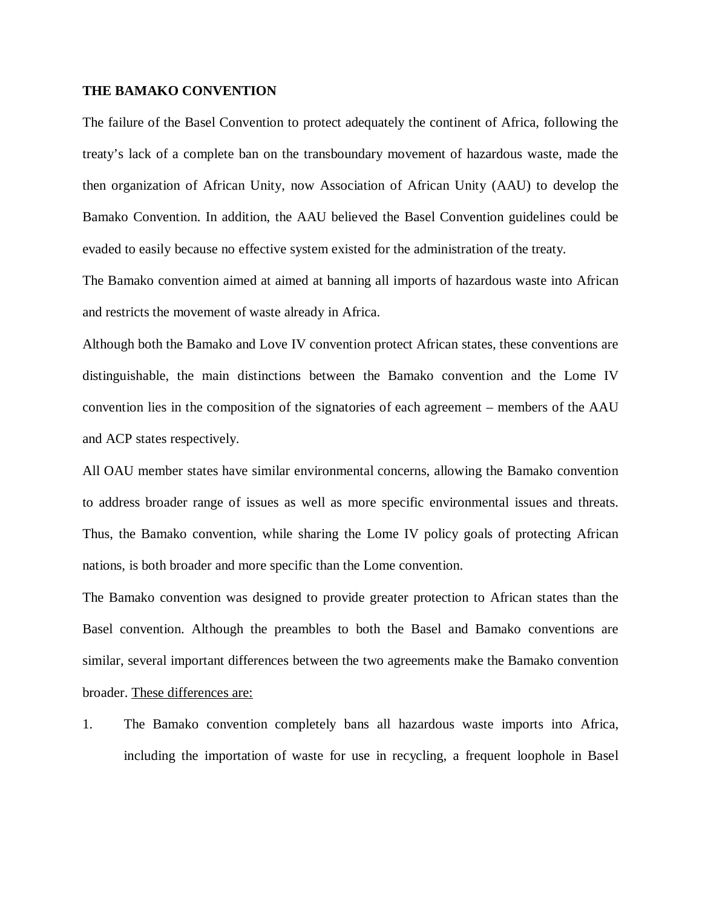**THE BAMAKO CONVENTION**

The failure of the Basel Convention to protect adequately the continent of Africa, following the treaty's lack of a complete ban on the transboundary movement of hazardous waste, made the then organization of African Unity, now Association of African Unity (AAU) to develop the Bamako Convention. In addition, the AAU believed the Basel Convention guidelines could be evaded to easily because no effective system existed for the administration of the treaty.

The Bamako convention aimed at aimed at banning all imports of hazardous waste into African and restricts the movement of waste already in Africa.

Although both the Bamako and Love IV convention protect African states, these conventions are distinguishable, the main distinctions between the Bamako convention and the Lome IV convention lies in the composition of the signatories of each agreement – members of the AAU and ACP states respectively.

All OAU member states have similar environmental concerns, allowing the Bamako convention to address broader range of issues as well as more specific environmental issues and threats. Thus, the Bamako convention, while sharing the Lome IV policy goals of protecting African nations, is both broader and more specific than the Lome convention.

The Bamako convention was designed to provide greater protection to African states than the Basel convention. Although the preambles to both the Basel and Bamako conventions are similar, several important differences between the two agreements make the Bamako convention broader. These differences are:

1. The Bamako convention completely bans all hazardous waste imports into Africa, including the importation of waste for use in recycling, a frequent loophole in Basel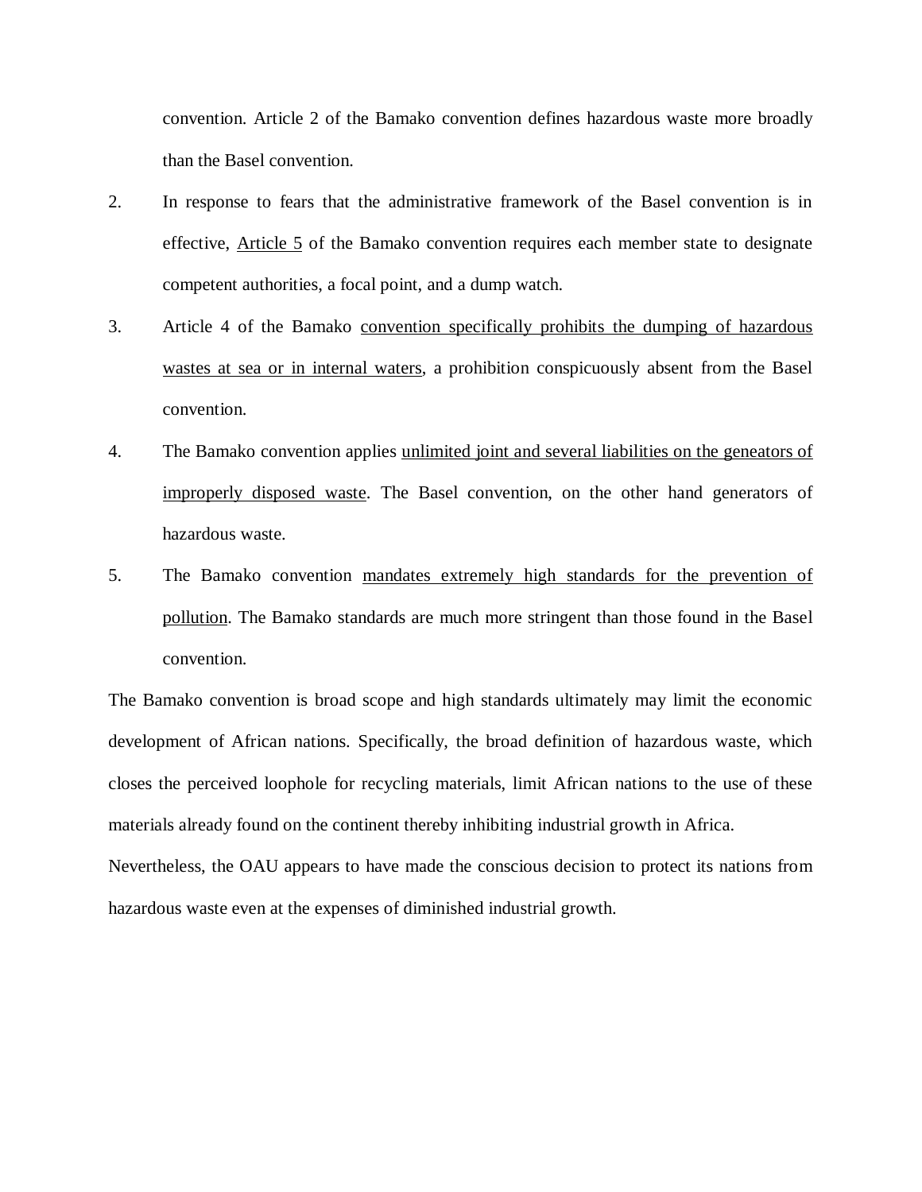convention. Article 2 of the Bamako convention defines hazardous waste more broadly than the Basel convention.

2. In response to fears that the administrative framework of the Basel convention is in effective, <u>Article 5</u> of the Bamako convention requires each member state to designate competent authorities, a focal point, and a dump watch.

3. Article 4 of the Bamako <u>convention specifically prohibits the dumping of hazardous wastes at sea or in internal waters</u>, a prohibition conspicuously absent from the Basel convention.

4. The Bamako convention applies <u>unlimited joint and several liabilities on the geneators of improperly disposed waste</u>. The Basel convention, on the other hand generators of hazardous waste.

5. The Bamako convention <u>mandates extremely high standards for the prevention of pollution</u>. The Bamako standards are much more stringent than those found in the Basel convention.

The Bamako convention is broad scope and high standards ultimately may limit the economic development of African nations. Specifically, the broad definition of hazardous waste, which closes the perceived loophole for recycling materials, limit African nations to the use of these materials already found on the continent thereby inhibiting industrial growth in Africa.

Nevertheless, the OAU appears to have made the conscious decision to protect its nations from hazardous waste even at the expenses of diminished industrial growth.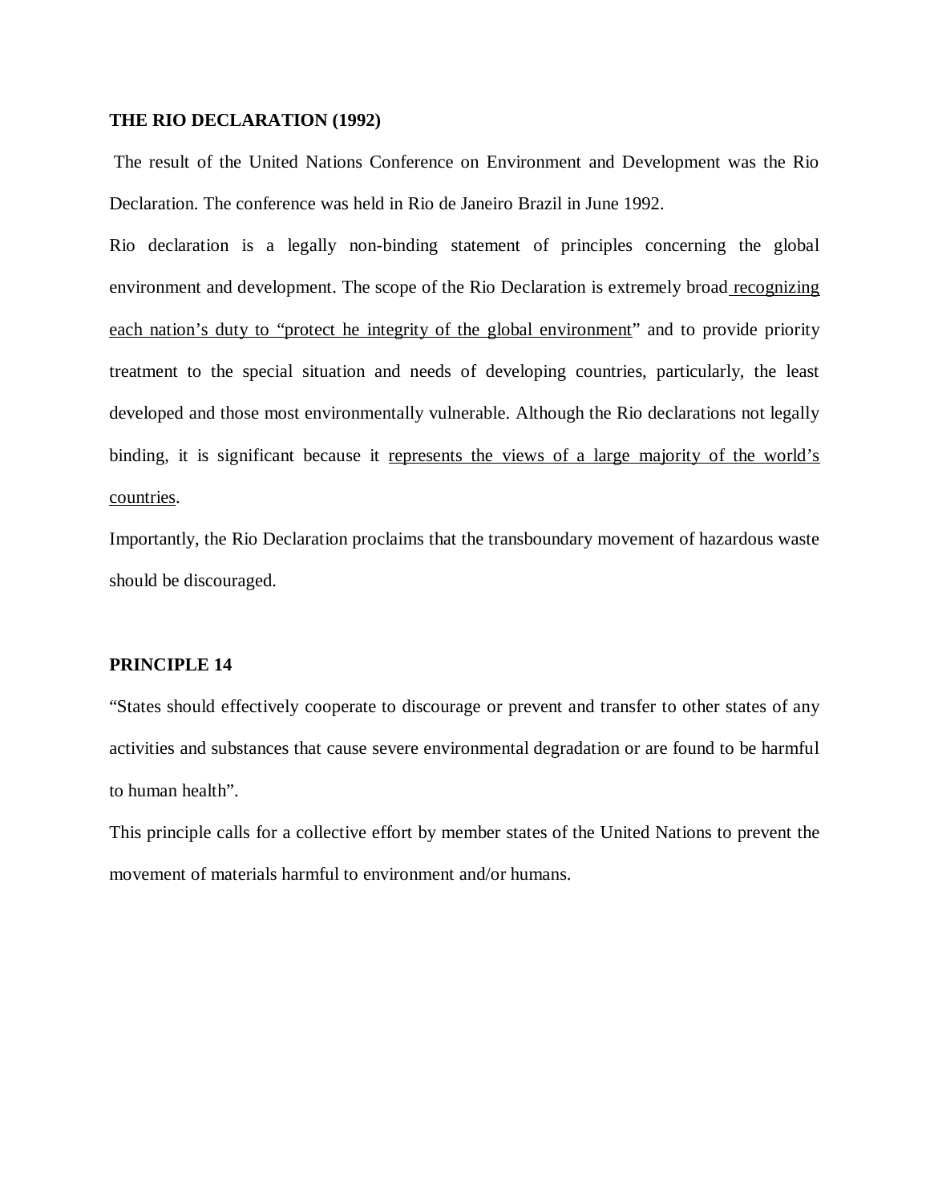**THE RIO DECLARATION (1992)**

The result of the United Nations Conference on Environment and Development was the Rio Declaration. The conference was held in Rio de Janeiro Brazil in June 1992.

Rio declaration is a legally non-binding statement of principles concerning the global environment and development. The scope of the Rio Declaration is extremely broad <u>recognizing each nation's duty to "protect he integrity of the global environment</u>" and to provide priority treatment to the special situation and needs of developing countries, particularly, the least developed and those most environmentally vulnerable. Although the Rio declarations not legally binding, it is significant because it <u>represents the views of a large majority of the world's countries</u>.

Importantly, the Rio Declaration proclaims that the transboundary movement of hazardous waste should be discouraged.

**PRINCIPLE 14**

"States should effectively cooperate to discourage or prevent and transfer to other states of any activities and substances that cause severe environmental degradation or are found to be harmful to human health".

This principle calls for a collective effort by member states of the United Nations to prevent the movement of materials harmful to environment and/or humans.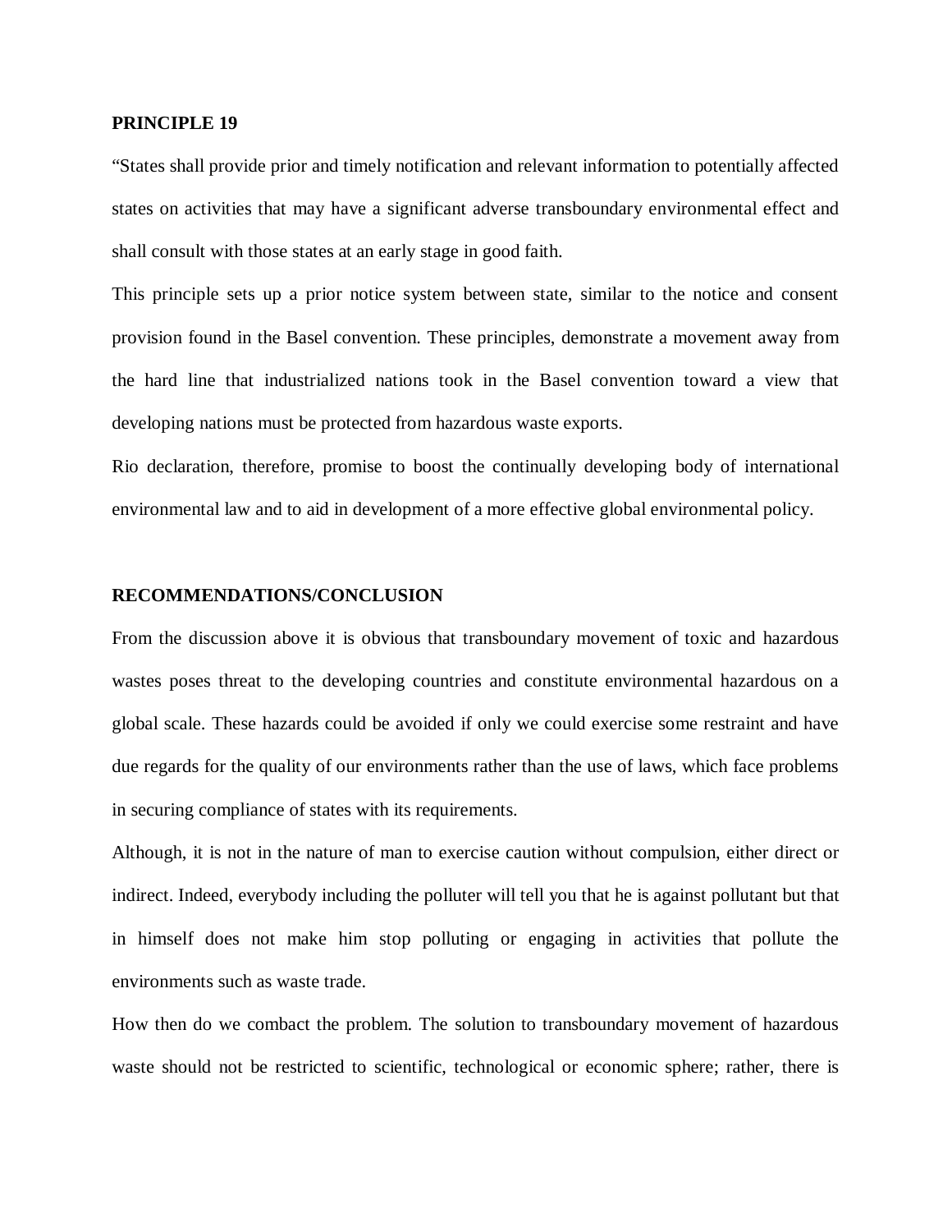**PRINCIPLE 19**

"States shall provide prior and timely notification and relevant information to potentially affected states on activities that may have a significant adverse transboundary environmental effect and shall consult with those states at an early stage in good faith.

This principle sets up a prior notice system between state, similar to the notice and consent provision found in the Basel convention. These principles, demonstrate a movement away from the hard line that industrialized nations took in the Basel convention toward a view that developing nations must be protected from hazardous waste exports.

Rio declaration, therefore, promise to boost the continually developing body of international environmental law and to aid in development of a more effective global environmental policy.

**RECOMMENDATIONS/CONCLUSION**

From the discussion above it is obvious that transboundary movement of toxic and hazardous wastes poses threat to the developing countries and constitute environmental hazardous on a global scale. These hazards could be avoided if only we could exercise some restraint and have due regards for the quality of our environments rather than the use of laws, which face problems in securing compliance of states with its requirements.

Although, it is not in the nature of man to exercise caution without compulsion, either direct or indirect. Indeed, everybody including the polluter will tell you that he is against pollutant but that in himself does not make him stop polluting or engaging in activities that pollute the environments such as waste trade.

How then do we combact the problem. The solution to transboundary movement of hazardous waste should not be restricted to scientific, technological or economic sphere; rather, there is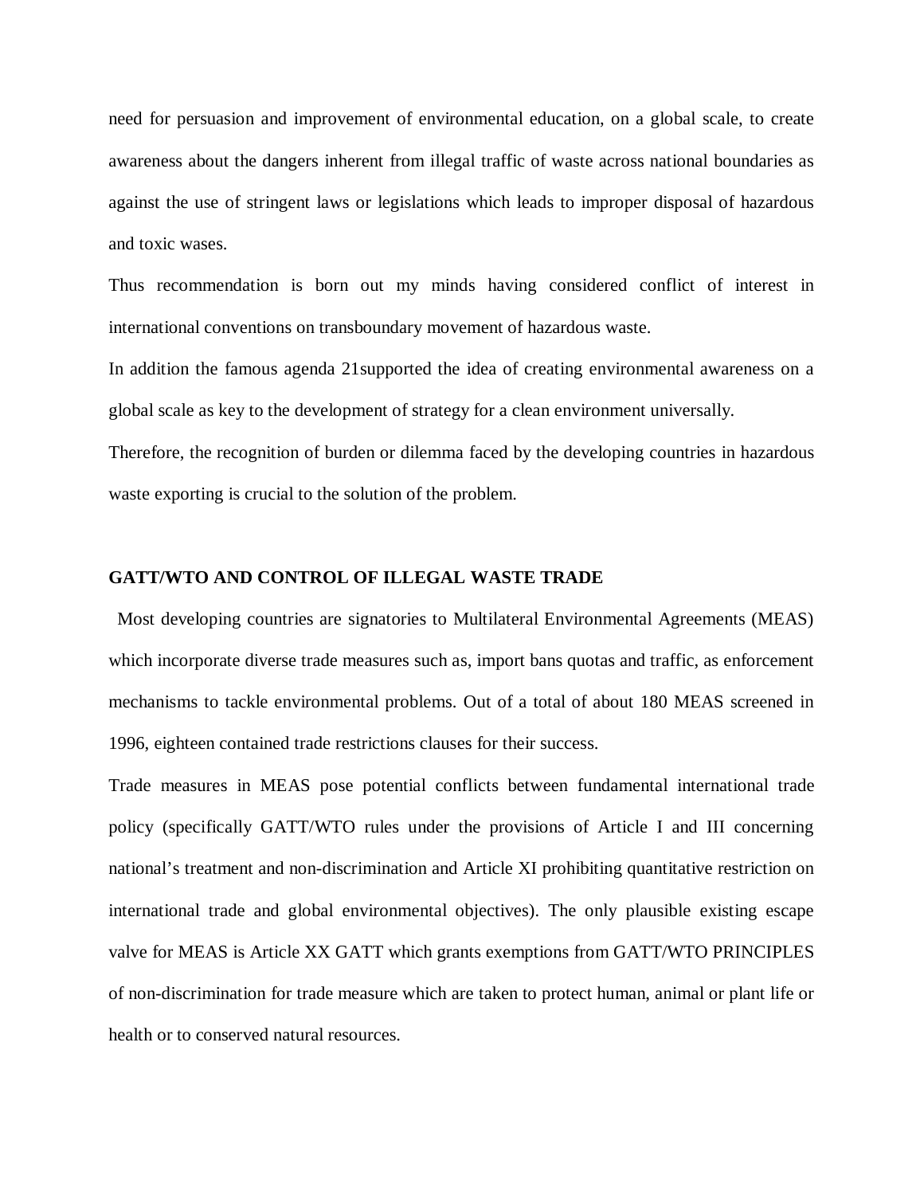need for persuasion and improvement of environmental education, on a global scale, to create awareness about the dangers inherent from illegal traffic of waste across national boundaries as against the use of stringent laws or legislations which leads to improper disposal of hazardous and toxic wases.

Thus recommendation is born out my minds having considered conflict of interest in international conventions on transboundary movement of hazardous waste.

In addition the famous agenda 21supported the idea of creating environmental awareness on a global scale as key to the development of strategy for a clean environment universally.

Therefore, the recognition of burden or dilemma faced by the developing countries in hazardous waste exporting is crucial to the solution of the problem.

**GATT/WTO AND CONTROL OF ILLEGAL WASTE TRADE**

Most developing countries are signatories to Multilateral Environmental Agreements (MEAS) which incorporate diverse trade measures such as, import bans quotas and traffic, as enforcement mechanisms to tackle environmental problems. Out of a total of about 180 MEAS screened in 1996, eighteen contained trade restrictions clauses for their success.

Trade measures in MEAS pose potential conflicts between fundamental international trade policy (specifically GATT/WTO rules under the provisions of Article I and III concerning national's treatment and non-discrimination and Article XI prohibiting quantitative restriction on international trade and global environmental objectives). The only plausible existing escape valve for MEAS is Article XX GATT which grants exemptions from GATT/WTO PRINCIPLES of non-discrimination for trade measure which are taken to protect human, animal or plant life or health or to conserved natural resources.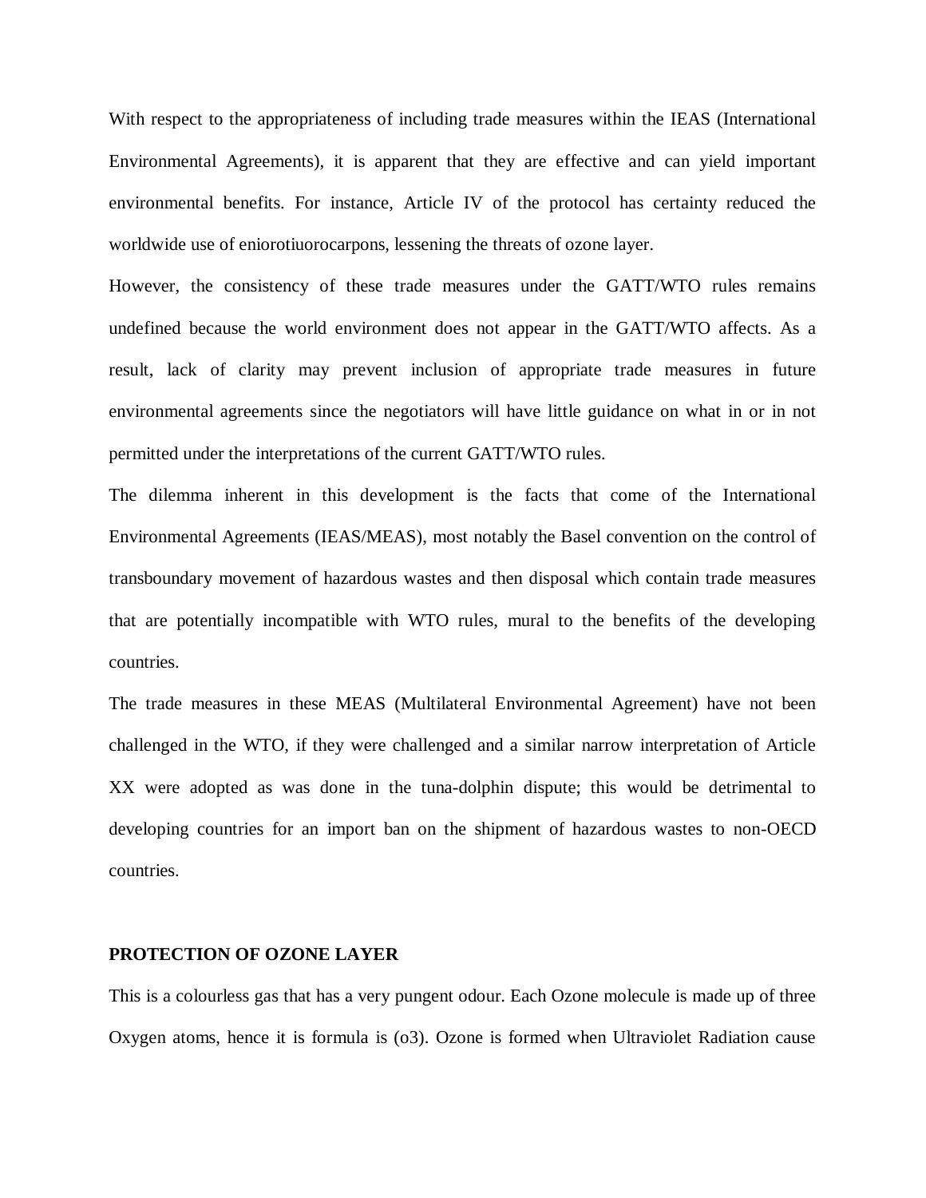With respect to the appropriateness of including trade measures within the IEAS (International Environmental Agreements), it is apparent that they are effective and can yield important environmental benefits. For instance, Article IV of the protocol has certainty reduced the worldwide use of eniorotiuorocarpons, lessening the threats of ozone layer.

However, the consistency of these trade measures under the GATT/WTO rules remains undefined because the world environment does not appear in the GATT/WTO affects. As a result, lack of clarity may prevent inclusion of appropriate trade measures in future environmental agreements since the negotiators will have little guidance on what in or in not permitted under the interpretations of the current GATT/WTO rules.

The dilemma inherent in this development is the facts that come of the International Environmental Agreements (IEAS/MEAS), most notably the Basel convention on the control of transboundary movement of hazardous wastes and then disposal which contain trade measures that are potentially incompatible with WTO rules, mural to the benefits of the developing countries.

The trade measures in these MEAS (Multilateral Environmental Agreement) have not been challenged in the WTO, if they were challenged and a similar narrow interpretation of Article XX were adopted as was done in the tuna-dolphin dispute; this would be detrimental to developing countries for an import ban on the shipment of hazardous wastes to non-OECD countries.

**PROTECTION OF OZONE LAYER**

This is a colourless gas that has a very pungent odour. Each Ozone molecule is made up of three Oxygen atoms, hence it is formula is (o3). Ozone is formed when Ultraviolet Radiation cause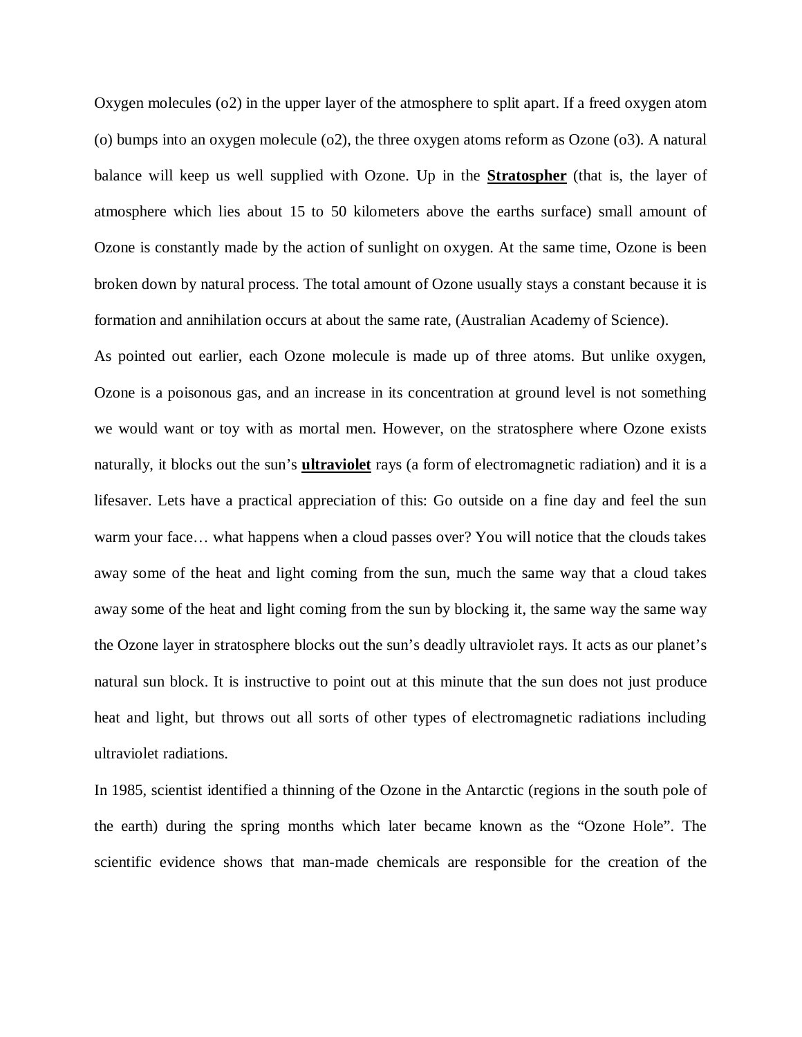Oxygen molecules ($o_2$) in the upper layer of the atmosphere to split apart. If a freed oxygen atom (o) bumps into an oxygen molecule ($o_2$), the three oxygen atoms reform as Ozone ($o_3$). A natural balance will keep us well supplied with Ozone. Up in the **Stratospher** (that is, the layer of atmosphere which lies about 15 to 50 kilometers above the earths surface) small amount of Ozone is constantly made by the action of sunlight on oxygen. At the same time, Ozone is been broken down by natural process. The total amount of Ozone usually stays a constant because it is formation and annihilation occurs at about the same rate, (Australian Academy of Science).

As pointed out earlier, each Ozone molecule is made up of three atoms. But unlike oxygen, Ozone is a poisonous gas, and an increase in its concentration at ground level is not something we would want or toy with as mortal men. However, on the stratosphere where Ozone exists naturally, it blocks out the sun's **ultraviolet** rays (a form of electromagnetic radiation) and it is a lifesaver. Lets have a practical appreciation of this: Go outside on a fine day and feel the sun warm your face… what happens when a cloud passes over? You will notice that the clouds takes away some of the heat and light coming from the sun, much the same way that a cloud takes away some of the heat and light coming from the sun by blocking it, the same way the same way the Ozone layer in stratosphere blocks out the sun's deadly ultraviolet rays. It acts as our planet's natural sun block. It is instructive to point out at this minute that the sun does not just produce heat and light, but throws out all sorts of other types of electromagnetic radiations including ultraviolet radiations.

In 1985, scientist identified a thinning of the Ozone in the Antarctic (regions in the south pole of the earth) during the spring months which later became known as the "Ozone Hole". The scientific evidence shows that man-made chemicals are responsible for the creation of the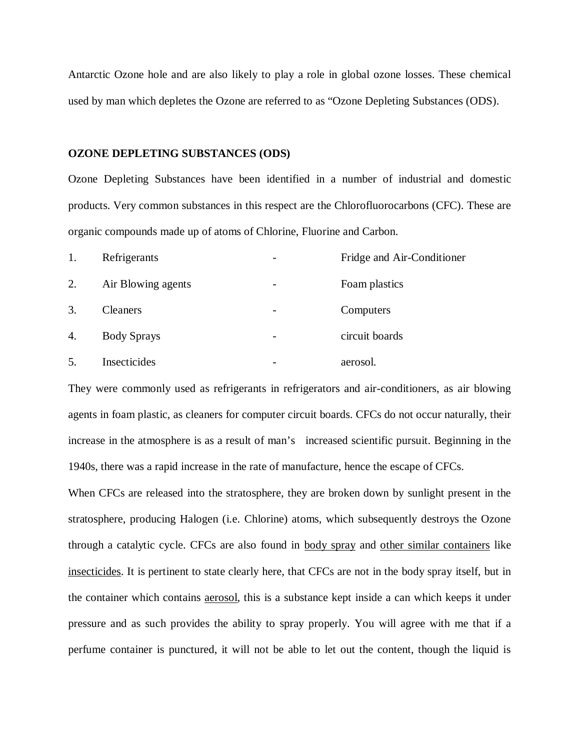Antarctic Ozone hole and are also likely to play a role in global ozone losses. These chemical used by man which depletes the Ozone are referred to as “Ozone Depleting Substances (ODS).

**OZONE DEPLETING SUBSTANCES (ODS)**

Ozone Depleting Substances have been identified in a number of industrial and domestic products. Very common substances in this respect are the Chlorofluorocarbons (CFC). These are organic compounds made up of atoms of Chlorine, Fluorine and Carbon.

| | | | |
|---|---|---|---|
| 1. | Refrigerants | - | Fridge and Air-Conditioner |
| 2. | Air Blowing agents | - | Foam plastics |
| 3. | Cleaners | - | Computers |
| 4. | Body Sprays | - | circuit boards |
| 5. | Insecticides | - | aerosol. |

They were commonly used as refrigerants in refrigerators and air-conditioners, as air blowing agents in foam plastic, as cleaners for computer circuit boards. CFCs do not occur naturally, their increase in the atmosphere is as a result of man’s increased scientific pursuit. Beginning in the 1940s, there was a rapid increase in the rate of manufacture, hence the escape of CFCs.

When CFCs are released into the stratosphere, they are broken down by sunlight present in the stratosphere, producing Halogen (i.e. Chlorine) atoms, which subsequently destroys the Ozone through a catalytic cycle. CFCs are also found in <u>body spray</u> and <u>other similar containers</u> like <u>insecticides</u>. It is pertinent to state clearly here, that CFCs are not in the body spray itself, but in the container which contains <u>aerosol</u>, this is a substance kept inside a can which keeps it under pressure and as such provides the ability to spray properly. You will agree with me that if a perfume container is punctured, it will not be able to let out the content, though the liquid is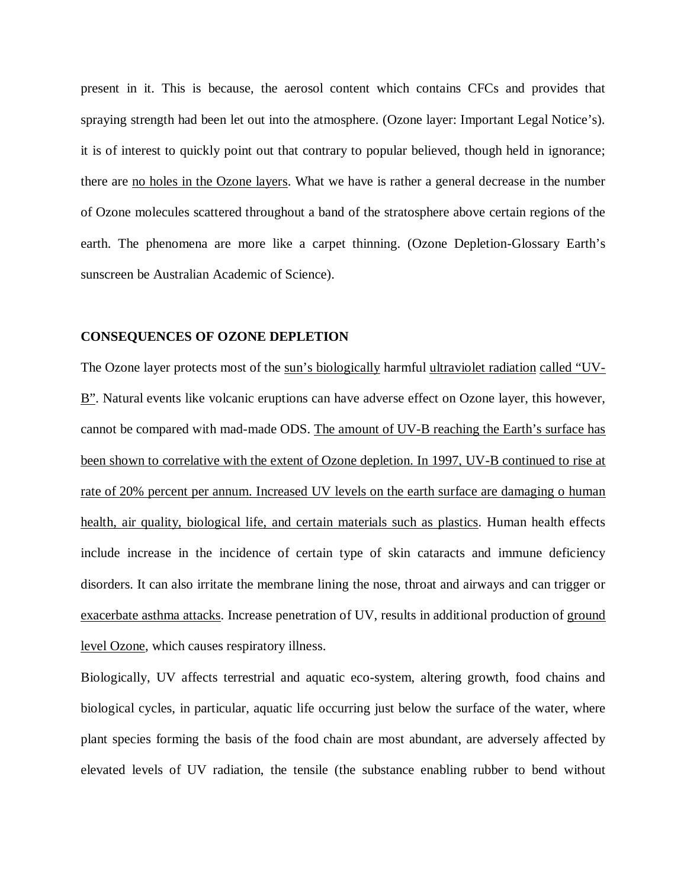present in it. This is because, the aerosol content which contains CFCs and provides that spraying strength had been let out into the atmosphere. (Ozone layer: Important Legal Notice's). it is of interest to quickly point out that contrary to popular believed, though held in ignorance; there are <u>no holes in the Ozone layers</u>. What we have is rather a general decrease in the number of Ozone molecules scattered throughout a band of the stratosphere above certain regions of the earth. The phenomena are more like a carpet thinning. (Ozone Depletion-Glossary Earth's sunscreen be Australian Academic of Science).

## CONSEQUENCES OF OZONE DEPLETION

The Ozone layer protects most of the <u>sun's biologically</u> harmful <u>ultraviolet radiation</u> <u>called "UV-B"</u>. Natural events like volcanic eruptions can have adverse effect on Ozone layer, this however, cannot be compared with mad-made ODS. <u>The amount of UV-B reaching the Earth's surface has been shown to correlative with the extent of Ozone depletion. In 1997, UV-B continued to rise at rate of 20% percent per annum. Increased UV levels on the earth surface are damaging o human health, air quality, biological life, and certain materials such as plastics</u>. Human health effects include increase in the incidence of certain type of skin cataracts and immune deficiency disorders. It can also irritate the membrane lining the nose, throat and airways and can trigger or <u>exacerbate asthma attacks</u>. Increase penetration of UV, results in additional production of <u>ground level Ozone</u>, which causes respiratory illness.

Biologically, UV affects terrestrial and aquatic eco-system, altering growth, food chains and biological cycles, in particular, aquatic life occurring just below the surface of the water, where plant species forming the basis of the food chain are most abundant, are adversely affected by elevated levels of UV radiation, the tensile (the substance enabling rubber to bend without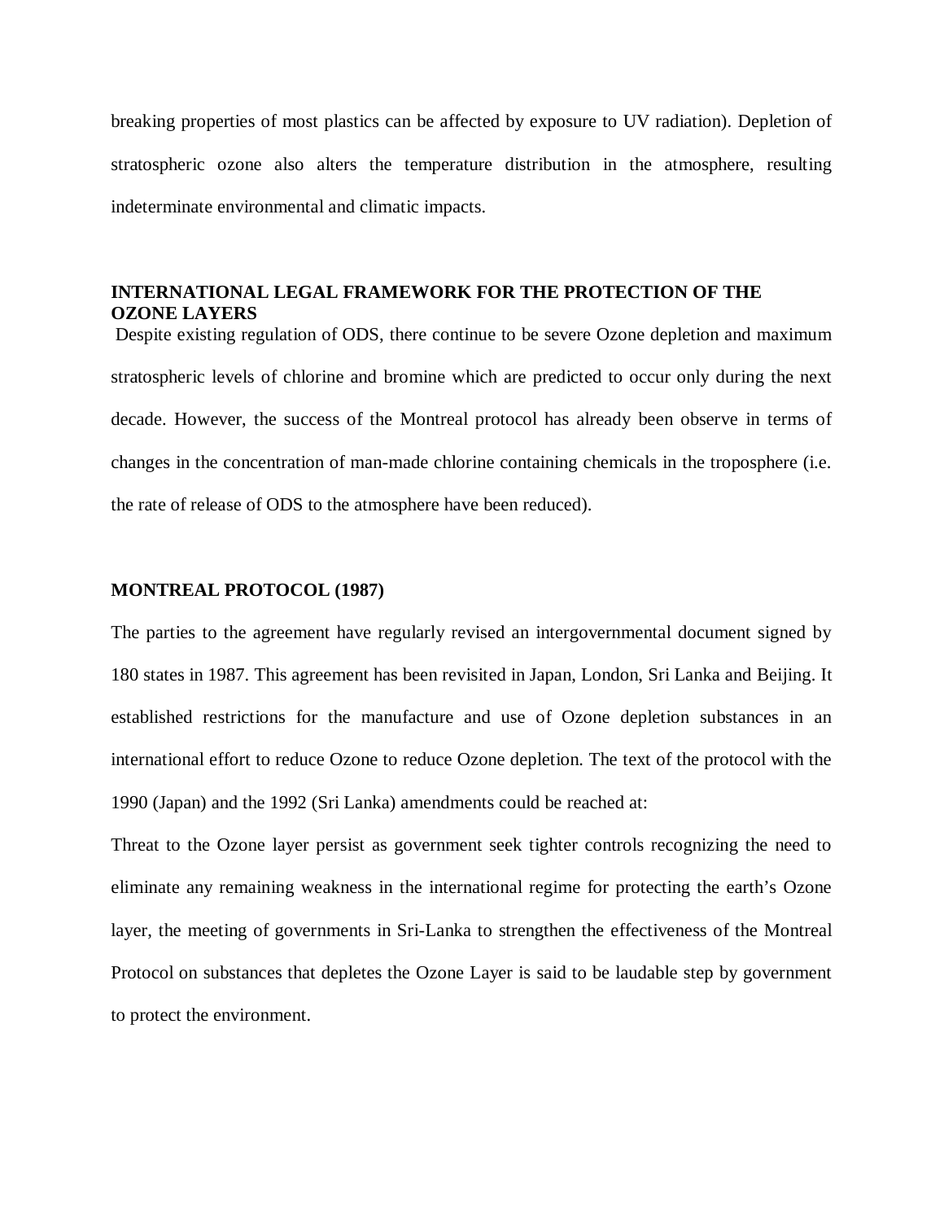breaking properties of most plastics can be affected by exposure to UV radiation). Depletion of stratospheric ozone also alters the temperature distribution in the atmosphere, resulting indeterminate environmental and climatic impacts.

## INTERNATIONAL LEGAL FRAMEWORK FOR THE PROTECTION OF THE OZONE LAYERS

Despite existing regulation of ODS, there continue to be severe Ozone depletion and maximum stratospheric levels of chlorine and bromine which are predicted to occur only during the next decade. However, the success of the Montreal protocol has already been observe in terms of changes in the concentration of man-made chlorine containing chemicals in the troposphere (i.e. the rate of release of ODS to the atmosphere have been reduced).

## MONTREAL PROTOCOL (1987)

The parties to the agreement have regularly revised an intergovernmental document signed by 180 states in 1987. This agreement has been revisited in Japan, London, Sri Lanka and Beijing. It established restrictions for the manufacture and use of Ozone depletion substances in an international effort to reduce Ozone to reduce Ozone depletion. The text of the protocol with the 1990 (Japan) and the 1992 (Sri Lanka) amendments could be reached at:

Threat to the Ozone layer persist as government seek tighter controls recognizing the need to eliminate any remaining weakness in the international regime for protecting the earth's Ozone layer, the meeting of governments in Sri-Lanka to strengthen the effectiveness of the Montreal Protocol on substances that depletes the Ozone Layer is said to be laudable step by government to protect the environment.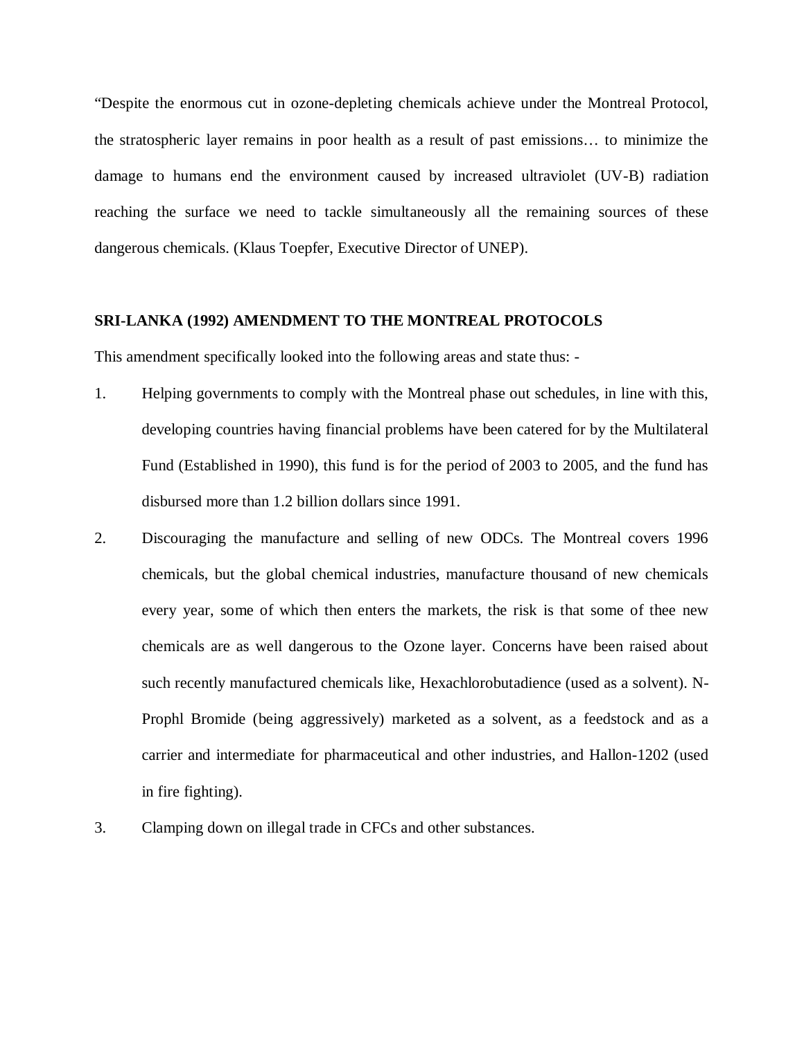"Despite the enormous cut in ozone-depleting chemicals achieve under the Montreal Protocol, the stratospheric layer remains in poor health as a result of past emissions… to minimize the damage to humans end the environment caused by increased ultraviolet (UV-B) radiation reaching the surface we need to tackle simultaneously all the remaining sources of these dangerous chemicals. (Klaus Toepfer, Executive Director of UNEP).

**SRI-LANKA (1992) AMENDMENT TO THE MONTREAL PROTOCOLS**

This amendment specifically looked into the following areas and state thus: -

1. Helping governments to comply with the Montreal phase out schedules, in line with this, developing countries having financial problems have been catered for by the Multilateral Fund (Established in 1990), this fund is for the period of 2003 to 2005, and the fund has disbursed more than 1.2 billion dollars since 1991.
2. Discouraging the manufacture and selling of new ODCs. The Montreal covers 1996 chemicals, but the global chemical industries, manufacture thousand of new chemicals every year, some of which then enters the markets, the risk is that some of thee new chemicals are as well dangerous to the Ozone layer. Concerns have been raised about such recently manufactured chemicals like, Hexachlorobutadience (used as a solvent). N-Prophl Bromide (being aggressively) marketed as a solvent, as a feedstock and as a carrier and intermediate for pharmaceutical and other industries, and Hallon-1202 (used in fire fighting).
3. Clamping down on illegal trade in CFCs and other substances.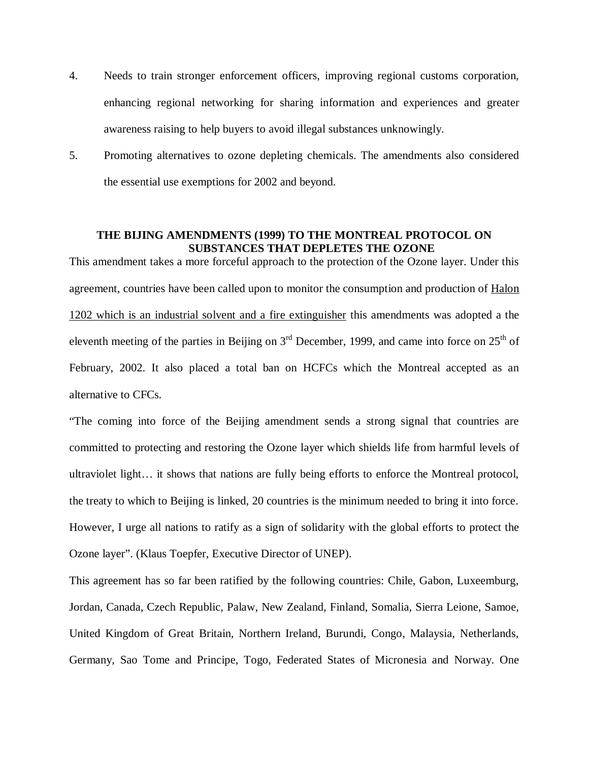4. Needs to train stronger enforcement officers, improving regional customs corporation, enhancing regional networking for sharing information and experiences and greater awareness raising to help buyers to avoid illegal substances unknowingly.

5. Promoting alternatives to ozone depleting chemicals. The amendments also considered the essential use exemptions for 2002 and beyond.

## THE BIJING AMENDMENTS (1999) TO THE MONTREAL PROTOCOL ON SUBSTANCES THAT DEPLETES THE OZONE

This amendment takes a more forceful approach to the protection of the Ozone layer. Under this agreement, countries have been called upon to monitor the consumption and production of Halon 1202 which is an industrial solvent and a fire extinguisher this amendments was adopted a the eleventh meeting of the parties in Beijing on 3rd December, 1999, and came into force on 25th of February, 2002. It also placed a total ban on HCFCs which the Montreal accepted as an alternative to CFCs.

"The coming into force of the Beijing amendment sends a strong signal that countries are committed to protecting and restoring the Ozone layer which shields life from harmful levels of ultraviolet light… it shows that nations are fully being efforts to enforce the Montreal protocol, the treaty to which to Beijing is linked, 20 countries is the minimum needed to bring it into force. However, I urge all nations to ratify as a sign of solidarity with the global efforts to protect the Ozone layer". (Klaus Toepfer, Executive Director of UNEP).

This agreement has so far been ratified by the following countries: Chile, Gabon, Luxeemburg, Jordan, Canada, Czech Republic, Palaw, New Zealand, Finland, Somalia, Sierra Leione, Samoe, United Kingdom of Great Britain, Northern Ireland, Burundi, Congo, Malaysia, Netherlands, Germany, Sao Tome and Principe, Togo, Federated States of Micronesia and Norway. One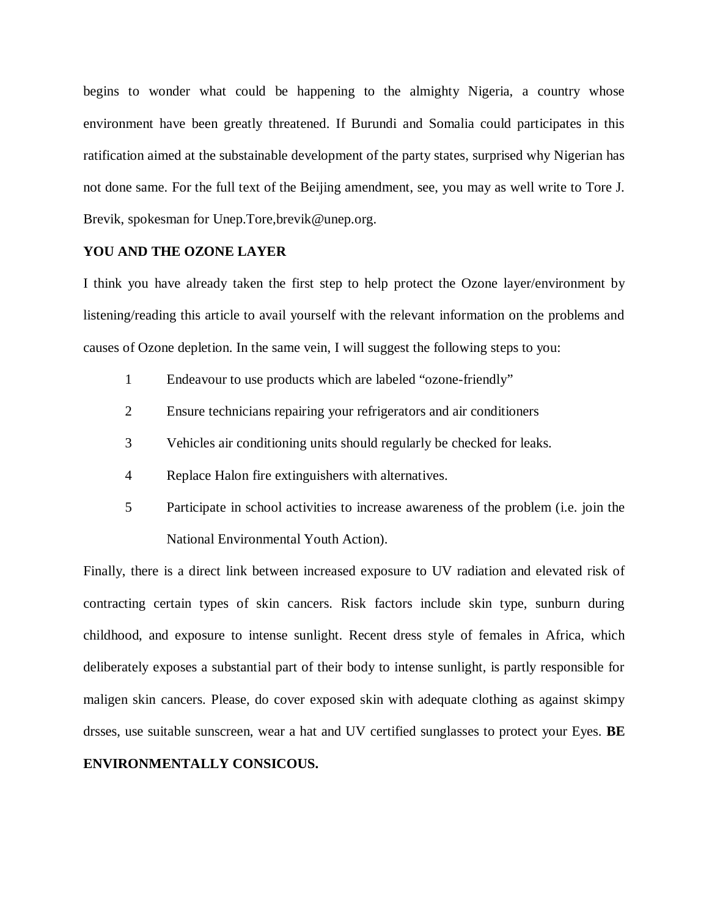begins to wonder what could be happening to the almighty Nigeria, a country whose environment have been greatly threatened. If Burundi and Somalia could participates in this ratification aimed at the substainable development of the party states, surprised why Nigerian has not done same. For the full text of the Beijing amendment, see, you may as well write to Tore J. Brevik, spokesman for Unep.Tore,brevik@unep.org.

**YOU AND THE OZONE LAYER**

I think you have already taken the first step to help protect the Ozone layer/environment by listening/reading this article to avail yourself with the relevant information on the problems and causes of Ozone depletion. In the same vein, I will suggest the following steps to you:

1. Endeavour to use products which are labeled "ozone-friendly"
2. Ensure technicians repairing your refrigerators and air conditioners
3. Vehicles air conditioning units should regularly be checked for leaks.
4. Replace Halon fire extinguishers with alternatives.
5. Participate in school activities to increase awareness of the problem (i.e. join the National Environmental Youth Action).

Finally, there is a direct link between increased exposure to UV radiation and elevated risk of contracting certain types of skin cancers. Risk factors include skin type, sunburn during childhood, and exposure to intense sunlight. Recent dress style of females in Africa, which deliberately exposes a substantial part of their body to intense sunlight, is partly responsible for maligen skin cancers. Please, do cover exposed skin with adequate clothing as against skimpy drsses, use suitable sunscreen, wear a hat and UV certified sunglasses to protect your Eyes. **BE ENVIRONMENTALLY CONSICOUS.**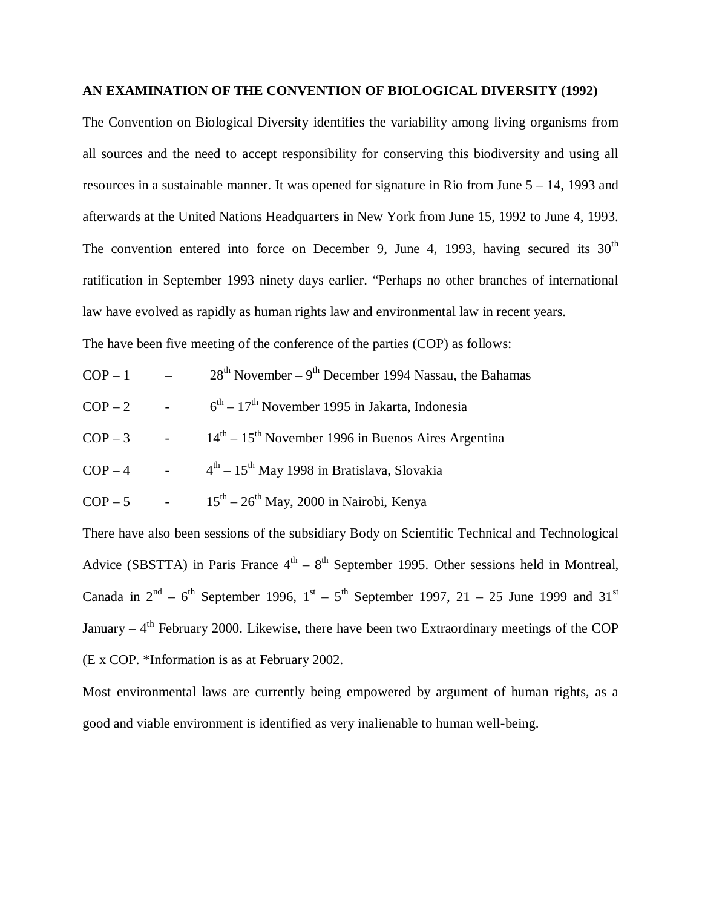**AN EXAMINATION OF THE CONVENTION OF BIOLOGICAL DIVERSITY (1992)**

The Convention on Biological Diversity identifies the variability among living organisms from all sources and the need to accept responsibility for conserving this biodiversity and using all resources in a sustainable manner. It was opened for signature in Rio from June 5 – 14, 1993 and afterwards at the United Nations Headquarters in New York from June 15, 1992 to June 4, 1993. The convention entered into force on December 9, June 4, 1993, having secured its 30th ratification in September 1993 ninety days earlier. "Perhaps no other branches of international law have evolved as rapidly as human rights law and environmental law in recent years.

The have been five meeting of the conference of the parties (COP) as follows:

COP – 1 – 28th November – 9th December 1994 Nassau, the Bahamas

COP – 2 - 6th – 17th November 1995 in Jakarta, Indonesia

COP – 3 - 14th – 15th November 1996 in Buenos Aires Argentina

COP – 4 - 4th – 15th May 1998 in Bratislava, Slovakia

COP – 5 - 15th – 26th May, 2000 in Nairobi, Kenya

There have also been sessions of the subsidiary Body on Scientific Technical and Technological Advice (SBSTTA) in Paris France 4th – 8th September 1995. Other sessions held in Montreal, Canada in 2nd – 6th September 1996, 1st – 5th September 1997, 21 – 25 June 1999 and 31st January – 4th February 2000. Likewise, there have been two Extraordinary meetings of the COP (E x COP. *Information is as at February 2002.

Most environmental laws are currently being empowered by argument of human rights, as a good and viable environment is identified as very inalienable to human well-being.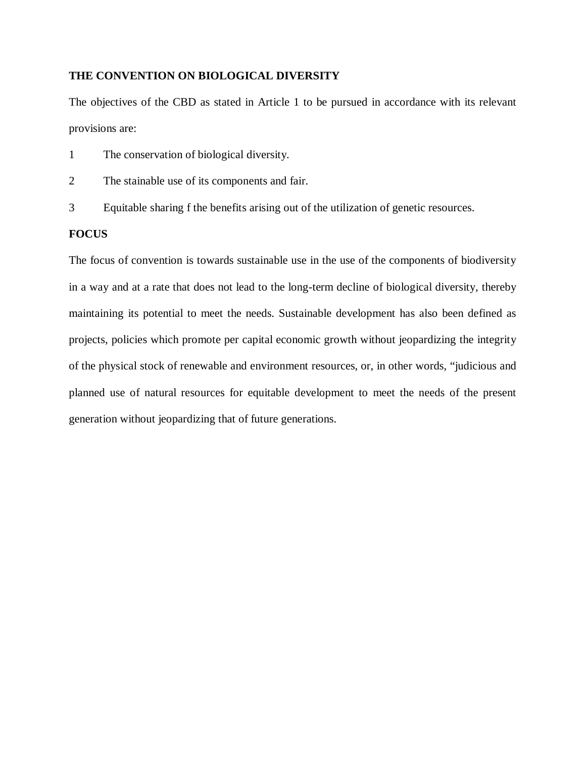**THE CONVENTION ON BIOLOGICAL DIVERSITY**

The objectives of the CBD as stated in Article 1 to be pursued in accordance with its relevant provisions are:

1 The conservation of biological diversity.

2 The stainable use of its components and fair.

3 Equitable sharing f the benefits arising out of the utilization of genetic resources.

**FOCUS**

The focus of convention is towards sustainable use in the use of the components of biodiversity in a way and at a rate that does not lead to the long-term decline of biological diversity, thereby maintaining its potential to meet the needs. Sustainable development has also been defined as projects, policies which promote per capital economic growth without jeopardizing the integrity of the physical stock of renewable and environment resources, or, in other words, "judicious and planned use of natural resources for equitable development to meet the needs of the present generation without jeopardizing that of future generations.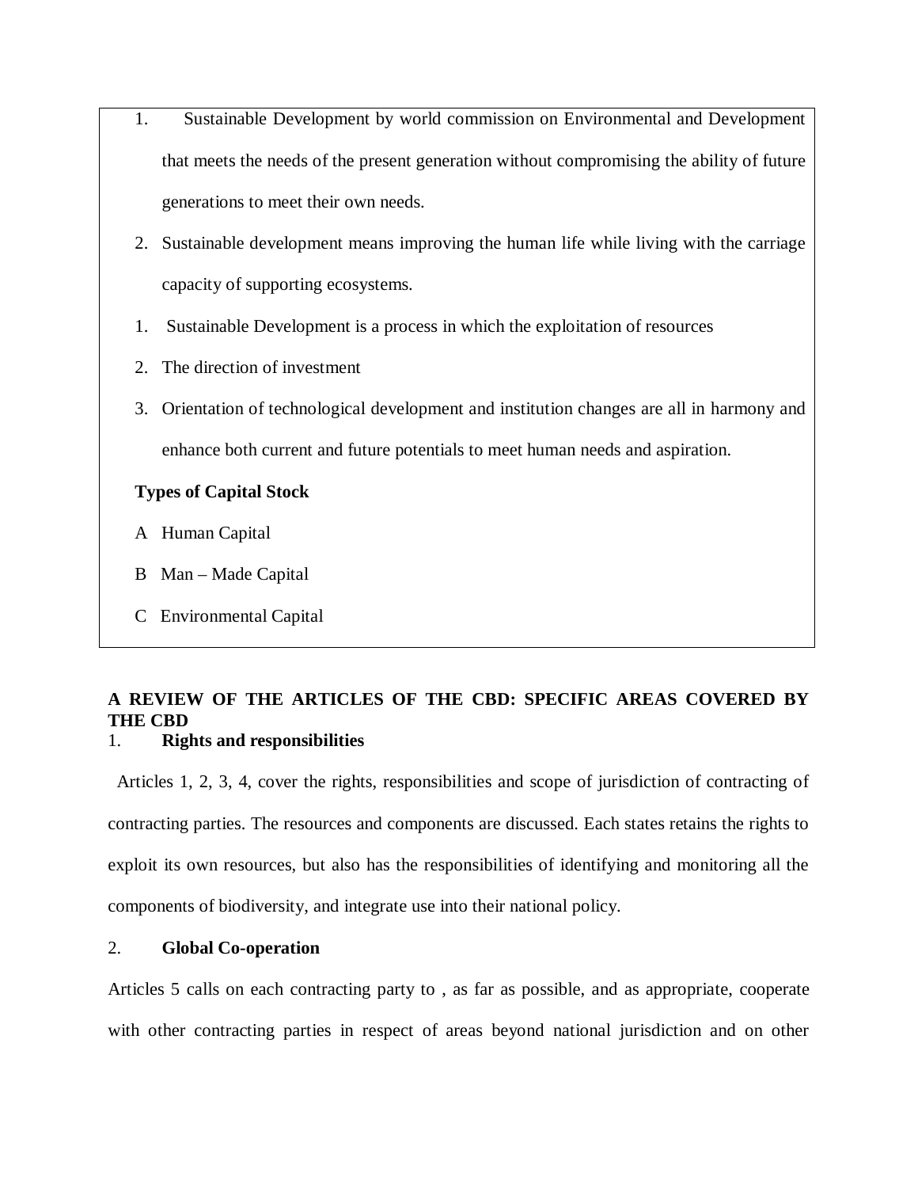1. Sustainable Development by world commission on Environmental and Development that meets the needs of the present generation without compromising the ability of future generations to meet their own needs.
2. Sustainable development means improving the human life while living with the carriage capacity of supporting ecosystems.

1. Sustainable Development is a process in which the exploitation of resources
2. The direction of investment
3. Orientation of technological development and institution changes are all in harmony and enhance both current and future potentials to meet human needs and aspiration.

**Types of Capital Stock**

A Human Capital

B Man – Made Capital

C Environmental Capital

**A REVIEW OF THE ARTICLES OF THE CBD: SPECIFIC AREAS COVERED BY THE CBD**

1. **Rights and responsibilities**

Articles 1, 2, 3, 4, cover the rights, responsibilities and scope of jurisdiction of contracting of contracting parties. The resources and components are discussed. Each states retains the rights to exploit its own resources, but also has the responsibilities of identifying and monitoring all the components of biodiversity, and integrate use into their national policy.

2. **Global Co-operation**

Articles 5 calls on each contracting party to , as far as possible, and as appropriate, cooperate with other contracting parties in respect of areas beyond national jurisdiction and on other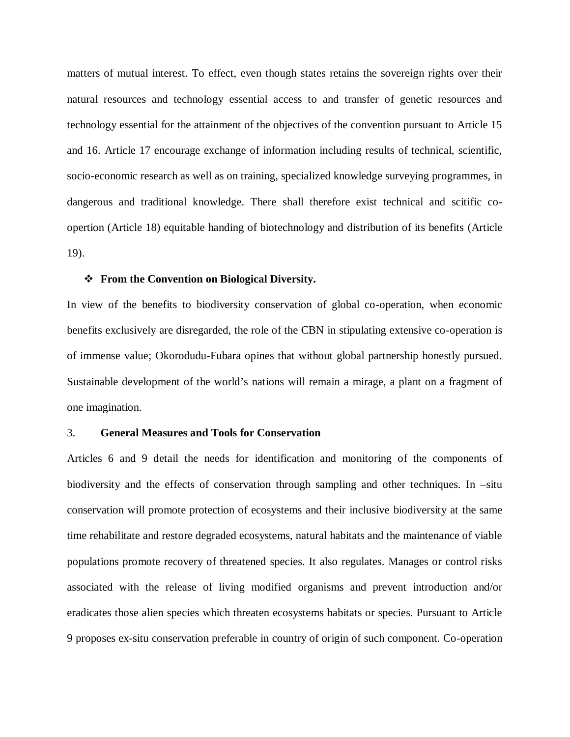matters of mutual interest. To effect, even though states retains the sovereign rights over their natural resources and technology essential access to and transfer of genetic resources and technology essential for the attainment of the objectives of the convention pursuant to Article 15 and 16. Article 17 encourage exchange of information including results of technical, scientific, socio-economic research as well as on training, specialized knowledge surveying programmes, in dangerous and traditional knowledge. There shall therefore exist technical and scitific co-opertion (Article 18) equitable handing of biotechnology and distribution of its benefits (Article 19).

- **From the Convention on Biological Diversity.**

In view of the benefits to biodiversity conservation of global co-operation, when economic benefits exclusively are disregarded, the role of the CBN in stipulating extensive co-operation is of immense value; Okorodudu-Fubara opines that without global partnership honestly pursued. Sustainable development of the world's nations will remain a mirage, a plant on a fragment of one imagination.

3. **General Measures and Tools for Conservation**

Articles 6 and 9 detail the needs for identification and monitoring of the components of biodiversity and the effects of conservation through sampling and other techniques. In –situ conservation will promote protection of ecosystems and their inclusive biodiversity at the same time rehabilitate and restore degraded ecosystems, natural habitats and the maintenance of viable populations promote recovery of threatened species. It also regulates. Manages or control risks associated with the release of living modified organisms and prevent introduction and/or eradicates those alien species which threaten ecosystems habitats or species. Pursuant to Article 9 proposes ex-situ conservation preferable in country of origin of such component. Co-operation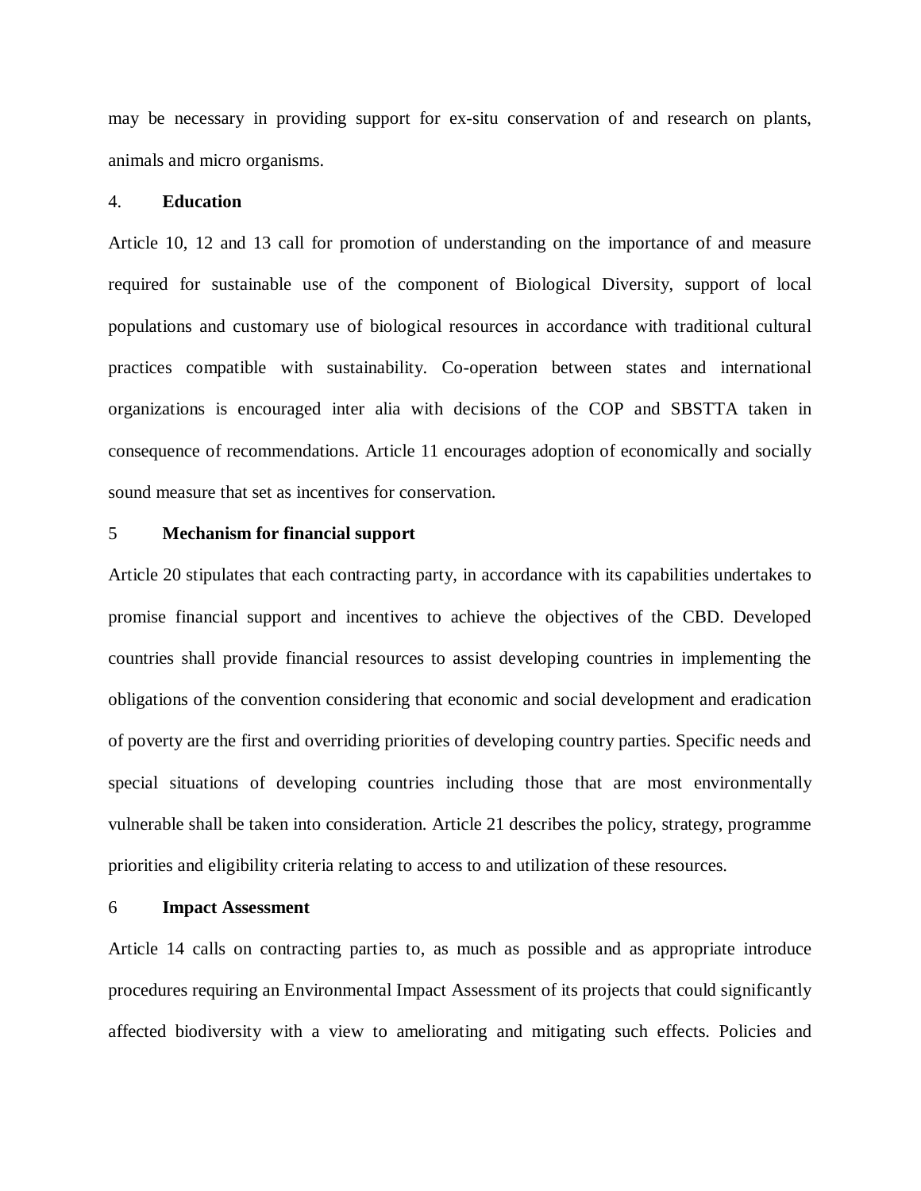may be necessary in providing support for ex-situ conservation of and research on plants, animals and micro organisms.

4. **Education**

Article 10, 12 and 13 call for promotion of understanding on the importance of and measure required for sustainable use of the component of Biological Diversity, support of local populations and customary use of biological resources in accordance with traditional cultural practices compatible with sustainability. Co-operation between states and international organizations is encouraged inter alia with decisions of the COP and SBSTTA taken in consequence of recommendations. Article 11 encourages adoption of economically and socially sound measure that set as incentives for conservation.

5 **Mechanism for financial support**

Article 20 stipulates that each contracting party, in accordance with its capabilities undertakes to promise financial support and incentives to achieve the objectives of the CBD. Developed countries shall provide financial resources to assist developing countries in implementing the obligations of the convention considering that economic and social development and eradication of poverty are the first and overriding priorities of developing country parties. Specific needs and special situations of developing countries including those that are most environmentally vulnerable shall be taken into consideration. Article 21 describes the policy, strategy, programme priorities and eligibility criteria relating to access to and utilization of these resources.

6 **Impact Assessment**

Article 14 calls on contracting parties to, as much as possible and as appropriate introduce procedures requiring an Environmental Impact Assessment of its projects that could significantly affected biodiversity with a view to ameliorating and mitigating such effects. Policies and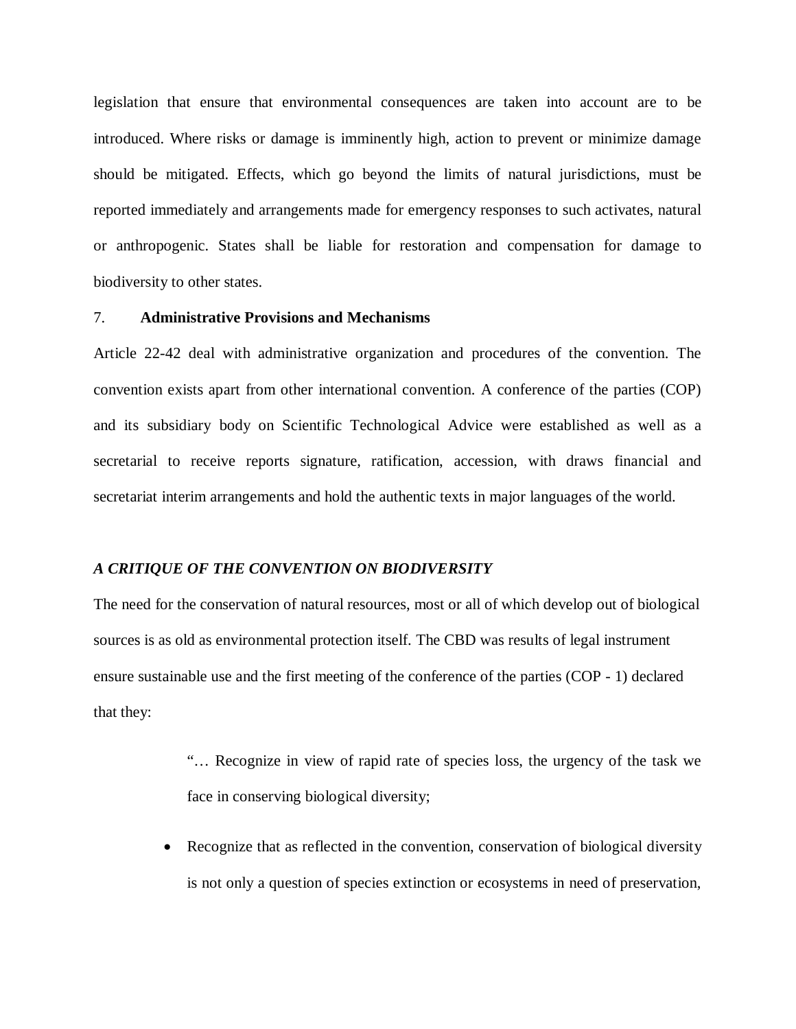legislation that ensure that environmental consequences are taken into account are to be introduced. Where risks or damage is imminently high, action to prevent or minimize damage should be mitigated. Effects, which go beyond the limits of natural jurisdictions, must be reported immediately and arrangements made for emergency responses to such activates, natural or anthropogenic. States shall be liable for restoration and compensation for damage to biodiversity to other states.

7. **Administrative Provisions and Mechanisms**

Article 22-42 deal with administrative organization and procedures of the convention. The convention exists apart from other international convention. A conference of the parties (COP) and its subsidiary body on Scientific Technological Advice were established as well as a secretarial to receive reports signature, ratification, accession, with draws financial and secretariat interim arrangements and hold the authentic texts in major languages of the world.

***A CRITIQUE OF THE CONVENTION ON BIODIVERSITY***

The need for the conservation of natural resources, most or all of which develop out of biological sources is as old as environmental protection itself. The CBD was results of legal instrument ensure sustainable use and the first meeting of the conference of the parties (COP - 1) declared that they:

> "… Recognize in view of rapid rate of species loss, the urgency of the task we face in conserving biological diversity;
>
> - Recognize that as reflected in the convention, conservation of biological diversity is not only a question of species extinction or ecosystems in need of preservation,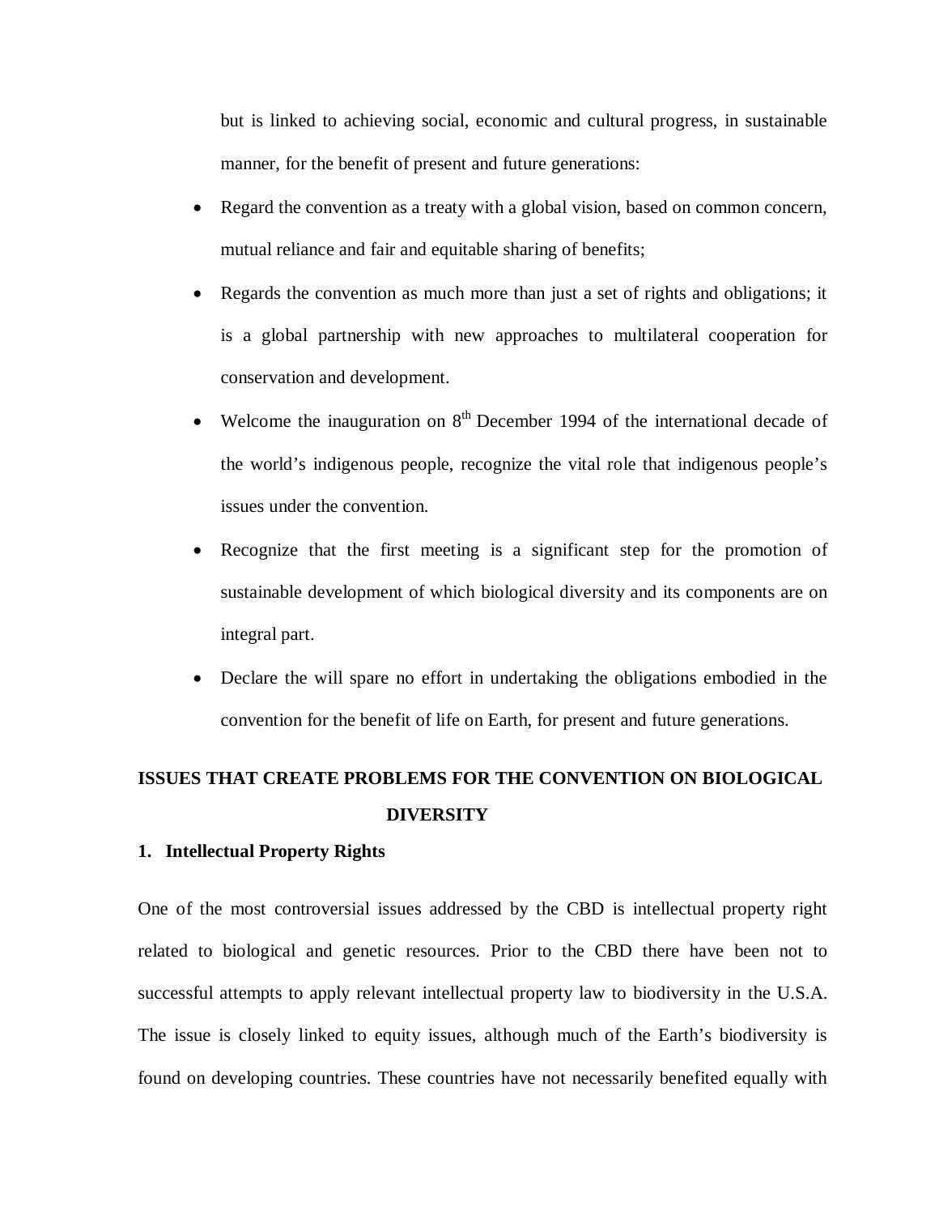but is linked to achieving social, economic and cultural progress, in sustainable manner, for the benefit of present and future generations:

- Regard the convention as a treaty with a global vision, based on common concern, mutual reliance and fair and equitable sharing of benefits;
- Regards the convention as much more than just a set of rights and obligations; it is a global partnership with new approaches to multilateral cooperation for conservation and development.
- Welcome the inauguration on 8th December 1994 of the international decade of the world's indigenous people, recognize the vital role that indigenous people's issues under the convention.
- Recognize that the first meeting is a significant step for the promotion of sustainable development of which biological diversity and its components are on integral part.
- Declare the will spare no effort in undertaking the obligations embodied in the convention for the benefit of life on Earth, for present and future generations.

## ISSUES THAT CREATE PROBLEMS FOR THE CONVENTION ON BIOLOGICAL DIVERSITY

### 1. Intellectual Property Rights

One of the most controversial issues addressed by the CBD is intellectual property right related to biological and genetic resources. Prior to the CBD there have been not to successful attempts to apply relevant intellectual property law to biodiversity in the U.S.A. The issue is closely linked to equity issues, although much of the Earth's biodiversity is found on developing countries. These countries have not necessarily benefited equally with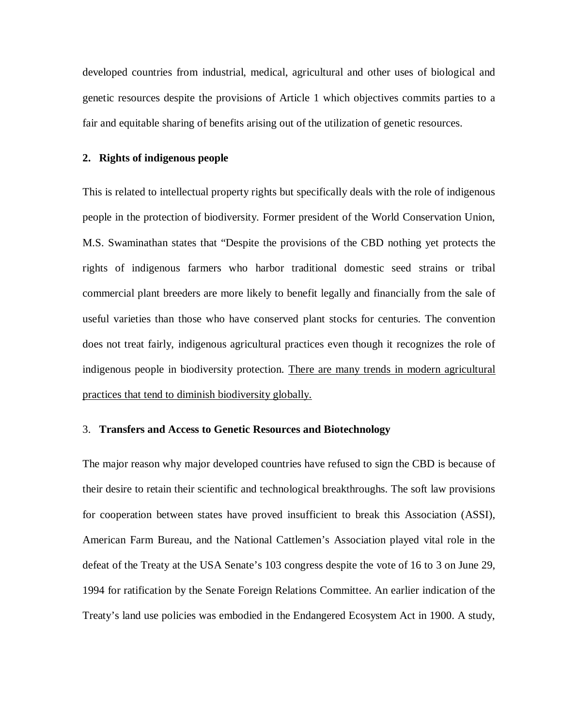developed countries from industrial, medical, agricultural and other uses of biological and genetic resources despite the provisions of Article 1 which objectives commits parties to a fair and equitable sharing of benefits arising out of the utilization of genetic resources.

**2. Rights of indigenous people**

This is related to intellectual property rights but specifically deals with the role of indigenous people in the protection of biodiversity. Former president of the World Conservation Union, M.S. Swaminathan states that "Despite the provisions of the CBD nothing yet protects the rights of indigenous farmers who harbor traditional domestic seed strains or tribal commercial plant breeders are more likely to benefit legally and financially from the sale of useful varieties than those who have conserved plant stocks for centuries. The convention does not treat fairly, indigenous agricultural practices even though it recognizes the role of indigenous people in biodiversity protection. <u>There are many trends in modern agricultural practices that tend to diminish biodiversity globally.</u>

3. **Transfers and Access to Genetic Resources and Biotechnology**

The major reason why major developed countries have refused to sign the CBD is because of their desire to retain their scientific and technological breakthroughs. The soft law provisions for cooperation between states have proved insufficient to break this Association (ASSI), American Farm Bureau, and the National Cattlemen's Association played vital role in the defeat of the Treaty at the USA Senate's 103 congress despite the vote of 16 to 3 on June 29, 1994 for ratification by the Senate Foreign Relations Committee. An earlier indication of the Treaty's land use policies was embodied in the Endangered Ecosystem Act in 1900. A study,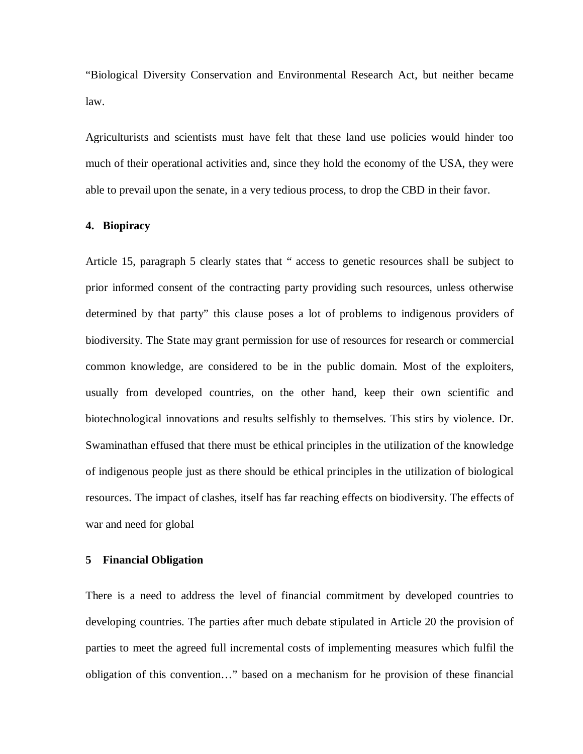“Biological Diversity Conservation and Environmental Research Act, but neither became law.

Agriculturists and scientists must have felt that these land use policies would hinder too much of their operational activities and, since they hold the economy of the USA, they were able to prevail upon the senate, in a very tedious process, to drop the CBD in their favor.

**4. Biopiracy**

Article 15, paragraph 5 clearly states that “ access to genetic resources shall be subject to prior informed consent of the contracting party providing such resources, unless otherwise determined by that party” this clause poses a lot of problems to indigenous providers of biodiversity. The State may grant permission for use of resources for research or commercial common knowledge, are considered to be in the public domain. Most of the exploiters, usually from developed countries, on the other hand, keep their own scientific and biotechnological innovations and results selfishly to themselves. This stirs by violence. Dr. Swaminathan effused that there must be ethical principles in the utilization of the knowledge of indigenous people just as there should be ethical principles in the utilization of biological resources. The impact of clashes, itself has far reaching effects on biodiversity. The effects of war and need for global

**5 Financial Obligation**

There is a need to address the level of financial commitment by developed countries to developing countries. The parties after much debate stipulated in Article 20 the provision of parties to meet the agreed full incremental costs of implementing measures which fulfil the obligation of this convention…” based on a mechanism for he provision of these financial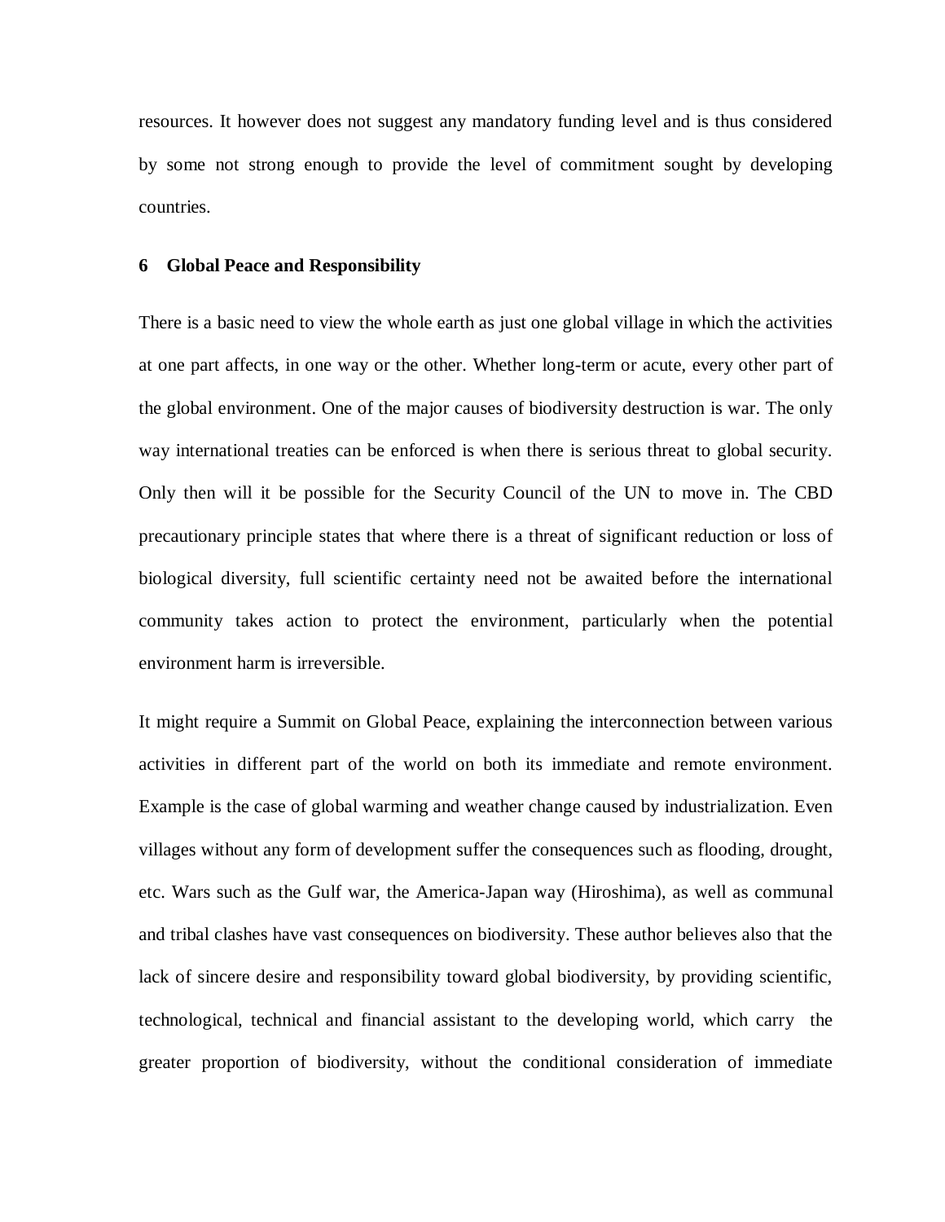resources. It however does not suggest any mandatory funding level and is thus considered by some not strong enough to provide the level of commitment sought by developing countries.

## 6 Global Peace and Responsibility

There is a basic need to view the whole earth as just one global village in which the activities at one part affects, in one way or the other. Whether long-term or acute, every other part of the global environment. One of the major causes of biodiversity destruction is war. The only way international treaties can be enforced is when there is serious threat to global security. Only then will it be possible for the Security Council of the UN to move in. The CBD precautionary principle states that where there is a threat of significant reduction or loss of biological diversity, full scientific certainty need not be awaited before the international community takes action to protect the environment, particularly when the potential environment harm is irreversible.

It might require a Summit on Global Peace, explaining the interconnection between various activities in different part of the world on both its immediate and remote environment. Example is the case of global warming and weather change caused by industrialization. Even villages without any form of development suffer the consequences such as flooding, drought, etc. Wars such as the Gulf war, the America-Japan way (Hiroshima), as well as communal and tribal clashes have vast consequences on biodiversity. These author believes also that the lack of sincere desire and responsibility toward global biodiversity, by providing scientific, technological, technical and financial assistant to the developing world, which carry the greater proportion of biodiversity, without the conditional consideration of immediate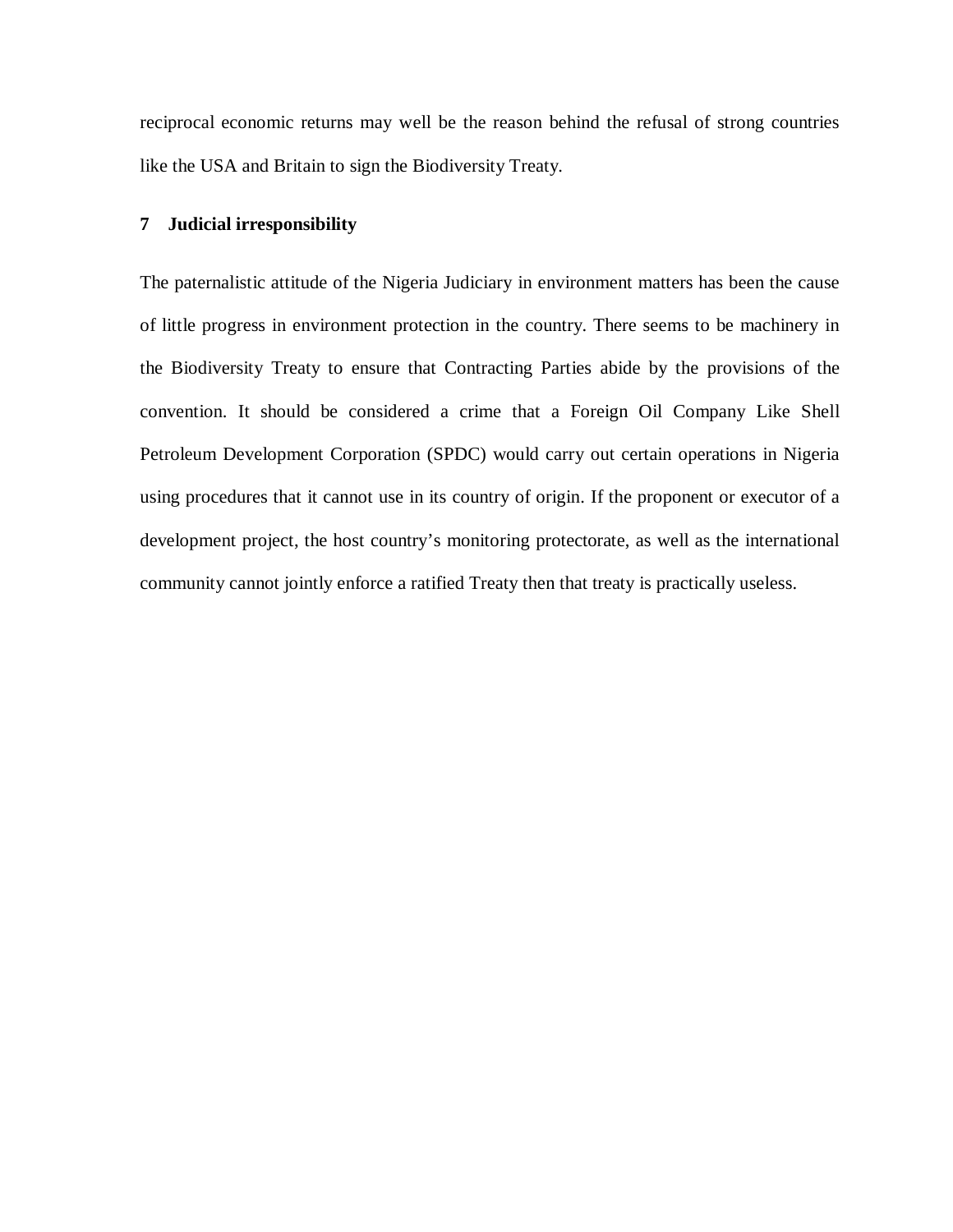reciprocal economic returns may well be the reason behind the refusal of strong countries like the USA and Britain to sign the Biodiversity Treaty.

## 7 Judicial irresponsibility

The paternalistic attitude of the Nigeria Judiciary in environment matters has been the cause of little progress in environment protection in the country. There seems to be machinery in the Biodiversity Treaty to ensure that Contracting Parties abide by the provisions of the convention. It should be considered a crime that a Foreign Oil Company Like Shell Petroleum Development Corporation (SPDC) would carry out certain operations in Nigeria using procedures that it cannot use in its country of origin. If the proponent or executor of a development project, the host country's monitoring protectorate, as well as the international community cannot jointly enforce a ratified Treaty then that treaty is practically useless.